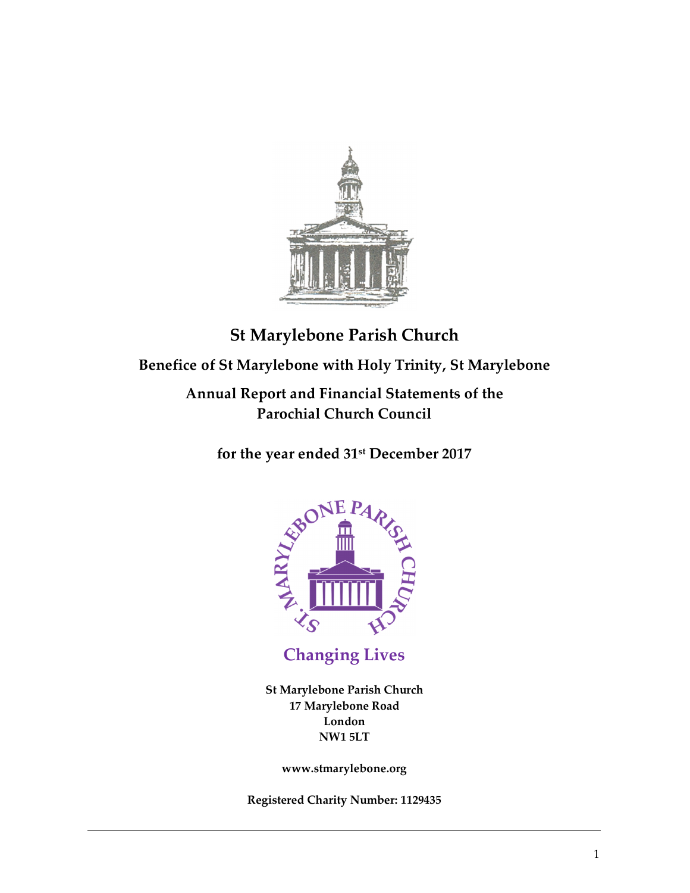# St Marylebone Parish Church

## Benefice of St Marylebone with Holy Trinity, St Marylebone

## Annual Report and Financial Statements of the Parochial Church Council

### for the year ended 31st December 2017

**Changing Lives**

**St Marylebone Parish Church**
**17 Marylebone Road**
**London**
**NW1 5LT**

**www.stmarylebone.org**

**Registered Charity Number: 1129435**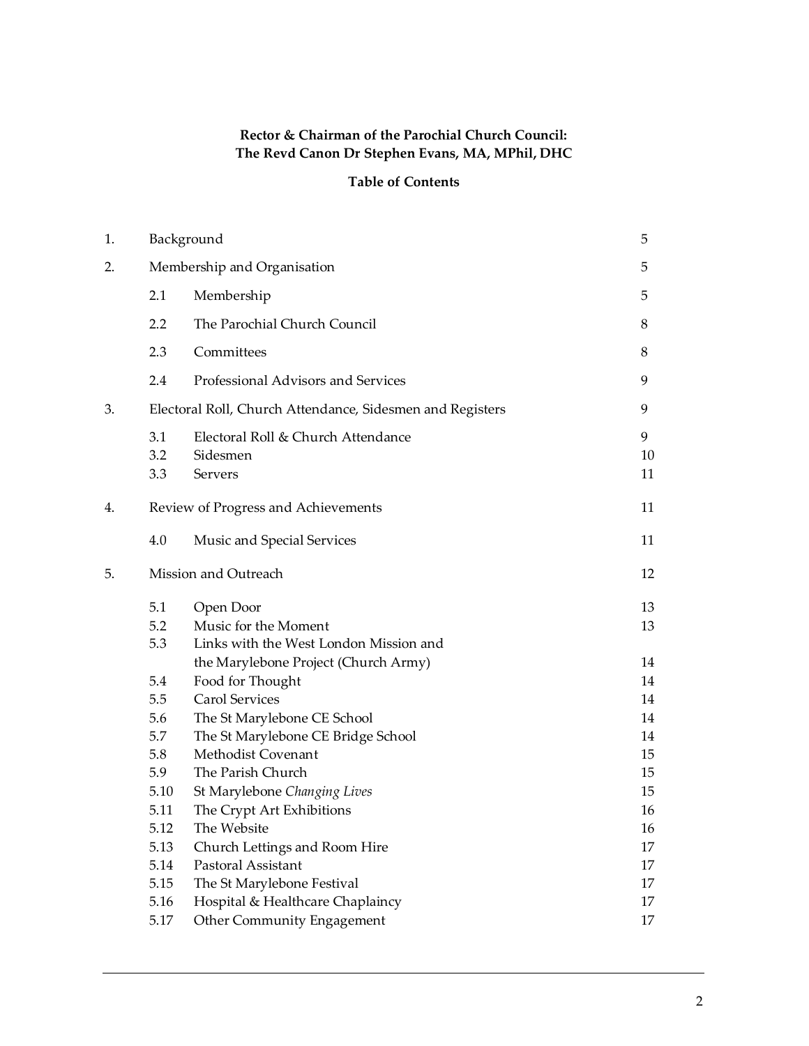**Rector & Chairman of the Parochial Church Council:**
**The Revd Canon Dr Stephen Evans, MA, MPhil, DHC**

**Table of Contents**

| | | | |
|---|---|---|---|
| 1. | Background | | 5 |
| 2. | Membership and Organisation | | 5 |
| | 2.1 | Membership | 5 |
| | 2.2 | The Parochial Church Council | 8 |
| | 2.3 | Committees | 8 |
| | 2.4 | Professional Advisors and Services | 9 |
| 3. | Electoral Roll, Church Attendance, Sidesmen and Registers | | 9 |
| | 3.1 | Electoral Roll & Church Attendance | 9 |
| | 3.2 | Sidesmen | 10 |
| | 3.3 | Servers | 11 |
| 4. | Review of Progress and Achievements | | 11 |
| | 4.0 | Music and Special Services | 11 |
| 5. | Mission and Outreach | | 12 |
| | 5.1 | Open Door | 13 |
| | 5.2 | Music for the Moment | 13 |
| | 5.3 | Links with the West London Mission and the Marylebone Project (Church Army) | 14 |
| | 5.4 | Food for Thought | 14 |
| | 5.5 | Carol Services | 14 |
| | 5.6 | The St Marylebone CE School | 14 |
| | 5.7 | The St Marylebone CE Bridge School | 14 |
| | 5.8 | Methodist Covenant | 15 |
| | 5.9 | The Parish Church | 15 |
| | 5.10 | St Marylebone *Changing Lives* | 15 |
| | 5.11 | The Crypt Art Exhibitions | 16 |
| | 5.12 | The Website | 16 |
| | 5.13 | Church Lettings and Room Hire | 17 |
| | 5.14 | Pastoral Assistant | 17 |
| | 5.15 | The St Marylebone Festival | 17 |
| | 5.16 | Hospital & Healthcare Chaplaincy | 17 |
| | 5.17 | Other Community Engagement | 17 |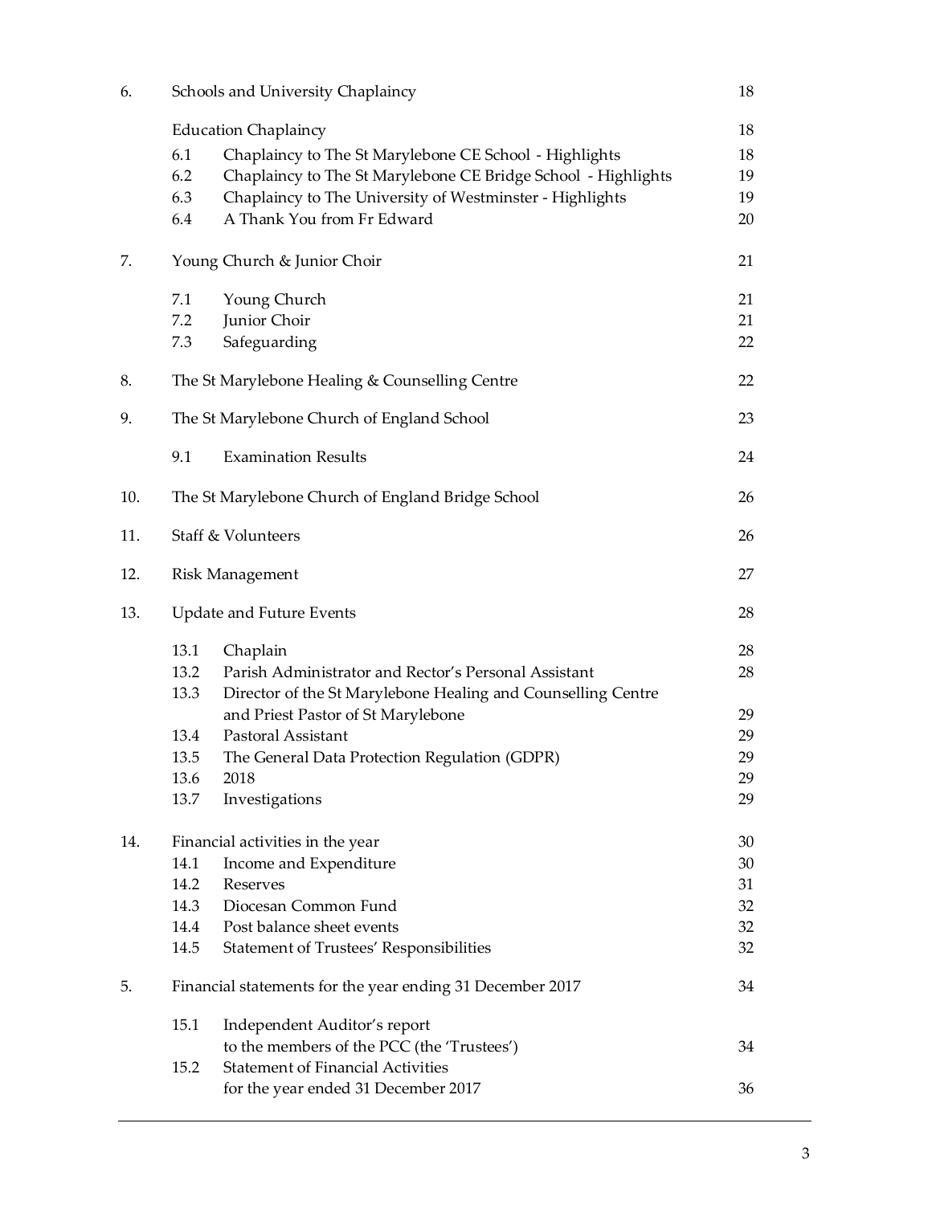| | | | |
|---|---|---|---|
| 6. | Schools and University Chaplaincy | | 18 |
| | Education Chaplaincy | | 18 |
| | 6.1 | Chaplaincy to The St Marylebone CE School - Highlights | 18 |
| | 6.2 | Chaplaincy to The St Marylebone CE Bridge School - Highlights | 19 |
| | 6.3 | Chaplaincy to The University of Westminster - Highlights | 19 |
| | 6.4 | A Thank You from Fr Edward | 20 |
| 7. | Young Church & Junior Choir | | 21 |
| | 7.1 | Young Church | 21 |
| | 7.2 | Junior Choir | 21 |
| | 7.3 | Safeguarding | 22 |
| 8. | The St Marylebone Healing & Counselling Centre | | 22 |
| 9. | The St Marylebone Church of England School | | 23 |
| | 9.1 | Examination Results | 24 |
| 10. | The St Marylebone Church of England Bridge School | | 26 |
| 11. | Staff & Volunteers | | 26 |
| 12. | Risk Management | | 27 |
| 13. | Update and Future Events | | 28 |
| | 13.1 | Chaplain | 28 |
| | 13.2 | Parish Administrator and Rector's Personal Assistant | 28 |
| | 13.3 | Director of the St Marylebone Healing and Counselling Centre and Priest Pastor of St Marylebone | 29 |
| | 13.4 | Pastoral Assistant | 29 |
| | 13.5 | The General Data Protection Regulation (GDPR) | 29 |
| | 13.6 | 2018 | 29 |
| | 13.7 | Investigations | 29 |
| 14. | Financial activities in the year | | 30 |
| | 14.1 | Income and Expenditure | 30 |
| | 14.2 | Reserves | 31 |
| | 14.3 | Diocesan Common Fund | 32 |
| | 14.4 | Post balance sheet events | 32 |
| | 14.5 | Statement of Trustees' Responsibilities | 32 |
| 5. | Financial statements for the year ending 31 December 2017 | | 34 |
| | 15.1 | Independent Auditor's report to the members of the PCC (the 'Trustees') | 34 |
| | 15.2 | Statement of Financial Activities for the year ended 31 December 2017 | 36 |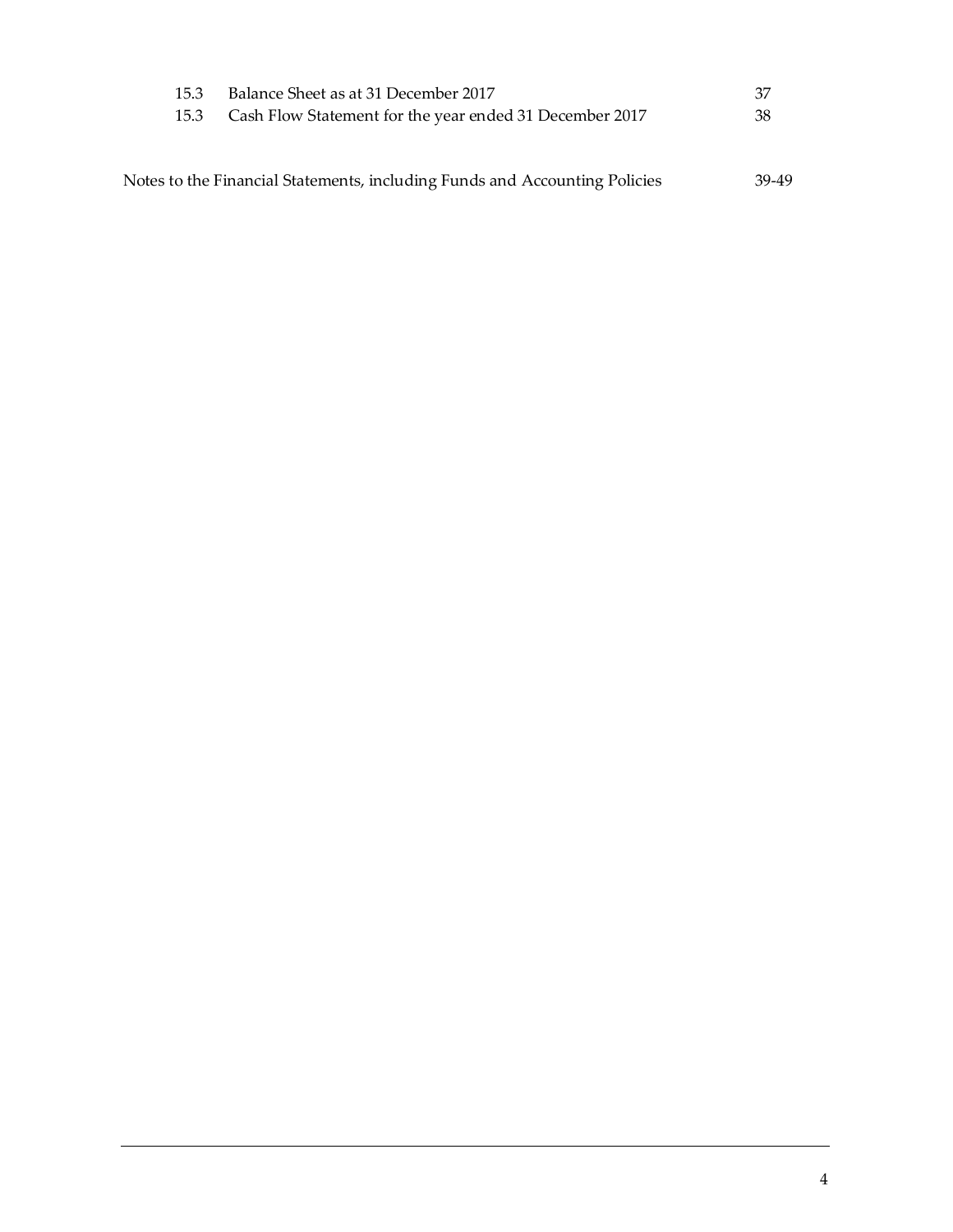| | | |
|---|---|---|
| 15.3 | Balance Sheet as at 31 December 2017 | 37 |
| 15.3 | Cash Flow Statement for the year ended 31 December 2017 | 38 |

Notes to the Financial Statements, including Funds and Accounting Policies 39-49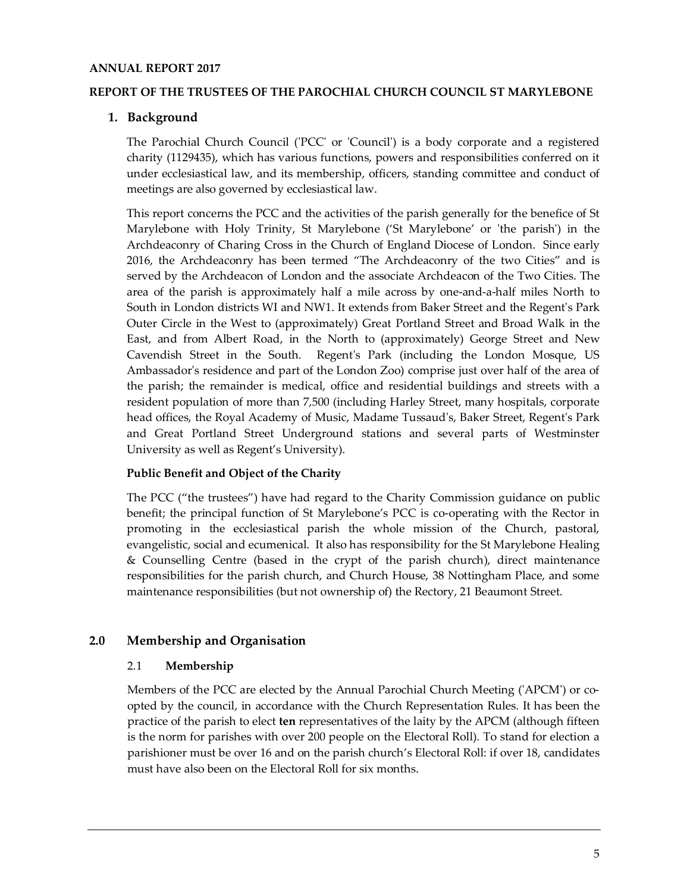**ANNUAL REPORT 2017**

**REPORT OF THE TRUSTEES OF THE PAROCHIAL CHURCH COUNCIL ST MARYLEBONE**

## 1. Background

The Parochial Church Council ('PCC' or 'Council') is a body corporate and a registered charity (1129435), which has various functions, powers and responsibilities conferred on it under ecclesiastical law, and its membership, officers, standing committee and conduct of meetings are also governed by ecclesiastical law.

This report concerns the PCC and the activities of the parish generally for the benefice of St Marylebone with Holy Trinity, St Marylebone ('St Marylebone' or 'the parish') in the Archdeaconry of Charing Cross in the Church of England Diocese of London. Since early 2016, the Archdeaconry has been termed "The Archdeaconry of the two Cities" and is served by the Archdeacon of London and the associate Archdeacon of the Two Cities. The area of the parish is approximately half a mile across by one-and-a-half miles North to South in London districts WI and NW1. It extends from Baker Street and the Regent's Park Outer Circle in the West to (approximately) Great Portland Street and Broad Walk in the East, and from Albert Road, in the North to (approximately) George Street and New Cavendish Street in the South. Regent's Park (including the London Mosque, US Ambassador's residence and part of the London Zoo) comprise just over half of the area of the parish; the remainder is medical, office and residential buildings and streets with a resident population of more than 7,500 (including Harley Street, many hospitals, corporate head offices, the Royal Academy of Music, Madame Tussaud's, Baker Street, Regent's Park and Great Portland Street Underground stations and several parts of Westminster University as well as Regent's University).

**Public Benefit and Object of the Charity**

The PCC ("the trustees") have had regard to the Charity Commission guidance on public benefit; the principal function of St Marylebone's PCC is co-operating with the Rector in promoting in the ecclesiastical parish the whole mission of the Church, pastoral, evangelistic, social and ecumenical. It also has responsibility for the St Marylebone Healing & Counselling Centre (based in the crypt of the parish church), direct maintenance responsibilities for the parish church, and Church House, 38 Nottingham Place, and some maintenance responsibilities (but not ownership of) the Rectory, 21 Beaumont Street.

## 2.0 Membership and Organisation

### 2.1 Membership

Members of the PCC are elected by the Annual Parochial Church Meeting ('APCM') or co-opted by the council, in accordance with the Church Representation Rules. It has been the practice of the parish to elect **ten** representatives of the laity by the APCM (although fifteen is the norm for parishes with over 200 people on the Electoral Roll). To stand for election a parishioner must be over 16 and on the parish church's Electoral Roll: if over 18, candidates must have also been on the Electoral Roll for six months.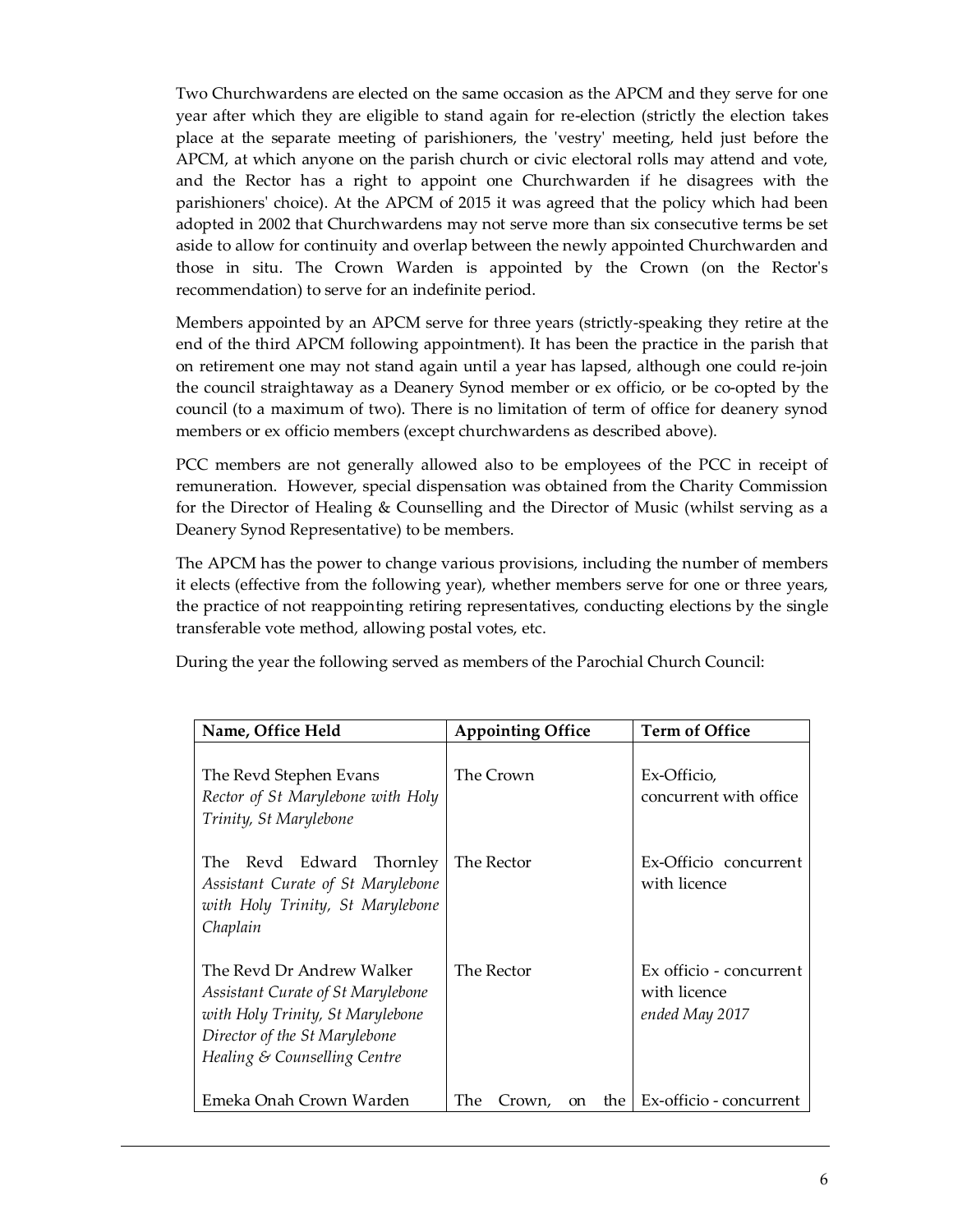Two Churchwardens are elected on the same occasion as the APCM and they serve for one year after which they are eligible to stand again for re-election (strictly the election takes place at the separate meeting of parishioners, the 'vestry' meeting, held just before the APCM, at which anyone on the parish church or civic electoral rolls may attend and vote, and the Rector has a right to appoint one Churchwarden if he disagrees with the parishioners' choice). At the APCM of 2015 it was agreed that the policy which had been adopted in 2002 that Churchwardens may not serve more than six consecutive terms be set aside to allow for continuity and overlap between the newly appointed Churchwarden and those in situ. The Crown Warden is appointed by the Crown (on the Rector's recommendation) to serve for an indefinite period.

Members appointed by an APCM serve for three years (strictly-speaking they retire at the end of the third APCM following appointment). It has been the practice in the parish that on retirement one may not stand again until a year has lapsed, although one could re-join the council straightaway as a Deanery Synod member or ex officio, or be co-opted by the council (to a maximum of two). There is no limitation of term of office for deanery synod members or ex officio members (except churchwardens as described above).

PCC members are not generally allowed also to be employees of the PCC in receipt of remuneration. However, special dispensation was obtained from the Charity Commission for the Director of Healing & Counselling and the Director of Music (whilst serving as a Deanery Synod Representative) to be members.

The APCM has the power to change various provisions, including the number of members it elects (effective from the following year), whether members serve for one or three years, the practice of not reappointing retiring representatives, conducting elections by the single transferable vote method, allowing postal votes, etc.

During the year the following served as members of the Parochial Church Council:

| Name, Office Held | Appointing Office | Term of Office |
|---|---|---|
| The Revd Stephen Evans<br>*Rector of St Marylebone with Holy Trinity, St Marylebone* | The Crown | Ex-Officio, concurrent with office |
| The Revd Edward Thornley<br>*Assistant Curate of St Marylebone with Holy Trinity, St Marylebone Chaplain* | The Rector | Ex-Officio concurrent with licence |
| The Revd Dr Andrew Walker<br>*Assistant Curate of St Marylebone with Holy Trinity, St Marylebone Director of the St Marylebone Healing & Counselling Centre* | The Rector | Ex officio - concurrent with licence *ended May 2017* |
| Emeka Onah Crown Warden | The Crown, on the | Ex-officio - concurrent |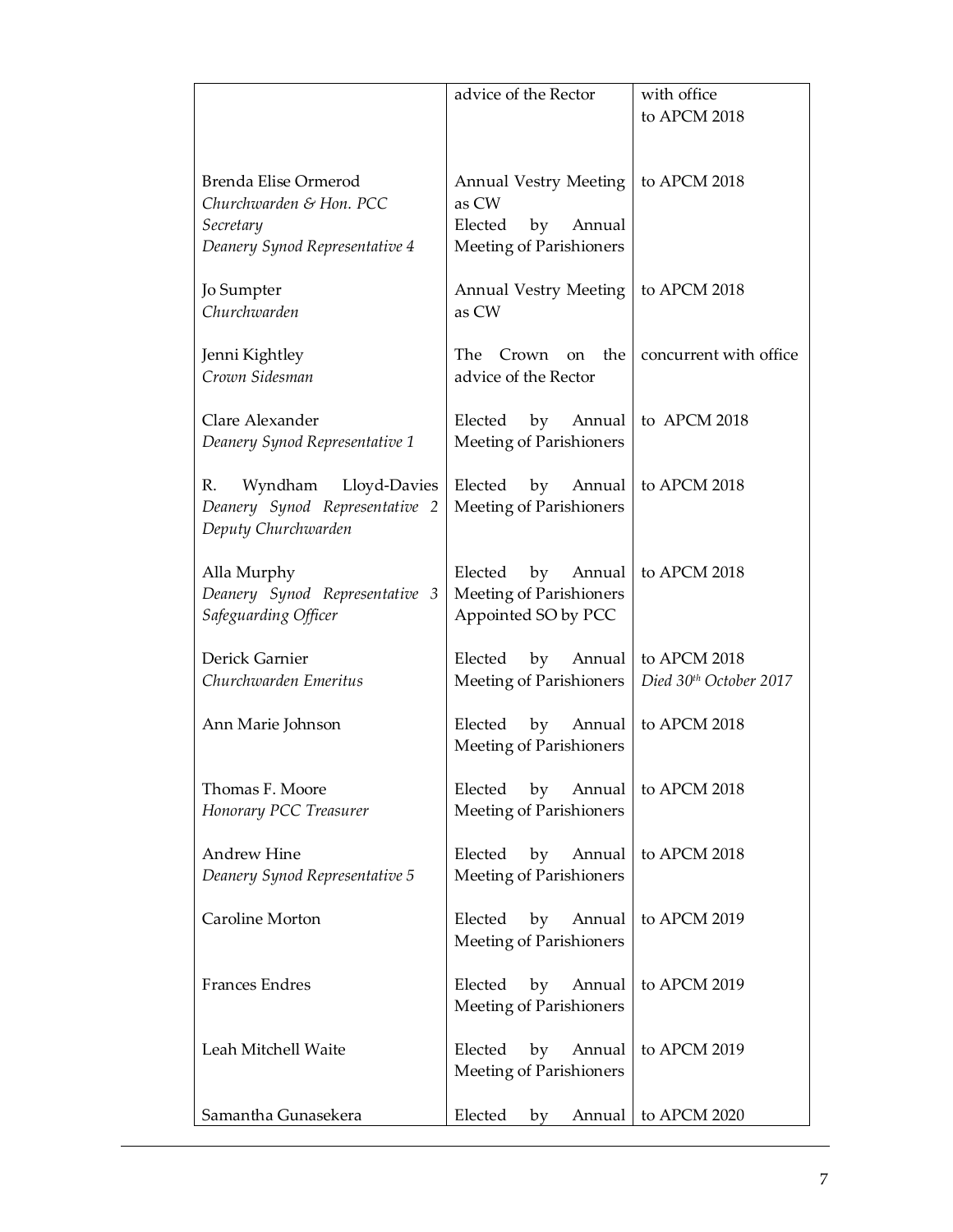| | | |
|---|---|---|
| | advice of the Rector | with office<br>to APCM 2018 |
| Brenda Elise Ormerod<br>*Churchwarden & Hon. PCC Secretary*<br>*Deanery Synod Representative 4* | Annual Vestry Meeting as CW<br>Elected by Annual Meeting of Parishioners | to APCM 2018 |
| Jo Sumpter<br>*Churchwarden* | Annual Vestry Meeting as CW | to APCM 2018 |
| Jenni Kightley<br>*Crown Sidesman* | The Crown on the advice of the Rector | concurrent with office |
| Clare Alexander<br>*Deanery Synod Representative 1* | Elected by Annual Meeting of Parishioners | to APCM 2018 |
| R. Wyndham Lloyd-Davies<br>*Deanery Synod Representative 2*<br>*Deputy Churchwarden* | Elected by Annual Meeting of Parishioners | to APCM 2018 |
| Alla Murphy<br>*Deanery Synod Representative 3*<br>*Safeguarding Officer* | Elected by Annual Meeting of Parishioners<br>Appointed SO by PCC | to APCM 2018 |
| Derick Garnier<br>*Churchwarden Emeritus* | Elected by Annual Meeting of Parishioners | to APCM 2018<br>*Died 30th October 2017* |
| Ann Marie Johnson | Elected by Annual Meeting of Parishioners | to APCM 2018 |
| Thomas F. Moore<br>*Honorary PCC Treasurer* | Elected by Annual Meeting of Parishioners | to APCM 2018 |
| Andrew Hine<br>*Deanery Synod Representative 5* | Elected by Annual Meeting of Parishioners | to APCM 2018 |
| Caroline Morton | Elected by Annual Meeting of Parishioners | to APCM 2019 |
| Frances Endres | Elected by Annual Meeting of Parishioners | to APCM 2019 |
| Leah Mitchell Waite | Elected by Annual Meeting of Parishioners | to APCM 2019 |
| Samantha Gunasekera | Elected by Annual | to APCM 2020 |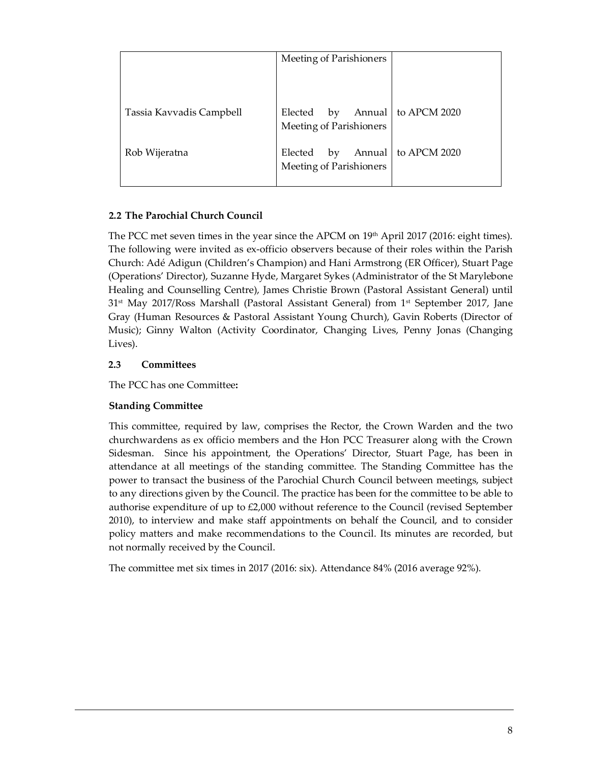| | | |
|---|---|---|
| | Meeting of Parishioners | |
| Tassia Kavvadis Campbell | Elected by Annual Meeting of Parishioners | to APCM 2020 |
| Rob Wijeratna | Elected by Annual Meeting of Parishioners | to APCM 2020 |

### 2.2 The Parochial Church Council

The PCC met seven times in the year since the APCM on 19th April 2017 (2016: eight times). The following were invited as ex-officio observers because of their roles within the Parish Church: Adé Adigun (Children's Champion) and Hani Armstrong (ER Officer), Stuart Page (Operations' Director), Suzanne Hyde, Margaret Sykes (Administrator of the St Marylebone Healing and Counselling Centre), James Christie Brown (Pastoral Assistant General) until 31st May 2017/Ross Marshall (Pastoral Assistant General) from 1st September 2017, Jane Gray (Human Resources & Pastoral Assistant Young Church), Gavin Roberts (Director of Music); Ginny Walton (Activity Coordinator, Changing Lives, Penny Jonas (Changing Lives).

### 2.3 Committees

The PCC has one Committee**:**

**Standing Committee**

This committee, required by law, comprises the Rector, the Crown Warden and the two churchwardens as ex officio members and the Hon PCC Treasurer along with the Crown Sidesman. Since his appointment, the Operations' Director, Stuart Page, has been in attendance at all meetings of the standing committee. The Standing Committee has the power to transact the business of the Parochial Church Council between meetings, subject to any directions given by the Council. The practice has been for the committee to be able to authorise expenditure of up to £2,000 without reference to the Council (revised September 2010), to interview and make staff appointments on behalf the Council, and to consider policy matters and make recommendations to the Council. Its minutes are recorded, but not normally received by the Council.

The committee met six times in 2017 (2016: six). Attendance 84% (2016 average 92%).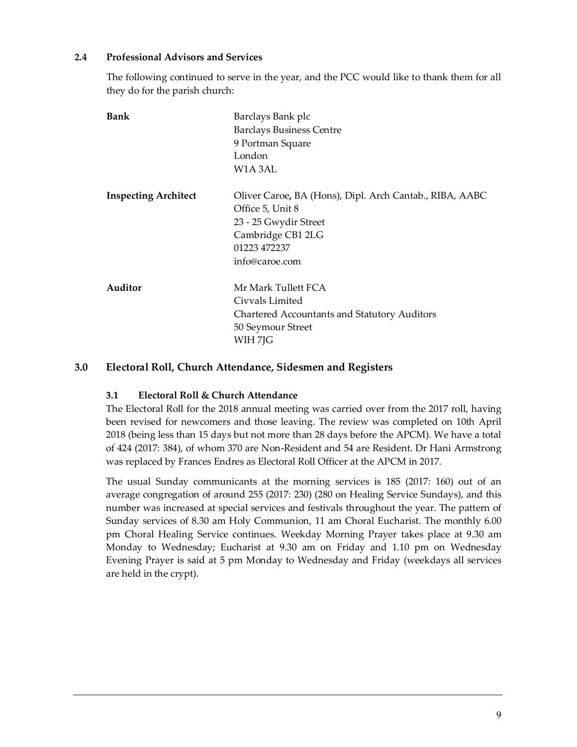### 2.4 Professional Advisors and Services

The following continued to serve in the year, and the PCC would like to thank them for all they do for the parish church:

| | |
|---|---|
| **Bank** | Barclays Bank plc<br>Barclays Business Centre<br>9 Portman Square<br>London<br>W1A 3AL |
| **Inspecting Architect** | Oliver Caroe, BA (Hons), Dipl. Arch Cantab., RIBA, AABC<br>Office 5, Unit 8<br>23 - 25 Gwydir Street<br>Cambridge CB1 2LG<br>01223 472237<br>info@caroe.com |
| **Auditor** | Mr Mark Tullett FCA<br>Civvals Limited<br>Chartered Accountants and Statutory Auditors<br>50 Seymour Street<br>WIH 7JG |

## 3.0 Electoral Roll, Church Attendance, Sidesmen and Registers

### 3.1 Electoral Roll & Church Attendance

The Electoral Roll for the 2018 annual meeting was carried over from the 2017 roll, having been revised for newcomers and those leaving. The review was completed on 10th April 2018 (being less than 15 days but not more than 28 days before the APCM). We have a total of 424 (2017: 384), of whom 370 are Non-Resident and 54 are Resident. Dr Hani Armstrong was replaced by Frances Endres as Electoral Roll Officer at the APCM in 2017.

The usual Sunday communicants at the morning services is 185 (2017: 160) out of an average congregation of around 255 (2017: 230) (280 on Healing Service Sundays), and this number was increased at special services and festivals throughout the year. The pattern of Sunday services of 8.30 am Holy Communion, 11 am Choral Eucharist. The monthly 6.00 pm Choral Healing Service continues. Weekday Morning Prayer takes place at 9.30 am Monday to Wednesday; Eucharist at 9.30 am on Friday and 1.10 pm on Wednesday Evening Prayer is said at 5 pm Monday to Wednesday and Friday (weekdays all services are held in the crypt).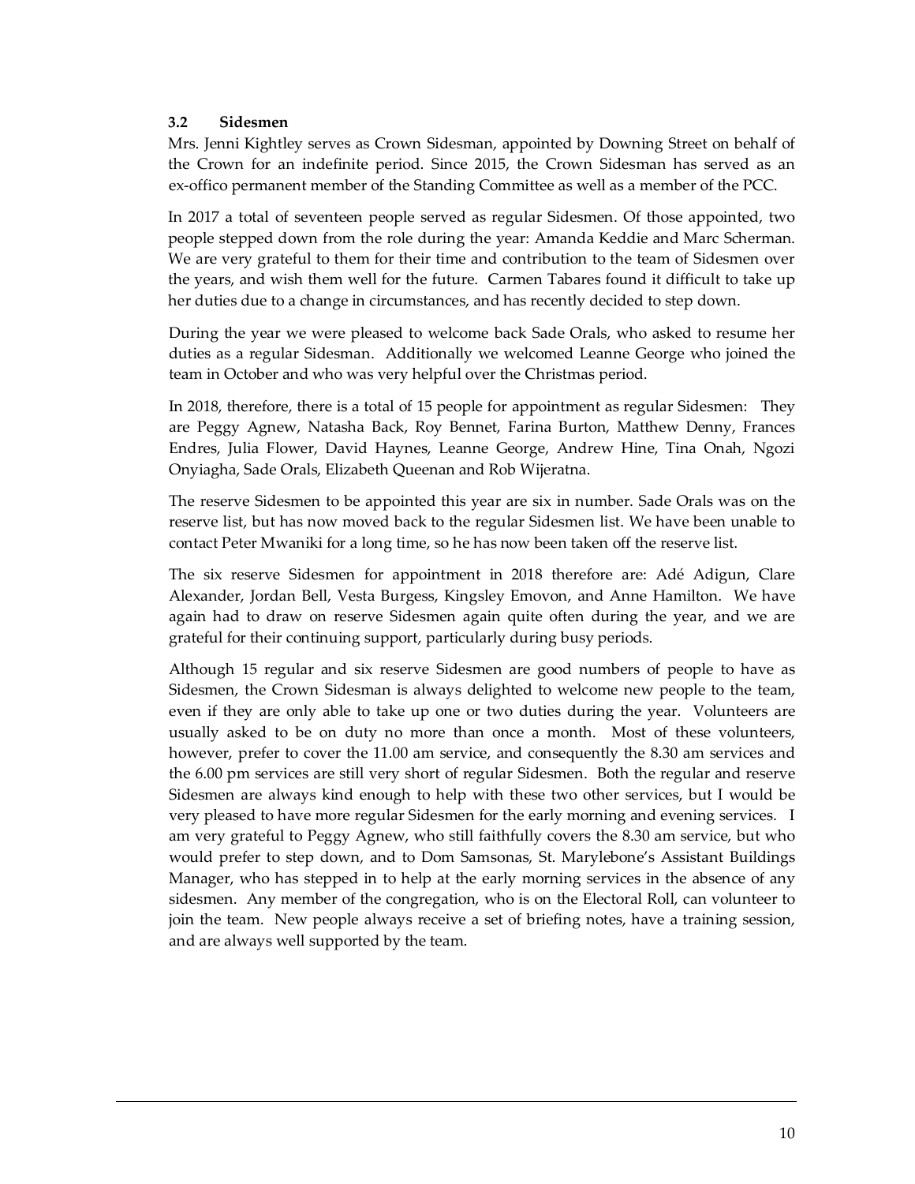### 3.2 Sidesmen

Mrs. Jenni Kightley serves as Crown Sidesman, appointed by Downing Street on behalf of the Crown for an indefinite period. Since 2015, the Crown Sidesman has served as an ex-offico permanent member of the Standing Committee as well as a member of the PCC.

In 2017 a total of seventeen people served as regular Sidesmen. Of those appointed, two people stepped down from the role during the year: Amanda Keddie and Marc Scherman. We are very grateful to them for their time and contribution to the team of Sidesmen over the years, and wish them well for the future. Carmen Tabares found it difficult to take up her duties due to a change in circumstances, and has recently decided to step down.

During the year we were pleased to welcome back Sade Orals, who asked to resume her duties as a regular Sidesman. Additionally we welcomed Leanne George who joined the team in October and who was very helpful over the Christmas period.

In 2018, therefore, there is a total of 15 people for appointment as regular Sidesmen: They are Peggy Agnew, Natasha Back, Roy Bennet, Farina Burton, Matthew Denny, Frances Endres, Julia Flower, David Haynes, Leanne George, Andrew Hine, Tina Onah, Ngozi Onyiagha, Sade Orals, Elizabeth Queenan and Rob Wijeratna.

The reserve Sidesmen to be appointed this year are six in number. Sade Orals was on the reserve list, but has now moved back to the regular Sidesmen list. We have been unable to contact Peter Mwaniki for a long time, so he has now been taken off the reserve list.

The six reserve Sidesmen for appointment in 2018 therefore are: Adé Adigun, Clare Alexander, Jordan Bell, Vesta Burgess, Kingsley Emovon, and Anne Hamilton. We have again had to draw on reserve Sidesmen again quite often during the year, and we are grateful for their continuing support, particularly during busy periods.

Although 15 regular and six reserve Sidesmen are good numbers of people to have as Sidesmen, the Crown Sidesman is always delighted to welcome new people to the team, even if they are only able to take up one or two duties during the year. Volunteers are usually asked to be on duty no more than once a month. Most of these volunteers, however, prefer to cover the 11.00 am service, and consequently the 8.30 am services and the 6.00 pm services are still very short of regular Sidesmen. Both the regular and reserve Sidesmen are always kind enough to help with these two other services, but I would be very pleased to have more regular Sidesmen for the early morning and evening services. I am very grateful to Peggy Agnew, who still faithfully covers the 8.30 am service, but who would prefer to step down, and to Dom Samsonas, St. Marylebone's Assistant Buildings Manager, who has stepped in to help at the early morning services in the absence of any sidesmen. Any member of the congregation, who is on the Electoral Roll, can volunteer to join the team. New people always receive a set of briefing notes, have a training session, and are always well supported by the team.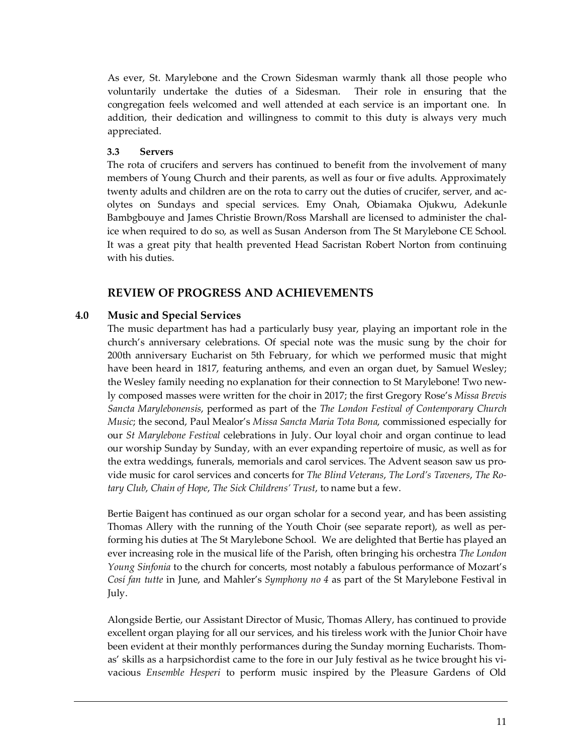As ever, St. Marylebone and the Crown Sidesman warmly thank all those people who voluntarily undertake the duties of a Sidesman. Their role in ensuring that the congregation feels welcomed and well attended at each service is an important one. In addition, their dedication and willingness to commit to this duty is always very much appreciated.

### 3.3 Servers

The rota of crucifers and servers has continued to benefit from the involvement of many members of Young Church and their parents, as well as four or five adults. Approximately twenty adults and children are on the rota to carry out the duties of crucifer, server, and acolytes on Sundays and special services. Emy Onah, Obiamaka Ojukwu, Adekunle Bambgbouye and James Christie Brown/Ross Marshall are licensed to administer the chalice when required to do so, as well as Susan Anderson from The St Marylebone CE School. It was a great pity that health prevented Head Sacristan Robert Norton from continuing with his duties.

## REVIEW OF PROGRESS AND ACHIEVEMENTS

### 4.0 Music and Special Services

The music department has had a particularly busy year, playing an important role in the church's anniversary celebrations. Of special note was the music sung by the choir for 200th anniversary Eucharist on 5th February, for which we performed music that might have been heard in 1817, featuring anthems, and even an organ duet, by Samuel Wesley; the Wesley family needing no explanation for their connection to St Marylebone! Two newly composed masses were written for the choir in 2017; the first Gregory Rose's *Missa Brevis Sancta Marylebonensis*, performed as part of the *The London Festival of Contemporary Church Music*; the second, Paul Mealor's *Missa Sancta Maria Tota Bona*, commissioned especially for our *St Marylebone Festival* celebrations in July. Our loyal choir and organ continue to lead our worship Sunday by Sunday, with an ever expanding repertoire of music, as well as for the extra weddings, funerals, memorials and carol services. The Advent season saw us provide music for carol services and concerts for *The Blind Veterans*, *The Lord's Taveners*, *The Rotary Club*, *Chain of Hope*, *The Sick Childrens' Trust*, to name but a few.

Bertie Baigent has continued as our organ scholar for a second year, and has been assisting Thomas Allery with the running of the Youth Choir (see separate report), as well as performing his duties at The St Marylebone School. We are delighted that Bertie has played an ever increasing role in the musical life of the Parish, often bringing his orchestra *The London Young Sinfonia* to the church for concerts, most notably a fabulous performance of Mozart's *Cosí fan tutte* in June, and Mahler's *Symphony no 4* as part of the St Marylebone Festival in July.

Alongside Bertie, our Assistant Director of Music, Thomas Allery, has continued to provide excellent organ playing for all our services, and his tireless work with the Junior Choir have been evident at their monthly performances during the Sunday morning Eucharists. Thomas' skills as a harpsichordist came to the fore in our July festival as he twice brought his vivacious *Ensemble Hesperi* to perform music inspired by the Pleasure Gardens of Old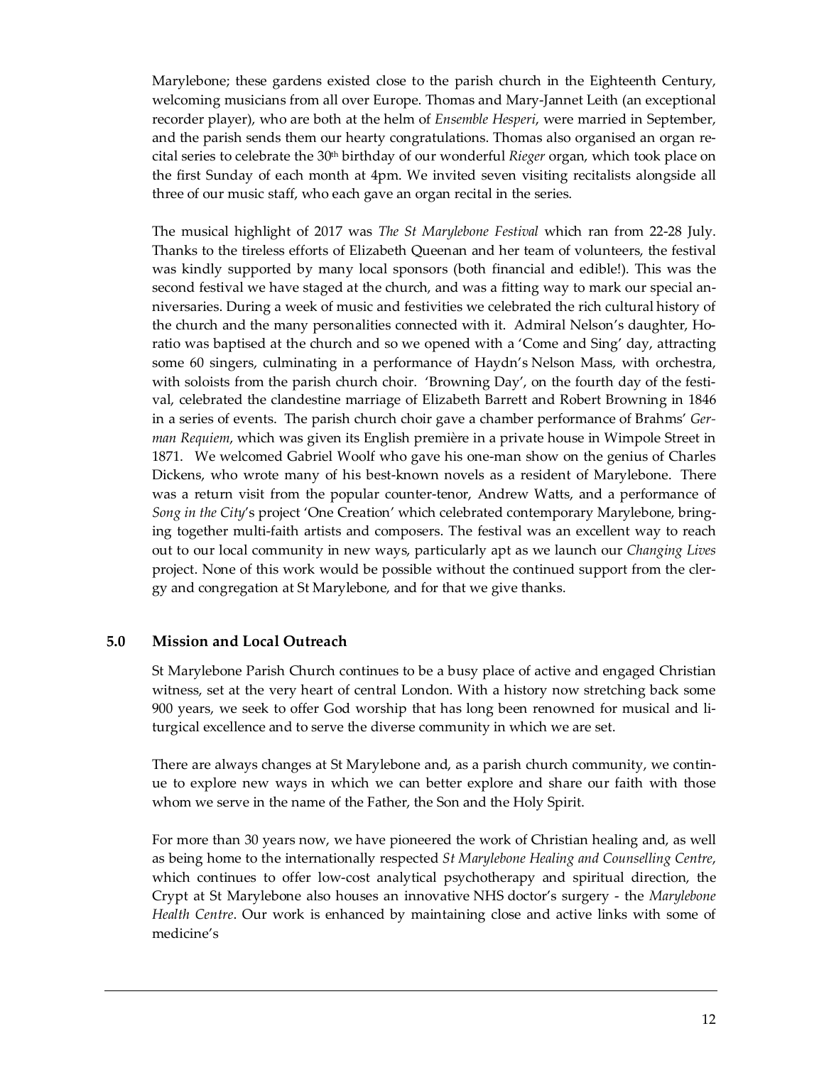Marylebone; these gardens existed close to the parish church in the Eighteenth Century, welcoming musicians from all over Europe. Thomas and Mary-Jannet Leith (an exceptional recorder player), who are both at the helm of *Ensemble Hesperi*, were married in September, and the parish sends them our hearty congratulations. Thomas also organised an organ recital series to celebrate the 30th birthday of our wonderful *Rieger* organ, which took place on the first Sunday of each month at 4pm. We invited seven visiting recitalists alongside all three of our music staff, who each gave an organ recital in the series.

The musical highlight of 2017 was *The St Marylebone Festival* which ran from 22-28 July. Thanks to the tireless efforts of Elizabeth Queenan and her team of volunteers, the festival was kindly supported by many local sponsors (both financial and edible!). This was the second festival we have staged at the church, and was a fitting way to mark our special anniversaries. During a week of music and festivities we celebrated the rich cultural history of the church and the many personalities connected with it. Admiral Nelson's daughter, Horatio was baptised at the church and so we opened with a 'Come and Sing' day, attracting some 60 singers, culminating in a performance of Haydn's Nelson Mass, with orchestra, with soloists from the parish church choir. 'Browning Day', on the fourth day of the festival, celebrated the clandestine marriage of Elizabeth Barrett and Robert Browning in 1846 in a series of events. The parish church choir gave a chamber performance of Brahms' *German Requiem*, which was given its English première in a private house in Wimpole Street in 1871. We welcomed Gabriel Woolf who gave his one-man show on the genius of Charles Dickens, who wrote many of his best-known novels as a resident of Marylebone. There was a return visit from the popular counter-tenor, Andrew Watts, and a performance of *Song in the City*'s project 'One Creation' which celebrated contemporary Marylebone, bringing together multi-faith artists and composers. The festival was an excellent way to reach out to our local community in new ways, particularly apt as we launch our *Changing Lives* project. None of this work would be possible without the continued support from the clergy and congregation at St Marylebone, and for that we give thanks.

## 5.0 Mission and Local Outreach

St Marylebone Parish Church continues to be a busy place of active and engaged Christian witness, set at the very heart of central London. With a history now stretching back some 900 years, we seek to offer God worship that has long been renowned for musical and liturgical excellence and to serve the diverse community in which we are set.

There are always changes at St Marylebone and, as a parish church community, we continue to explore new ways in which we can better explore and share our faith with those whom we serve in the name of the Father, the Son and the Holy Spirit.

For more than 30 years now, we have pioneered the work of Christian healing and, as well as being home to the internationally respected *St Marylebone Healing and Counselling Centre*, which continues to offer low-cost analytical psychotherapy and spiritual direction, the Crypt at St Marylebone also houses an innovative NHS doctor's surgery - the *Marylebone Health Centre*. Our work is enhanced by maintaining close and active links with some of medicine's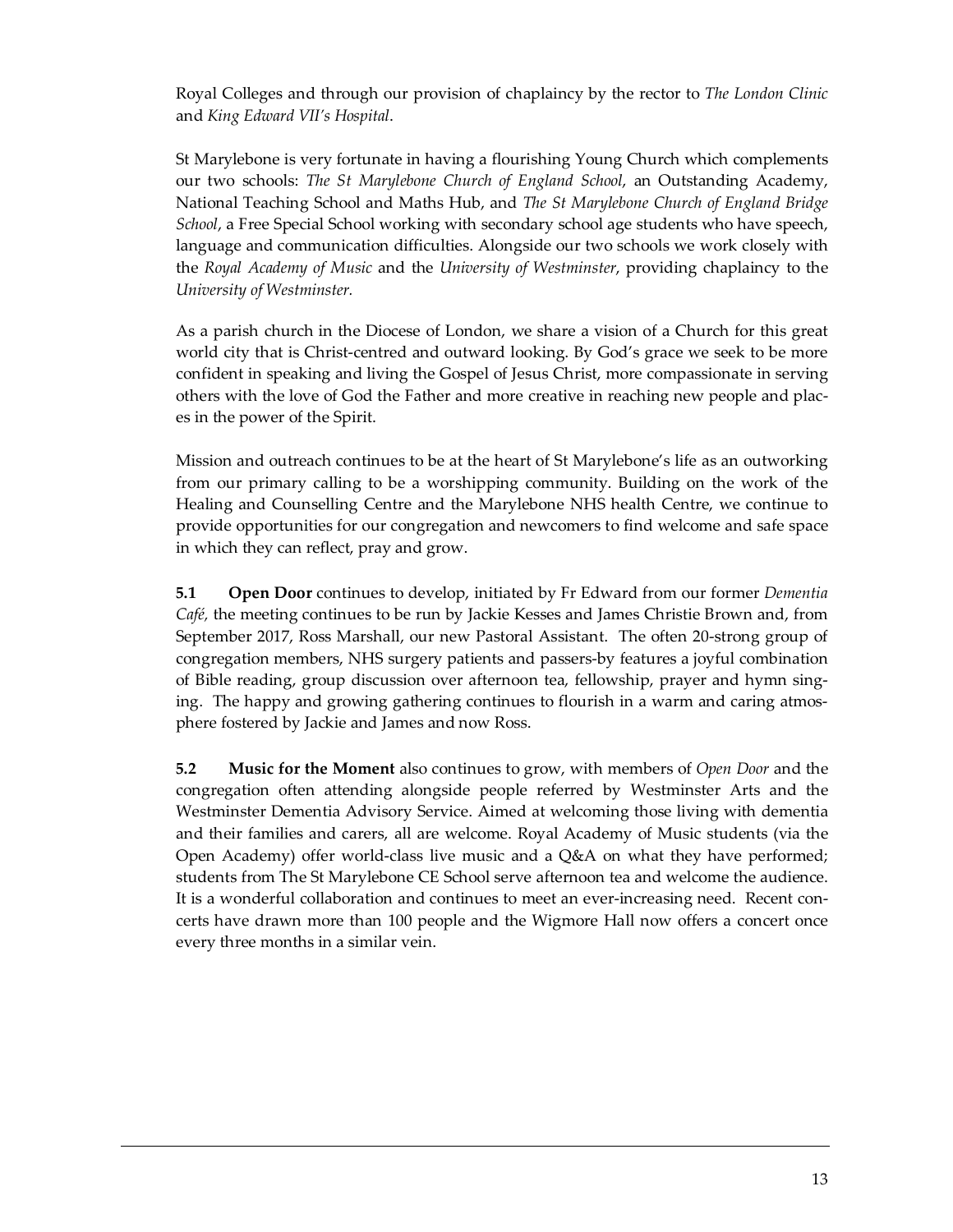Royal Colleges and through our provision of chaplaincy by the rector to *The London Clinic* and *King Edward VII's Hospital*.

St Marylebone is very fortunate in having a flourishing Young Church which complements our two schools: *The St Marylebone Church of England School*, an Outstanding Academy, National Teaching School and Maths Hub, and *The St Marylebone Church of England Bridge School*, a Free Special School working with secondary school age students who have speech, language and communication difficulties. Alongside our two schools we work closely with the *Royal Academy of Music* and the *University of Westminster*, providing chaplaincy to the *University of Westminster.*

As a parish church in the Diocese of London, we share a vision of a Church for this great world city that is Christ-centred and outward looking. By God's grace we seek to be more confident in speaking and living the Gospel of Jesus Christ, more compassionate in serving others with the love of God the Father and more creative in reaching new people and places in the power of the Spirit.

Mission and outreach continues to be at the heart of St Marylebone's life as an outworking from our primary calling to be a worshipping community. Building on the work of the Healing and Counselling Centre and the Marylebone NHS health Centre, we continue to provide opportunities for our congregation and newcomers to find welcome and safe space in which they can reflect, pray and grow.

**5.1** **Open Door** continues to develop, initiated by Fr Edward from our former *Dementia Café,* the meeting continues to be run by Jackie Kesses and James Christie Brown and, from September 2017, Ross Marshall, our new Pastoral Assistant. The often 20-strong group of congregation members, NHS surgery patients and passers-by features a joyful combination of Bible reading, group discussion over afternoon tea, fellowship, prayer and hymn singing. The happy and growing gathering continues to flourish in a warm and caring atmosphere fostered by Jackie and James and now Ross.

**5.2** **Music for the Moment** also continues to grow, with members of *Open Door* and the congregation often attending alongside people referred by Westminster Arts and the Westminster Dementia Advisory Service. Aimed at welcoming those living with dementia and their families and carers, all are welcome. Royal Academy of Music students (via the Open Academy) offer world-class live music and a Q&A on what they have performed; students from The St Marylebone CE School serve afternoon tea and welcome the audience. It is a wonderful collaboration and continues to meet an ever-increasing need. Recent concerts have drawn more than 100 people and the Wigmore Hall now offers a concert once every three months in a similar vein.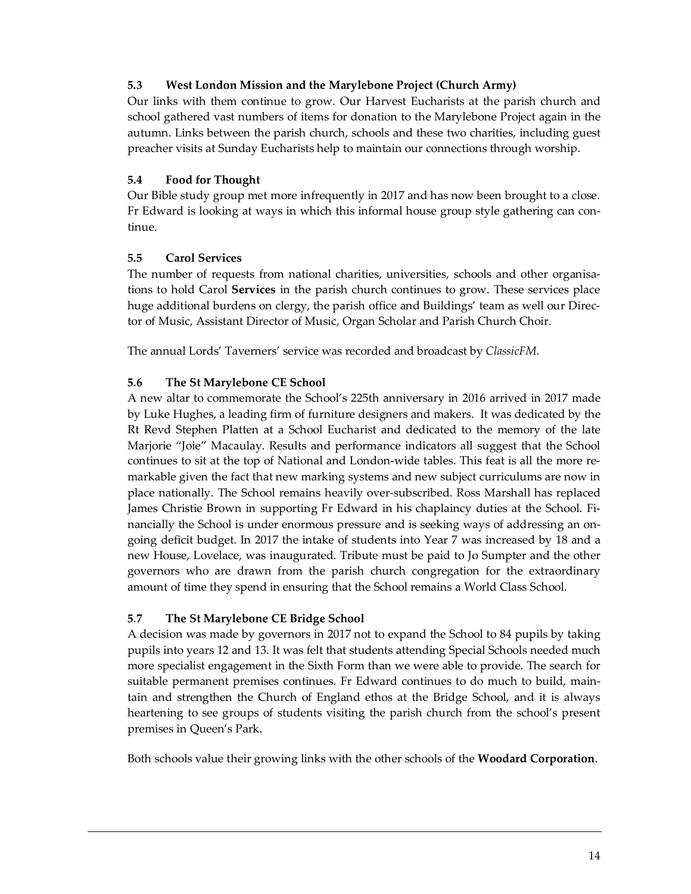### 5.3 West London Mission and the Marylebone Project (Church Army)

Our links with them continue to grow. Our Harvest Eucharists at the parish church and school gathered vast numbers of items for donation to the Marylebone Project again in the autumn. Links between the parish church, schools and these two charities, including guest preacher visits at Sunday Eucharists help to maintain our connections through worship.

### 5.4 Food for Thought

Our Bible study group met more infrequently in 2017 and has now been brought to a close. Fr Edward is looking at ways in which this informal house group style gathering can continue.

### 5.5 Carol Services

The number of requests from national charities, universities, schools and other organisations to hold Carol **Services** in the parish church continues to grow. These services place huge additional burdens on clergy, the parish office and Buildings' team as well our Director of Music, Assistant Director of Music, Organ Scholar and Parish Church Choir.

The annual Lords' Taverners' service was recorded and broadcast by *ClassicFM*.

### 5.6 The St Marylebone CE School

A new altar to commemorate the School's 225th anniversary in 2016 arrived in 2017 made by Luke Hughes, a leading firm of furniture designers and makers. It was dedicated by the Rt Revd Stephen Platten at a School Eucharist and dedicated to the memory of the late Marjorie "Joie" Macaulay. Results and performance indicators all suggest that the School continues to sit at the top of National and London-wide tables. This feat is all the more remarkable given the fact that new marking systems and new subject curriculums are now in place nationally. The School remains heavily over-subscribed. Ross Marshall has replaced James Christie Brown in supporting Fr Edward in his chaplaincy duties at the School. Financially the School is under enormous pressure and is seeking ways of addressing an ongoing deficit budget. In 2017 the intake of students into Year 7 was increased by 18 and a new House, Lovelace, was inaugurated. Tribute must be paid to Jo Sumpter and the other governors who are drawn from the parish church congregation for the extraordinary amount of time they spend in ensuring that the School remains a World Class School.

### 5.7 The St Marylebone CE Bridge School

A decision was made by governors in 2017 not to expand the School to 84 pupils by taking pupils into years 12 and 13. It was felt that students attending Special Schools needed much more specialist engagement in the Sixth Form than we were able to provide. The search for suitable permanent premises continues. Fr Edward continues to do much to build, maintain and strengthen the Church of England ethos at the Bridge School, and it is always heartening to see groups of students visiting the parish church from the school's present premises in Queen's Park.

Both schools value their growing links with the other schools of the **Woodard Corporation**.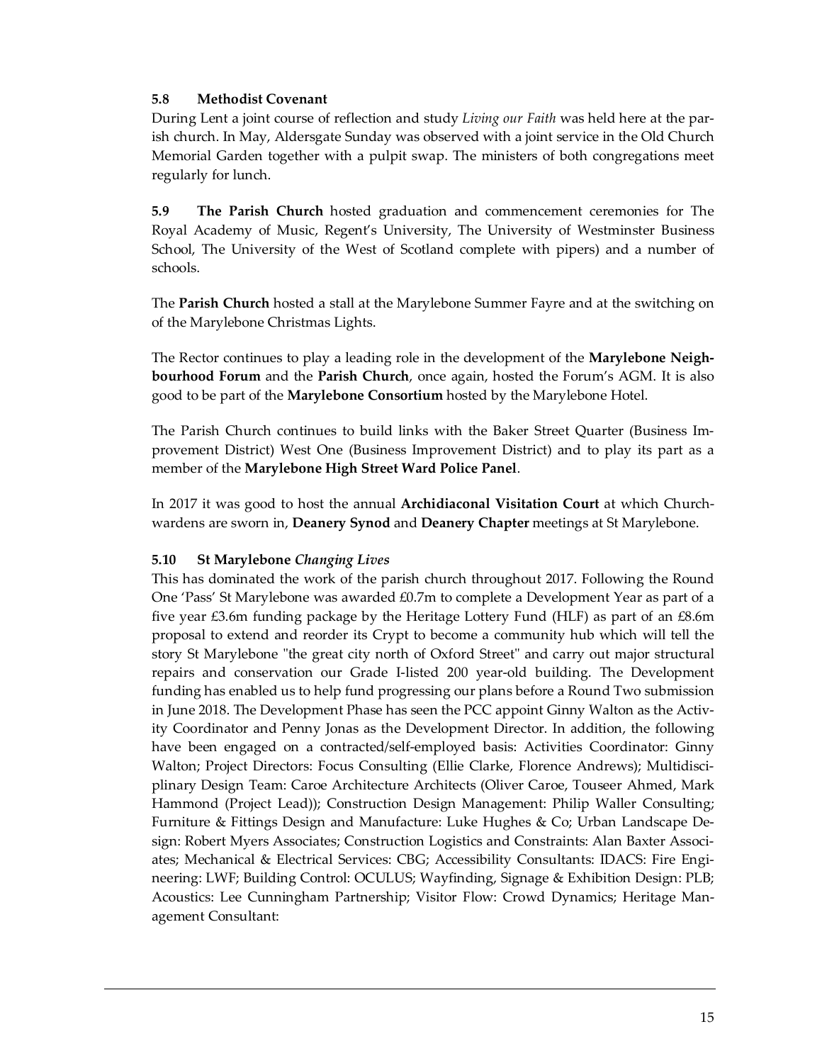**5.8 Methodist Covenant**

During Lent a joint course of reflection and study *Living our Faith* was held here at the parish church. In May, Aldersgate Sunday was observed with a joint service in the Old Church Memorial Garden together with a pulpit swap. The ministers of both congregations meet regularly for lunch.

**5.9 The Parish Church** hosted graduation and commencement ceremonies for The Royal Academy of Music, Regent's University, The University of Westminster Business School, The University of the West of Scotland complete with pipers) and a number of schools.

The **Parish Church** hosted a stall at the Marylebone Summer Fayre and at the switching on of the Marylebone Christmas Lights.

The Rector continues to play a leading role in the development of the **Marylebone Neighbourhood Forum** and the **Parish Church**, once again, hosted the Forum's AGM. It is also good to be part of the **Marylebone Consortium** hosted by the Marylebone Hotel.

The Parish Church continues to build links with the Baker Street Quarter (Business Improvement District) West One (Business Improvement District) and to play its part as a member of the **Marylebone High Street Ward Police Panel**.

In 2017 it was good to host the annual **Archidiaconal Visitation Court** at which Churchwardens are sworn in, **Deanery Synod** and **Deanery Chapter** meetings at St Marylebone.

**5.10 St Marylebone *Changing Lives***

This has dominated the work of the parish church throughout 2017. Following the Round One 'Pass' St Marylebone was awarded £0.7m to complete a Development Year as part of a five year £3.6m funding package by the Heritage Lottery Fund (HLF) as part of an £8.6m proposal to extend and reorder its Crypt to become a community hub which will tell the story St Marylebone "the great city north of Oxford Street" and carry out major structural repairs and conservation our Grade I-listed 200 year-old building. The Development funding has enabled us to help fund progressing our plans before a Round Two submission in June 2018. The Development Phase has seen the PCC appoint Ginny Walton as the Activity Coordinator and Penny Jonas as the Development Director. In addition, the following have been engaged on a contracted/self-employed basis: Activities Coordinator: Ginny Walton; Project Directors: Focus Consulting (Ellie Clarke, Florence Andrews); Multidisciplinary Design Team: Caroe Architecture Architects (Oliver Caroe, Touseer Ahmed, Mark Hammond (Project Lead)); Construction Design Management: Philip Waller Consulting; Furniture & Fittings Design and Manufacture: Luke Hughes & Co; Urban Landscape Design: Robert Myers Associates; Construction Logistics and Constraints: Alan Baxter Associates; Mechanical & Electrical Services: CBG; Accessibility Consultants: IDACS: Fire Engineering: LWF; Building Control: OCULUS; Wayfinding, Signage & Exhibition Design: PLB; Acoustics: Lee Cunningham Partnership; Visitor Flow: Crowd Dynamics; Heritage Management Consultant: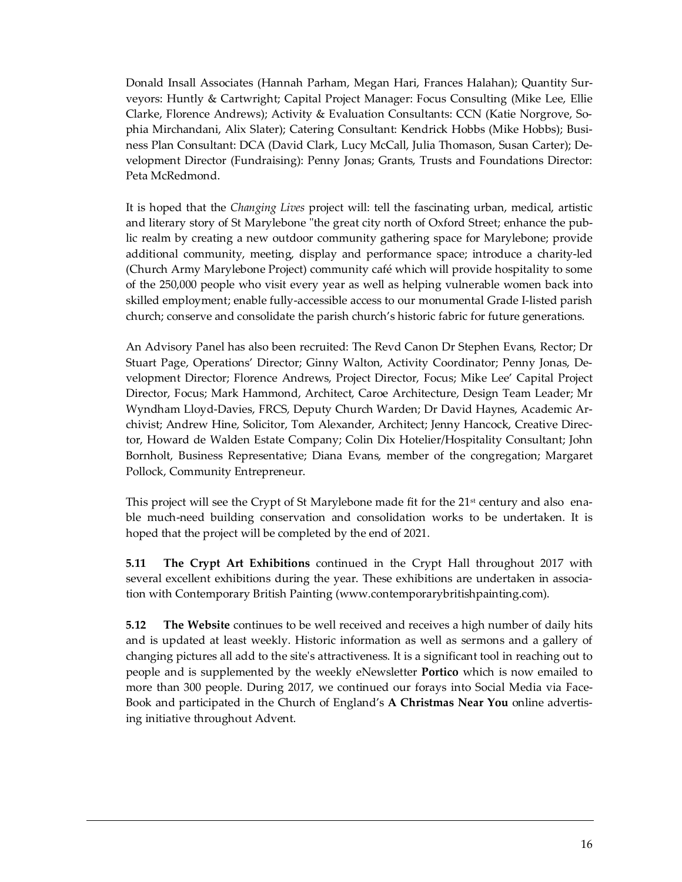Donald Insall Associates (Hannah Parham, Megan Hari, Frances Halahan); Quantity Surveyors: Huntly & Cartwright; Capital Project Manager: Focus Consulting (Mike Lee, Ellie Clarke, Florence Andrews); Activity & Evaluation Consultants: CCN (Katie Norgrove, Sophia Mirchandani, Alix Slater); Catering Consultant: Kendrick Hobbs (Mike Hobbs); Business Plan Consultant: DCA (David Clark, Lucy McCall, Julia Thomason, Susan Carter); Development Director (Fundraising): Penny Jonas; Grants, Trusts and Foundations Director: Peta McRedmond.

It is hoped that the *Changing Lives* project will: tell the fascinating urban, medical, artistic and literary story of St Marylebone "the great city north of Oxford Street; enhance the public realm by creating a new outdoor community gathering space for Marylebone; provide additional community, meeting, display and performance space; introduce a charity-led (Church Army Marylebone Project) community café which will provide hospitality to some of the 250,000 people who visit every year as well as helping vulnerable women back into skilled employment; enable fully-accessible access to our monumental Grade I-listed parish church; conserve and consolidate the parish church's historic fabric for future generations.

An Advisory Panel has also been recruited: The Revd Canon Dr Stephen Evans, Rector; Dr Stuart Page, Operations' Director; Ginny Walton, Activity Coordinator; Penny Jonas, Development Director; Florence Andrews, Project Director, Focus; Mike Lee' Capital Project Director, Focus; Mark Hammond, Architect, Caroe Architecture, Design Team Leader; Mr Wyndham Lloyd-Davies, FRCS, Deputy Church Warden; Dr David Haynes, Academic Archivist; Andrew Hine, Solicitor, Tom Alexander, Architect; Jenny Hancock, Creative Director, Howard de Walden Estate Company; Colin Dix Hotelier/Hospitality Consultant; John Bornholt, Business Representative; Diana Evans, member of the congregation; Margaret Pollock, Community Entrepreneur.

This project will see the Crypt of St Marylebone made fit for the 21st century and also enable much-need building conservation and consolidation works to be undertaken. It is hoped that the project will be completed by the end of 2021.

**5.11 The Crypt Art Exhibitions** continued in the Crypt Hall throughout 2017 with several excellent exhibitions during the year. These exhibitions are undertaken in association with Contemporary British Painting (www.contemporarybritishpainting.com).

**5.12 The Website** continues to be well received and receives a high number of daily hits and is updated at least weekly. Historic information as well as sermons and a gallery of changing pictures all add to the site's attractiveness. It is a significant tool in reaching out to people and is supplemented by the weekly eNewsletter **Portico** which is now emailed to more than 300 people. During 2017, we continued our forays into Social Media via FaceBook and participated in the Church of England's **A Christmas Near You** online advertising initiative throughout Advent.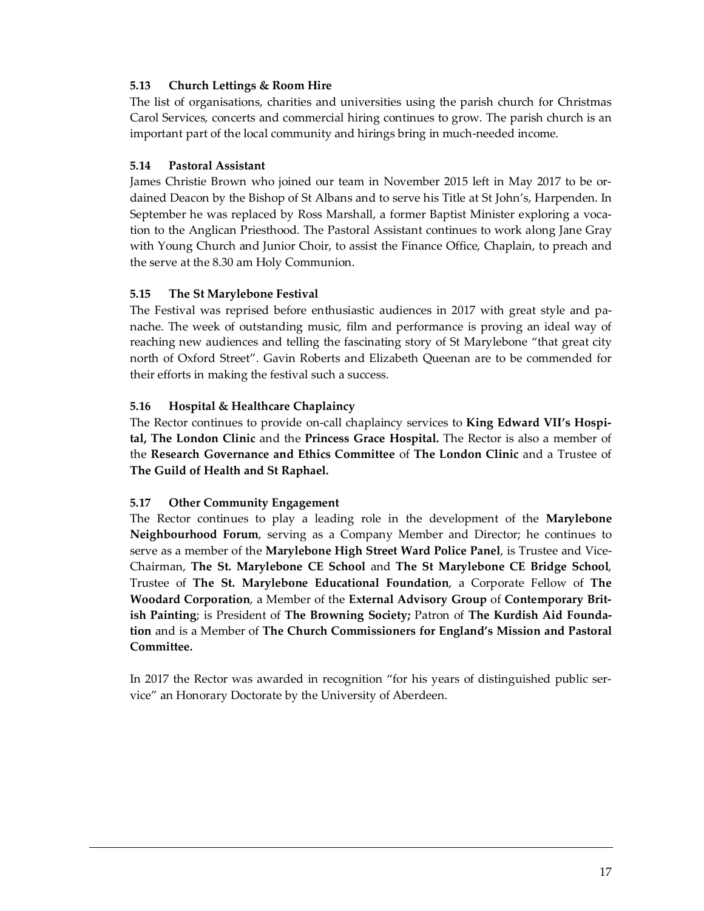### 5.13 Church Lettings & Room Hire

The list of organisations, charities and universities using the parish church for Christmas Carol Services, concerts and commercial hiring continues to grow. The parish church is an important part of the local community and hirings bring in much-needed income.

### 5.14 Pastoral Assistant

James Christie Brown who joined our team in November 2015 left in May 2017 to be ordained Deacon by the Bishop of St Albans and to serve his Title at St John's, Harpenden. In September he was replaced by Ross Marshall, a former Baptist Minister exploring a vocation to the Anglican Priesthood. The Pastoral Assistant continues to work along Jane Gray with Young Church and Junior Choir, to assist the Finance Office, Chaplain, to preach and the serve at the 8.30 am Holy Communion.

### 5.15 The St Marylebone Festival

The Festival was reprised before enthusiastic audiences in 2017 with great style and panache. The week of outstanding music, film and performance is proving an ideal way of reaching new audiences and telling the fascinating story of St Marylebone "that great city north of Oxford Street". Gavin Roberts and Elizabeth Queenan are to be commended for their efforts in making the festival such a success.

### 5.16 Hospital & Healthcare Chaplaincy

The Rector continues to provide on-call chaplaincy services to **King Edward VII's Hospital, The London Clinic** and the **Princess Grace Hospital.** The Rector is also a member of the **Research Governance and Ethics Committee** of **The London Clinic** and a Trustee of **The Guild of Health and St Raphael.**

### 5.17 Other Community Engagement

The Rector continues to play a leading role in the development of the **Marylebone Neighbourhood Forum**, serving as a Company Member and Director; he continues to serve as a member of the **Marylebone High Street Ward Police Panel**, is Trustee and Vice-Chairman, **The St. Marylebone CE School** and **The St Marylebone CE Bridge School**, Trustee of **The St. Marylebone Educational Foundation**, a Corporate Fellow of **The Woodard Corporation**, a Member of the **External Advisory Group** of **Contemporary British Painting**; is President of **The Browning Society;** Patron of **The Kurdish Aid Foundation** and is a Member of **The Church Commissioners for England's Mission and Pastoral Committee.**

In 2017 the Rector was awarded in recognition "for his years of distinguished public service" an Honorary Doctorate by the University of Aberdeen.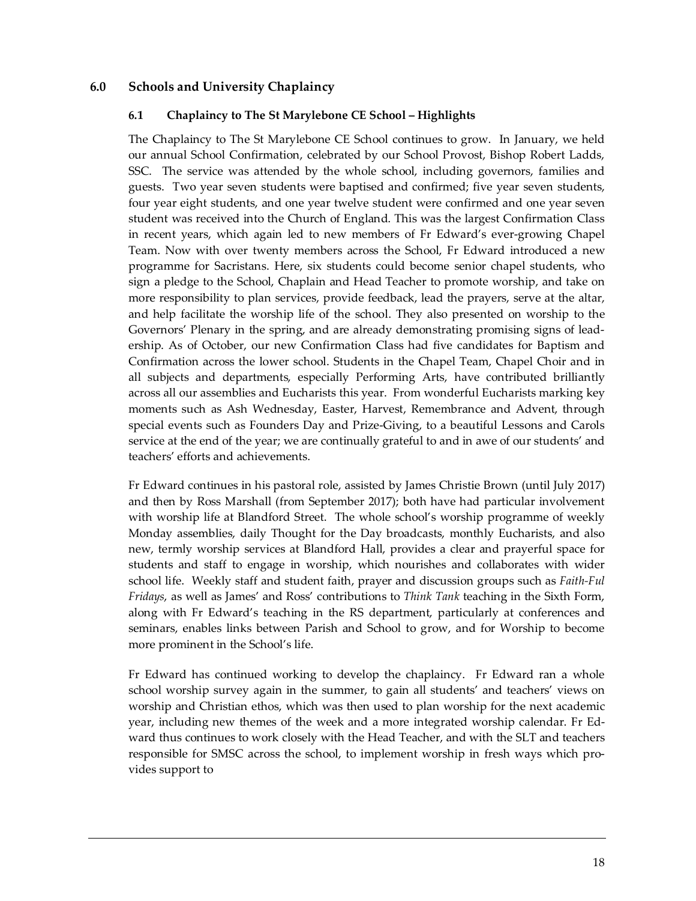## 6.0 Schools and University Chaplaincy

### 6.1 Chaplaincy to The St Marylebone CE School – Highlights

The Chaplaincy to The St Marylebone CE School continues to grow. In January, we held our annual School Confirmation, celebrated by our School Provost, Bishop Robert Ladds, SSC. The service was attended by the whole school, including governors, families and guests. Two year seven students were baptised and confirmed; five year seven students, four year eight students, and one year twelve student were confirmed and one year seven student was received into the Church of England. This was the largest Confirmation Class in recent years, which again led to new members of Fr Edward's ever-growing Chapel Team. Now with over twenty members across the School, Fr Edward introduced a new programme for Sacristans. Here, six students could become senior chapel students, who sign a pledge to the School, Chaplain and Head Teacher to promote worship, and take on more responsibility to plan services, provide feedback, lead the prayers, serve at the altar, and help facilitate the worship life of the school. They also presented on worship to the Governors' Plenary in the spring, and are already demonstrating promising signs of leadership. As of October, our new Confirmation Class had five candidates for Baptism and Confirmation across the lower school. Students in the Chapel Team, Chapel Choir and in all subjects and departments, especially Performing Arts, have contributed brilliantly across all our assemblies and Eucharists this year. From wonderful Eucharists marking key moments such as Ash Wednesday, Easter, Harvest, Remembrance and Advent, through special events such as Founders Day and Prize-Giving, to a beautiful Lessons and Carols service at the end of the year; we are continually grateful to and in awe of our students' and teachers' efforts and achievements.

Fr Edward continues in his pastoral role, assisted by James Christie Brown (until July 2017) and then by Ross Marshall (from September 2017); both have had particular involvement with worship life at Blandford Street. The whole school's worship programme of weekly Monday assemblies, daily Thought for the Day broadcasts, monthly Eucharists, and also new, termly worship services at Blandford Hall, provides a clear and prayerful space for students and staff to engage in worship, which nourishes and collaborates with wider school life. Weekly staff and student faith, prayer and discussion groups such as *Faith-Ful Fridays*, as well as James' and Ross' contributions to *Think Tank* teaching in the Sixth Form, along with Fr Edward's teaching in the RS department, particularly at conferences and seminars, enables links between Parish and School to grow, and for Worship to become more prominent in the School's life.

Fr Edward has continued working to develop the chaplaincy. Fr Edward ran a whole school worship survey again in the summer, to gain all students' and teachers' views on worship and Christian ethos, which was then used to plan worship for the next academic year, including new themes of the week and a more integrated worship calendar. Fr Edward thus continues to work closely with the Head Teacher, and with the SLT and teachers responsible for SMSC across the school, to implement worship in fresh ways which provides support to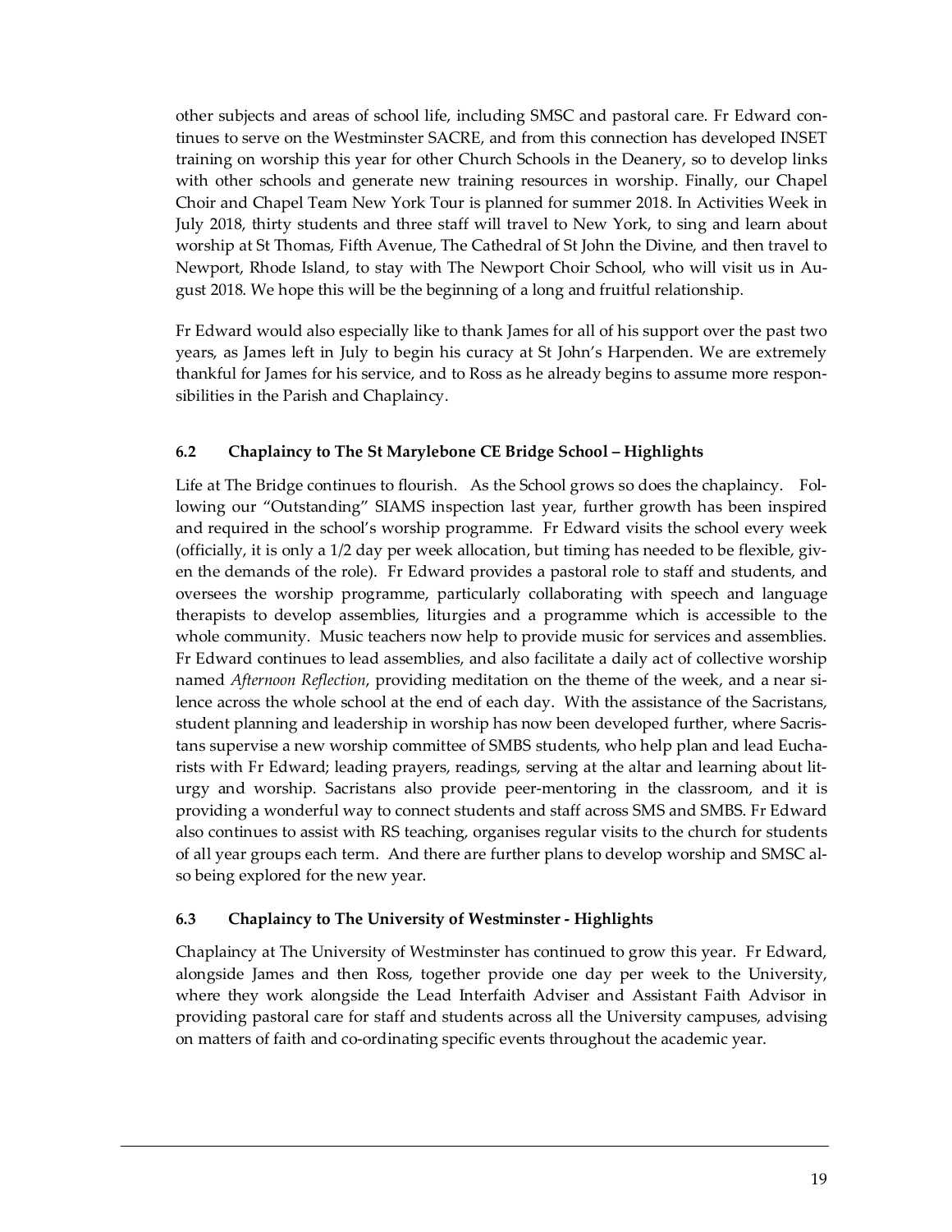other subjects and areas of school life, including SMSC and pastoral care. Fr Edward continues to serve on the Westminster SACRE, and from this connection has developed INSET training on worship this year for other Church Schools in the Deanery, so to develop links with other schools and generate new training resources in worship. Finally, our Chapel Choir and Chapel Team New York Tour is planned for summer 2018. In Activities Week in July 2018, thirty students and three staff will travel to New York, to sing and learn about worship at St Thomas, Fifth Avenue, The Cathedral of St John the Divine, and then travel to Newport, Rhode Island, to stay with The Newport Choir School, who will visit us in August 2018. We hope this will be the beginning of a long and fruitful relationship.

Fr Edward would also especially like to thank James for all of his support over the past two years, as James left in July to begin his curacy at St John's Harpenden. We are extremely thankful for James for his service, and to Ross as he already begins to assume more responsibilities in the Parish and Chaplaincy.

### 6.2 Chaplaincy to The St Marylebone CE Bridge School – Highlights

Life at The Bridge continues to flourish. As the School grows so does the chaplaincy. Following our "Outstanding" SIAMS inspection last year, further growth has been inspired and required in the school's worship programme. Fr Edward visits the school every week (officially, it is only a 1/2 day per week allocation, but timing has needed to be flexible, given the demands of the role). Fr Edward provides a pastoral role to staff and students, and oversees the worship programme, particularly collaborating with speech and language therapists to develop assemblies, liturgies and a programme which is accessible to the whole community. Music teachers now help to provide music for services and assemblies. Fr Edward continues to lead assemblies, and also facilitate a daily act of collective worship named *Afternoon Reflection*, providing meditation on the theme of the week, and a near silence across the whole school at the end of each day. With the assistance of the Sacristans, student planning and leadership in worship has now been developed further, where Sacristans supervise a new worship committee of SMBS students, who help plan and lead Eucharists with Fr Edward; leading prayers, readings, serving at the altar and learning about liturgy and worship. Sacristans also provide peer-mentoring in the classroom, and it is providing a wonderful way to connect students and staff across SMS and SMBS. Fr Edward also continues to assist with RS teaching, organises regular visits to the church for students of all year groups each term. And there are further plans to develop worship and SMSC also being explored for the new year.

### 6.3 Chaplaincy to The University of Westminster - Highlights

Chaplaincy at The University of Westminster has continued to grow this year. Fr Edward, alongside James and then Ross, together provide one day per week to the University, where they work alongside the Lead Interfaith Adviser and Assistant Faith Advisor in providing pastoral care for staff and students across all the University campuses, advising on matters of faith and co-ordinating specific events throughout the academic year.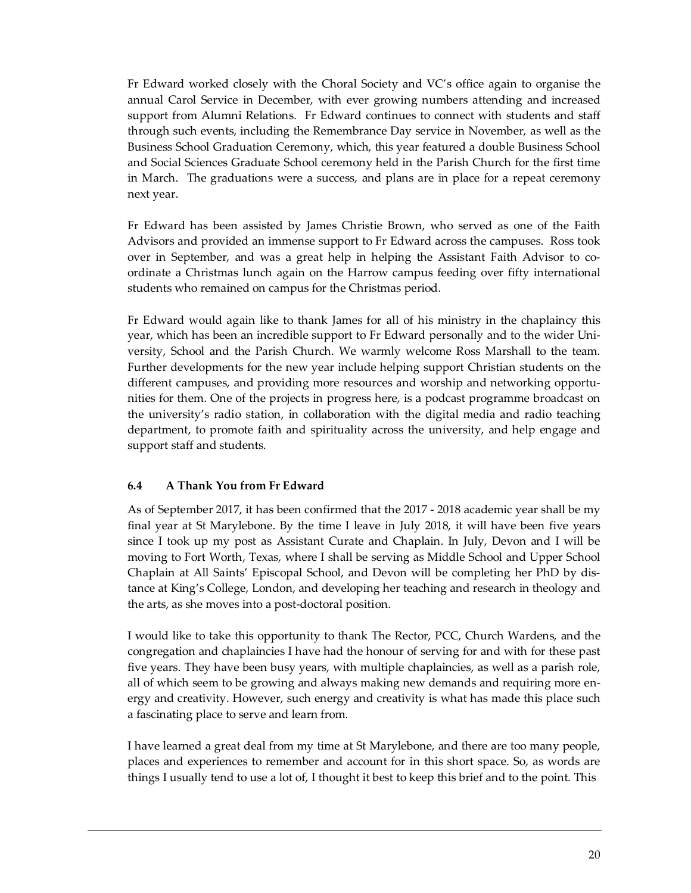Fr Edward worked closely with the Choral Society and VC's office again to organise the annual Carol Service in December, with ever growing numbers attending and increased support from Alumni Relations. Fr Edward continues to connect with students and staff through such events, including the Remembrance Day service in November, as well as the Business School Graduation Ceremony, which, this year featured a double Business School and Social Sciences Graduate School ceremony held in the Parish Church for the first time in March. The graduations were a success, and plans are in place for a repeat ceremony next year.

Fr Edward has been assisted by James Christie Brown, who served as one of the Faith Advisors and provided an immense support to Fr Edward across the campuses. Ross took over in September, and was a great help in helping the Assistant Faith Advisor to co-ordinate a Christmas lunch again on the Harrow campus feeding over fifty international students who remained on campus for the Christmas period.

Fr Edward would again like to thank James for all of his ministry in the chaplaincy this year, which has been an incredible support to Fr Edward personally and to the wider University, School and the Parish Church. We warmly welcome Ross Marshall to the team. Further developments for the new year include helping support Christian students on the different campuses, and providing more resources and worship and networking opportunities for them. One of the projects in progress here, is a podcast programme broadcast on the university's radio station, in collaboration with the digital media and radio teaching department, to promote faith and spirituality across the university, and help engage and support staff and students.

### 6.4 A Thank You from Fr Edward

As of September 2017, it has been confirmed that the 2017 - 2018 academic year shall be my final year at St Marylebone. By the time I leave in July 2018, it will have been five years since I took up my post as Assistant Curate and Chaplain. In July, Devon and I will be moving to Fort Worth, Texas, where I shall be serving as Middle School and Upper School Chaplain at All Saints' Episcopal School, and Devon will be completing her PhD by distance at King's College, London, and developing her teaching and research in theology and the arts, as she moves into a post-doctoral position.

I would like to take this opportunity to thank The Rector, PCC, Church Wardens, and the congregation and chaplaincies I have had the honour of serving for and with for these past five years. They have been busy years, with multiple chaplaincies, as well as a parish role, all of which seem to be growing and always making new demands and requiring more energy and creativity. However, such energy and creativity is what has made this place such a fascinating place to serve and learn from.

I have learned a great deal from my time at St Marylebone, and there are too many people, places and experiences to remember and account for in this short space. So, as words are things I usually tend to use a lot of, I thought it best to keep this brief and to the point. This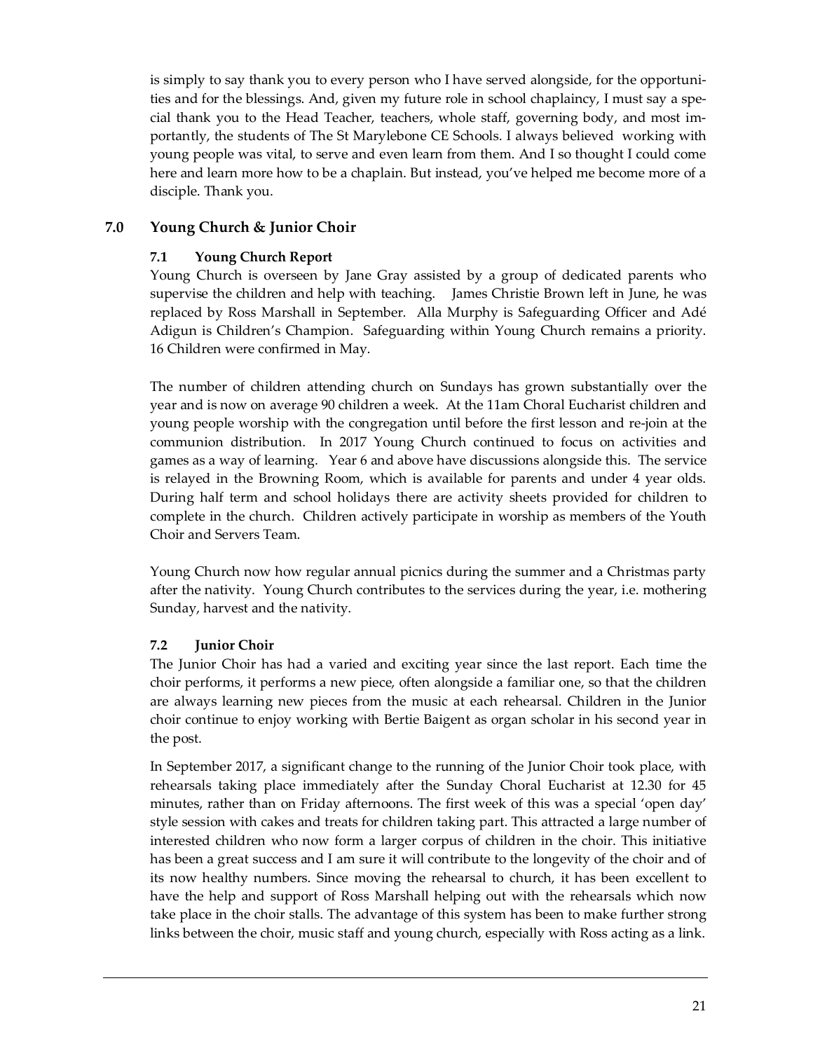is simply to say thank you to every person who I have served alongside, for the opportunities and for the blessings. And, given my future role in school chaplaincy, I must say a special thank you to the Head Teacher, teachers, whole staff, governing body, and most importantly, the students of The St Marylebone CE Schools. I always believed working with young people was vital, to serve and even learn from them. And I so thought I could come here and learn more how to be a chaplain. But instead, you've helped me become more of a disciple. Thank you.

## 7.0 Young Church & Junior Choir

### 7.1 Young Church Report

Young Church is overseen by Jane Gray assisted by a group of dedicated parents who supervise the children and help with teaching. James Christie Brown left in June, he was replaced by Ross Marshall in September. Alla Murphy is Safeguarding Officer and Adé Adigun is Children's Champion. Safeguarding within Young Church remains a priority. 16 Children were confirmed in May.

The number of children attending church on Sundays has grown substantially over the year and is now on average 90 children a week. At the 11am Choral Eucharist children and young people worship with the congregation until before the first lesson and re-join at the communion distribution. In 2017 Young Church continued to focus on activities and games as a way of learning. Year 6 and above have discussions alongside this. The service is relayed in the Browning Room, which is available for parents and under 4 year olds. During half term and school holidays there are activity sheets provided for children to complete in the church. Children actively participate in worship as members of the Youth Choir and Servers Team.

Young Church now how regular annual picnics during the summer and a Christmas party after the nativity. Young Church contributes to the services during the year, i.e. mothering Sunday, harvest and the nativity.

### 7.2 Junior Choir

The Junior Choir has had a varied and exciting year since the last report. Each time the choir performs, it performs a new piece, often alongside a familiar one, so that the children are always learning new pieces from the music at each rehearsal. Children in the Junior choir continue to enjoy working with Bertie Baigent as organ scholar in his second year in the post.

In September 2017, a significant change to the running of the Junior Choir took place, with rehearsals taking place immediately after the Sunday Choral Eucharist at 12.30 for 45 minutes, rather than on Friday afternoons. The first week of this was a special 'open day' style session with cakes and treats for children taking part. This attracted a large number of interested children who now form a larger corpus of children in the choir. This initiative has been a great success and I am sure it will contribute to the longevity of the choir and of its now healthy numbers. Since moving the rehearsal to church, it has been excellent to have the help and support of Ross Marshall helping out with the rehearsals which now take place in the choir stalls. The advantage of this system has been to make further strong links between the choir, music staff and young church, especially with Ross acting as a link.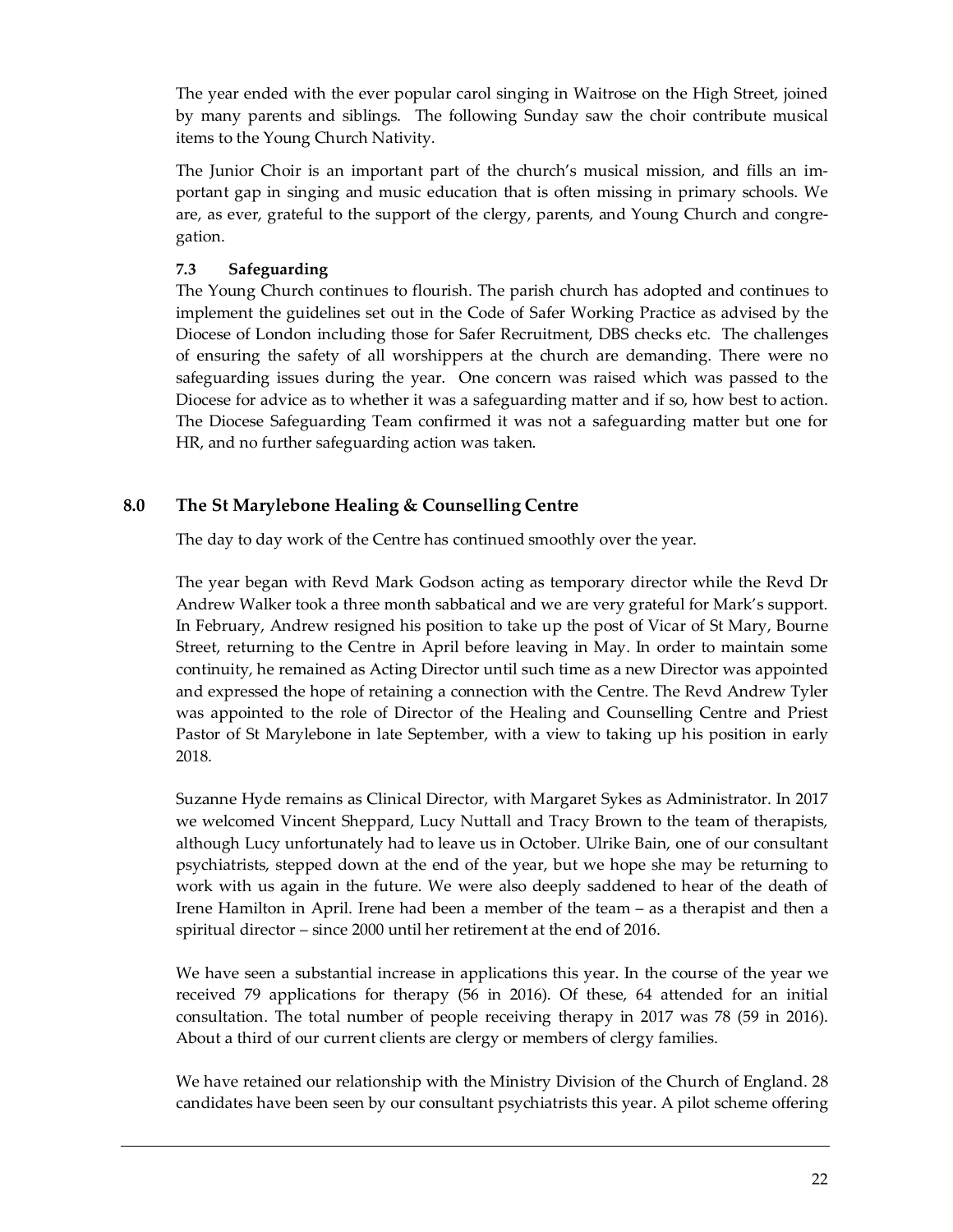The year ended with the ever popular carol singing in Waitrose on the High Street, joined by many parents and siblings. The following Sunday saw the choir contribute musical items to the Young Church Nativity.

The Junior Choir is an important part of the church's musical mission, and fills an important gap in singing and music education that is often missing in primary schools. We are, as ever, grateful to the support of the clergy, parents, and Young Church and congregation.

### 7.3 Safeguarding

The Young Church continues to flourish. The parish church has adopted and continues to implement the guidelines set out in the Code of Safer Working Practice as advised by the Diocese of London including those for Safer Recruitment, DBS checks etc. The challenges of ensuring the safety of all worshippers at the church are demanding. There were no safeguarding issues during the year. One concern was raised which was passed to the Diocese for advice as to whether it was a safeguarding matter and if so, how best to action. The Diocese Safeguarding Team confirmed it was not a safeguarding matter but one for HR, and no further safeguarding action was taken.

## 8.0 The St Marylebone Healing & Counselling Centre

The day to day work of the Centre has continued smoothly over the year.

The year began with Revd Mark Godson acting as temporary director while the Revd Dr Andrew Walker took a three month sabbatical and we are very grateful for Mark's support. In February, Andrew resigned his position to take up the post of Vicar of St Mary, Bourne Street, returning to the Centre in April before leaving in May. In order to maintain some continuity, he remained as Acting Director until such time as a new Director was appointed and expressed the hope of retaining a connection with the Centre. The Revd Andrew Tyler was appointed to the role of Director of the Healing and Counselling Centre and Priest Pastor of St Marylebone in late September, with a view to taking up his position in early 2018.

Suzanne Hyde remains as Clinical Director, with Margaret Sykes as Administrator. In 2017 we welcomed Vincent Sheppard, Lucy Nuttall and Tracy Brown to the team of therapists, although Lucy unfortunately had to leave us in October. Ulrike Bain, one of our consultant psychiatrists, stepped down at the end of the year, but we hope she may be returning to work with us again in the future. We were also deeply saddened to hear of the death of Irene Hamilton in April. Irene had been a member of the team – as a therapist and then a spiritual director – since 2000 until her retirement at the end of 2016.

We have seen a substantial increase in applications this year. In the course of the year we received 79 applications for therapy (56 in 2016). Of these, 64 attended for an initial consultation. The total number of people receiving therapy in 2017 was 78 (59 in 2016). About a third of our current clients are clergy or members of clergy families.

We have retained our relationship with the Ministry Division of the Church of England. 28 candidates have been seen by our consultant psychiatrists this year. A pilot scheme offering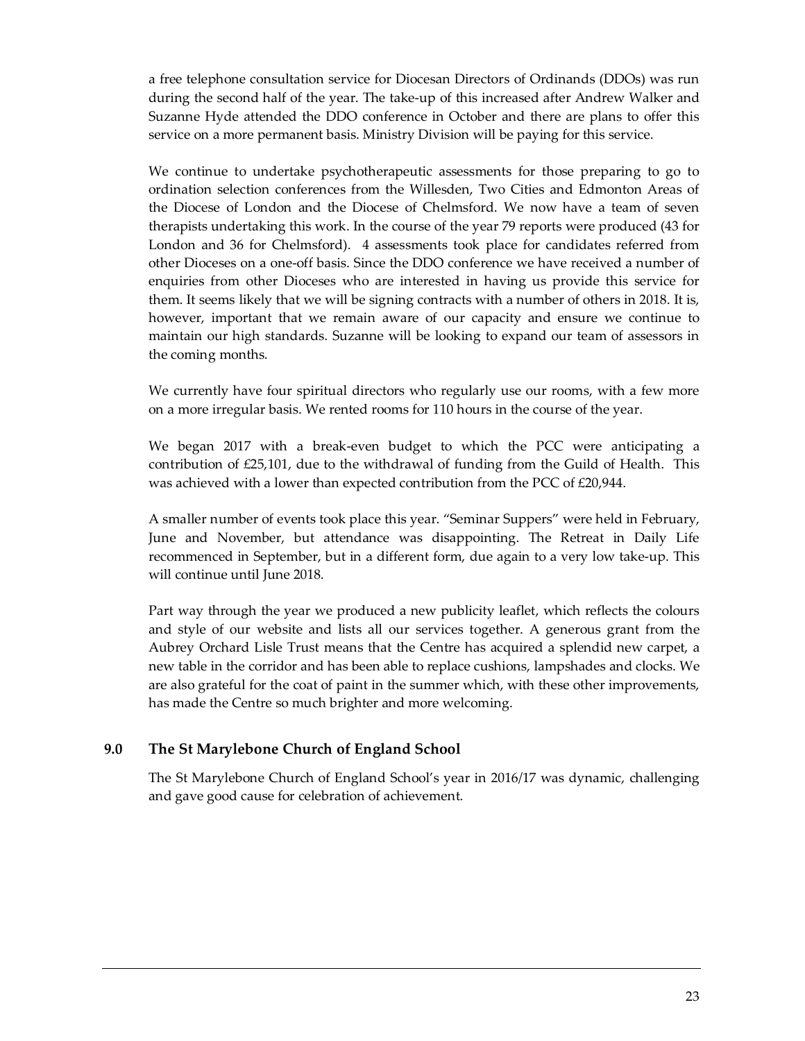a free telephone consultation service for Diocesan Directors of Ordinands (DDOs) was run during the second half of the year. The take-up of this increased after Andrew Walker and Suzanne Hyde attended the DDO conference in October and there are plans to offer this service on a more permanent basis. Ministry Division will be paying for this service.

We continue to undertake psychotherapeutic assessments for those preparing to go to ordination selection conferences from the Willesden, Two Cities and Edmonton Areas of the Diocese of London and the Diocese of Chelmsford. We now have a team of seven therapists undertaking this work. In the course of the year 79 reports were produced (43 for London and 36 for Chelmsford). 4 assessments took place for candidates referred from other Dioceses on a one-off basis. Since the DDO conference we have received a number of enquiries from other Dioceses who are interested in having us provide this service for them. It seems likely that we will be signing contracts with a number of others in 2018. It is, however, important that we remain aware of our capacity and ensure we continue to maintain our high standards. Suzanne will be looking to expand our team of assessors in the coming months.

We currently have four spiritual directors who regularly use our rooms, with a few more on a more irregular basis. We rented rooms for 110 hours in the course of the year.

We began 2017 with a break-even budget to which the PCC were anticipating a contribution of £25,101, due to the withdrawal of funding from the Guild of Health. This was achieved with a lower than expected contribution from the PCC of £20,944.

A smaller number of events took place this year. "Seminar Suppers" were held in February, June and November, but attendance was disappointing. The Retreat in Daily Life recommenced in September, but in a different form, due again to a very low take-up. This will continue until June 2018.

Part way through the year we produced a new publicity leaflet, which reflects the colours and style of our website and lists all our services together. A generous grant from the Aubrey Orchard Lisle Trust means that the Centre has acquired a splendid new carpet, a new table in the corridor and has been able to replace cushions, lampshades and clocks. We are also grateful for the coat of paint in the summer which, with these other improvements, has made the Centre so much brighter and more welcoming.

## 9.0 The St Marylebone Church of England School

The St Marylebone Church of England School's year in 2016/17 was dynamic, challenging and gave good cause for celebration of achievement.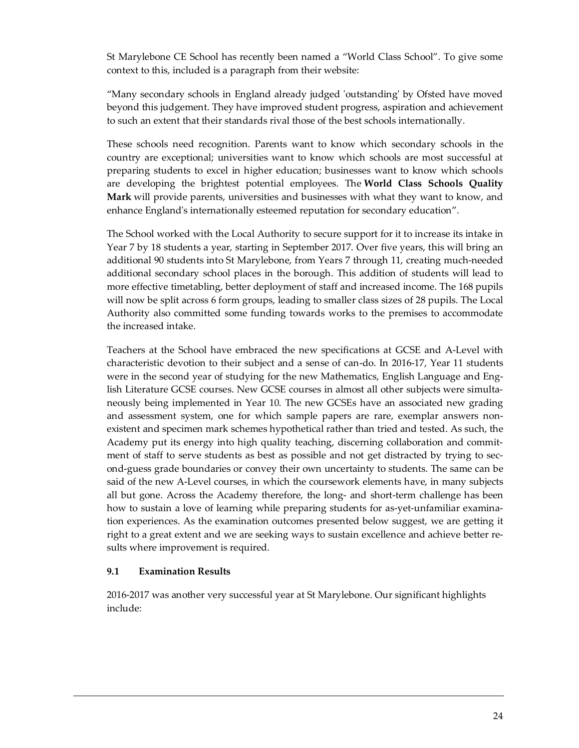St Marylebone CE School has recently been named a "World Class School". To give some context to this, included is a paragraph from their website:

"Many secondary schools in England already judged 'outstanding' by Ofsted have moved beyond this judgement. They have improved student progress, aspiration and achievement to such an extent that their standards rival those of the best schools internationally.

These schools need recognition. Parents want to know which secondary schools in the country are exceptional; universities want to know which schools are most successful at preparing students to excel in higher education; businesses want to know which schools are developing the brightest potential employees. The **World Class Schools Quality Mark** will provide parents, universities and businesses with what they want to know, and enhance England's internationally esteemed reputation for secondary education".

The School worked with the Local Authority to secure support for it to increase its intake in Year 7 by 18 students a year, starting in September 2017. Over five years, this will bring an additional 90 students into St Marylebone, from Years 7 through 11, creating much-needed additional secondary school places in the borough. This addition of students will lead to more effective timetabling, better deployment of staff and increased income. The 168 pupils will now be split across 6 form groups, leading to smaller class sizes of 28 pupils. The Local Authority also committed some funding towards works to the premises to accommodate the increased intake.

Teachers at the School have embraced the new specifications at GCSE and A-Level with characteristic devotion to their subject and a sense of can-do. In 2016-17, Year 11 students were in the second year of studying for the new Mathematics, English Language and English Literature GCSE courses. New GCSE courses in almost all other subjects were simultaneously being implemented in Year 10. The new GCSEs have an associated new grading and assessment system, one for which sample papers are rare, exemplar answers non-existent and specimen mark schemes hypothetical rather than tried and tested. As such, the Academy put its energy into high quality teaching, discerning collaboration and commitment of staff to serve students as best as possible and not get distracted by trying to second-guess grade boundaries or convey their own uncertainty to students. The same can be said of the new A-Level courses, in which the coursework elements have, in many subjects all but gone. Across the Academy therefore, the long- and short-term challenge has been how to sustain a love of learning while preparing students for as-yet-unfamiliar examination experiences. As the examination outcomes presented below suggest, we are getting it right to a great extent and we are seeking ways to sustain excellence and achieve better results where improvement is required.

### 9.1 Examination Results

2016-2017 was another very successful year at St Marylebone. Our significant highlights include: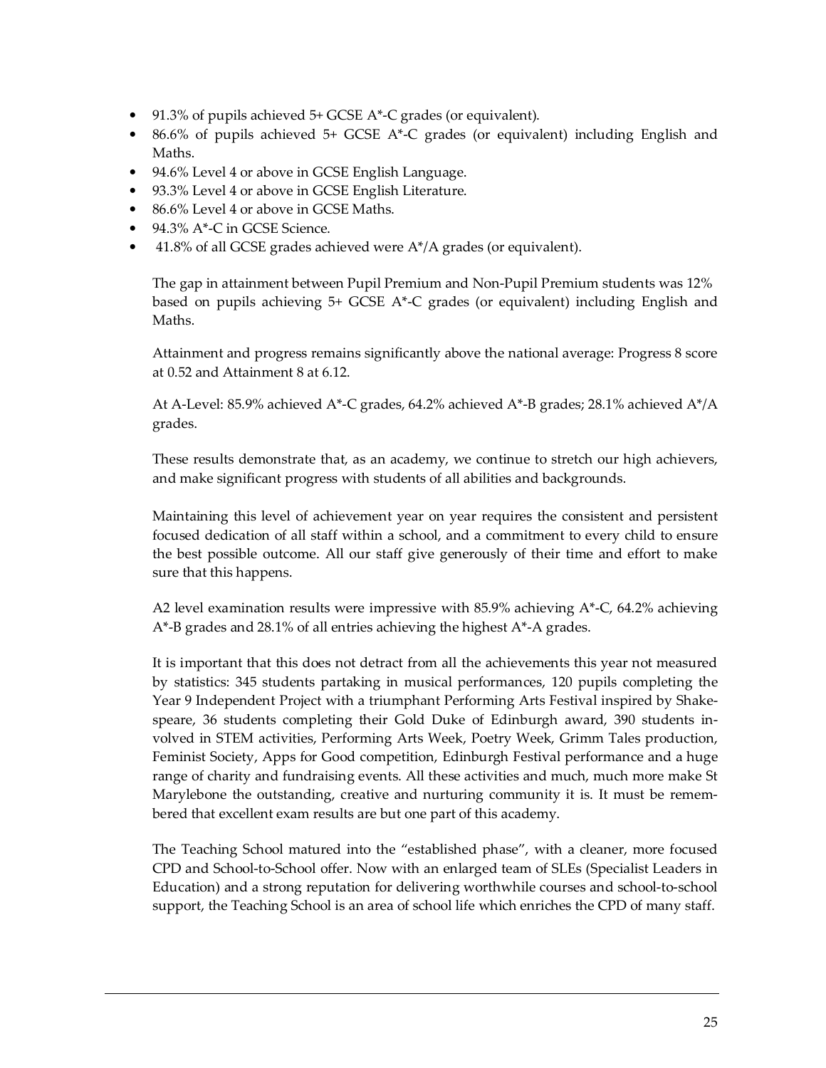- 91.3% of pupils achieved 5+ GCSE A*-C grades (or equivalent).
- 86.6% of pupils achieved 5+ GCSE A*-C grades (or equivalent) including English and Maths.
- 94.6% Level 4 or above in GCSE English Language.
- 93.3% Level 4 or above in GCSE English Literature.
- 86.6% Level 4 or above in GCSE Maths.
- 94.3% A*-C in GCSE Science.
- 41.8% of all GCSE grades achieved were A*/A grades (or equivalent).

The gap in attainment between Pupil Premium and Non-Pupil Premium students was 12% based on pupils achieving 5+ GCSE A*-C grades (or equivalent) including English and Maths.

Attainment and progress remains significantly above the national average: Progress 8 score at 0.52 and Attainment 8 at 6.12.

At A-Level: 85.9% achieved A*-C grades, 64.2% achieved A*-B grades; 28.1% achieved A*/A grades.

These results demonstrate that, as an academy, we continue to stretch our high achievers, and make significant progress with students of all abilities and backgrounds.

Maintaining this level of achievement year on year requires the consistent and persistent focused dedication of all staff within a school, and a commitment to every child to ensure the best possible outcome. All our staff give generously of their time and effort to make sure that this happens.

A2 level examination results were impressive with 85.9% achieving A*-C, 64.2% achieving A*-B grades and 28.1% of all entries achieving the highest A*-A grades.

It is important that this does not detract from all the achievements this year not measured by statistics: 345 students partaking in musical performances, 120 pupils completing the Year 9 Independent Project with a triumphant Performing Arts Festival inspired by Shakespeare, 36 students completing their Gold Duke of Edinburgh award, 390 students involved in STEM activities, Performing Arts Week, Poetry Week, Grimm Tales production, Feminist Society, Apps for Good competition, Edinburgh Festival performance and a huge range of charity and fundraising events. All these activities and much, much more make St Marylebone the outstanding, creative and nurturing community it is. It must be remembered that excellent exam results are but one part of this academy.

The Teaching School matured into the "established phase", with a cleaner, more focused CPD and School-to-School offer. Now with an enlarged team of SLEs (Specialist Leaders in Education) and a strong reputation for delivering worthwhile courses and school-to-school support, the Teaching School is an area of school life which enriches the CPD of many staff.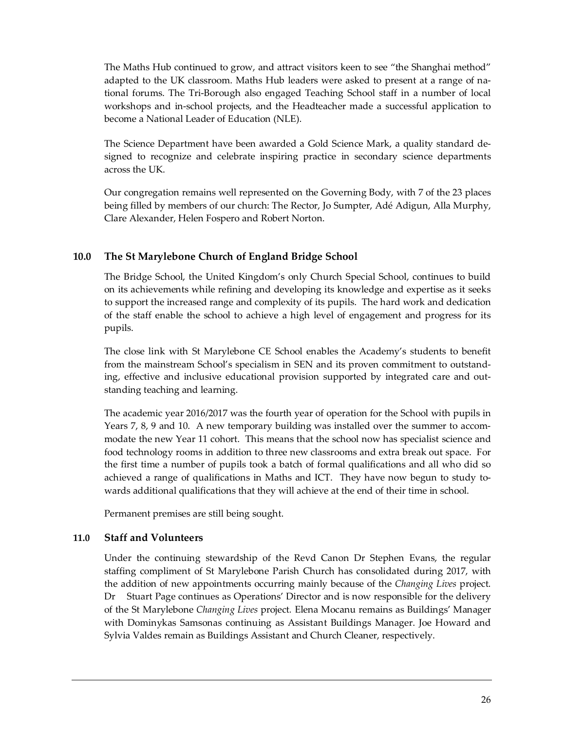The Maths Hub continued to grow, and attract visitors keen to see "the Shanghai method" adapted to the UK classroom. Maths Hub leaders were asked to present at a range of national forums. The Tri-Borough also engaged Teaching School staff in a number of local workshops and in-school projects, and the Headteacher made a successful application to become a National Leader of Education (NLE).

The Science Department have been awarded a Gold Science Mark, a quality standard designed to recognize and celebrate inspiring practice in secondary science departments across the UK.

Our congregation remains well represented on the Governing Body, with 7 of the 23 places being filled by members of our church: The Rector, Jo Sumpter, Adé Adigun, Alla Murphy, Clare Alexander, Helen Fospero and Robert Norton.

## 10.0 The St Marylebone Church of England Bridge School

The Bridge School, the United Kingdom's only Church Special School, continues to build on its achievements while refining and developing its knowledge and expertise as it seeks to support the increased range and complexity of its pupils. The hard work and dedication of the staff enable the school to achieve a high level of engagement and progress for its pupils.

The close link with St Marylebone CE School enables the Academy's students to benefit from the mainstream School's specialism in SEN and its proven commitment to outstanding, effective and inclusive educational provision supported by integrated care and outstanding teaching and learning.

The academic year 2016/2017 was the fourth year of operation for the School with pupils in Years 7, 8, 9 and 10. A new temporary building was installed over the summer to accommodate the new Year 11 cohort. This means that the school now has specialist science and food technology rooms in addition to three new classrooms and extra break out space. For the first time a number of pupils took a batch of formal qualifications and all who did so achieved a range of qualifications in Maths and ICT. They have now begun to study towards additional qualifications that they will achieve at the end of their time in school.

Permanent premises are still being sought.

## 11.0 Staff and Volunteers

Under the continuing stewardship of the Revd Canon Dr Stephen Evans, the regular staffing compliment of St Marylebone Parish Church has consolidated during 2017, with the addition of new appointments occurring mainly because of the *Changing Lives* project. Dr Stuart Page continues as Operations' Director and is now responsible for the delivery of the St Marylebone *Changing Lives* project. Elena Mocanu remains as Buildings' Manager with Dominykas Samsonas continuing as Assistant Buildings Manager. Joe Howard and Sylvia Valdes remain as Buildings Assistant and Church Cleaner, respectively.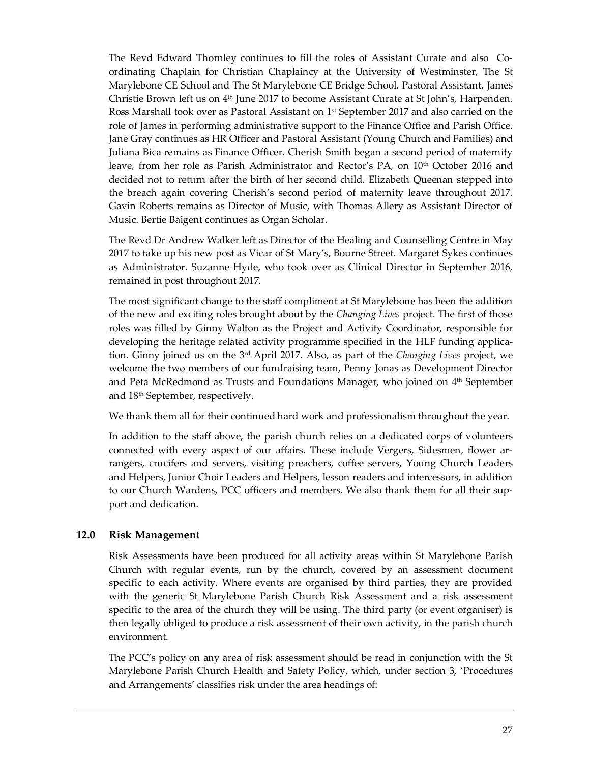The Revd Edward Thornley continues to fill the roles of Assistant Curate and also Coordinating Chaplain for Christian Chaplaincy at the University of Westminster, The St Marylebone CE School and The St Marylebone CE Bridge School. Pastoral Assistant, James Christie Brown left us on 4th June 2017 to become Assistant Curate at St John's, Harpenden. Ross Marshall took over as Pastoral Assistant on 1st September 2017 and also carried on the role of James in performing administrative support to the Finance Office and Parish Office. Jane Gray continues as HR Officer and Pastoral Assistant (Young Church and Families) and Juliana Bica remains as Finance Officer. Cherish Smith began a second period of maternity leave, from her role as Parish Administrator and Rector's PA, on 10th October 2016 and decided not to return after the birth of her second child. Elizabeth Queenan stepped into the breach again covering Cherish's second period of maternity leave throughout 2017. Gavin Roberts remains as Director of Music, with Thomas Allery as Assistant Director of Music. Bertie Baigent continues as Organ Scholar.

The Revd Dr Andrew Walker left as Director of the Healing and Counselling Centre in May 2017 to take up his new post as Vicar of St Mary's, Bourne Street. Margaret Sykes continues as Administrator. Suzanne Hyde, who took over as Clinical Director in September 2016, remained in post throughout 2017.

The most significant change to the staff compliment at St Marylebone has been the addition of the new and exciting roles brought about by the *Changing Lives* project. The first of those roles was filled by Ginny Walton as the Project and Activity Coordinator, responsible for developing the heritage related activity programme specified in the HLF funding application. Ginny joined us on the 3rd April 2017. Also, as part of the *Changing Lives* project, we welcome the two members of our fundraising team, Penny Jonas as Development Director and Peta McRedmond as Trusts and Foundations Manager, who joined on 4th September and 18th September, respectively.

We thank them all for their continued hard work and professionalism throughout the year.

In addition to the staff above, the parish church relies on a dedicated corps of volunteers connected with every aspect of our affairs. These include Vergers, Sidesmen, flower arrangers, crucifers and servers, visiting preachers, coffee servers, Young Church Leaders and Helpers, Junior Choir Leaders and Helpers, lesson readers and intercessors, in addition to our Church Wardens, PCC officers and members. We also thank them for all their support and dedication.

## 12.0 Risk Management

Risk Assessments have been produced for all activity areas within St Marylebone Parish Church with regular events, run by the church, covered by an assessment document specific to each activity. Where events are organised by third parties, they are provided with the generic St Marylebone Parish Church Risk Assessment and a risk assessment specific to the area of the church they will be using. The third party (or event organiser) is then legally obliged to produce a risk assessment of their own activity, in the parish church environment.

The PCC's policy on any area of risk assessment should be read in conjunction with the St Marylebone Parish Church Health and Safety Policy, which, under section 3, 'Procedures and Arrangements' classifies risk under the area headings of: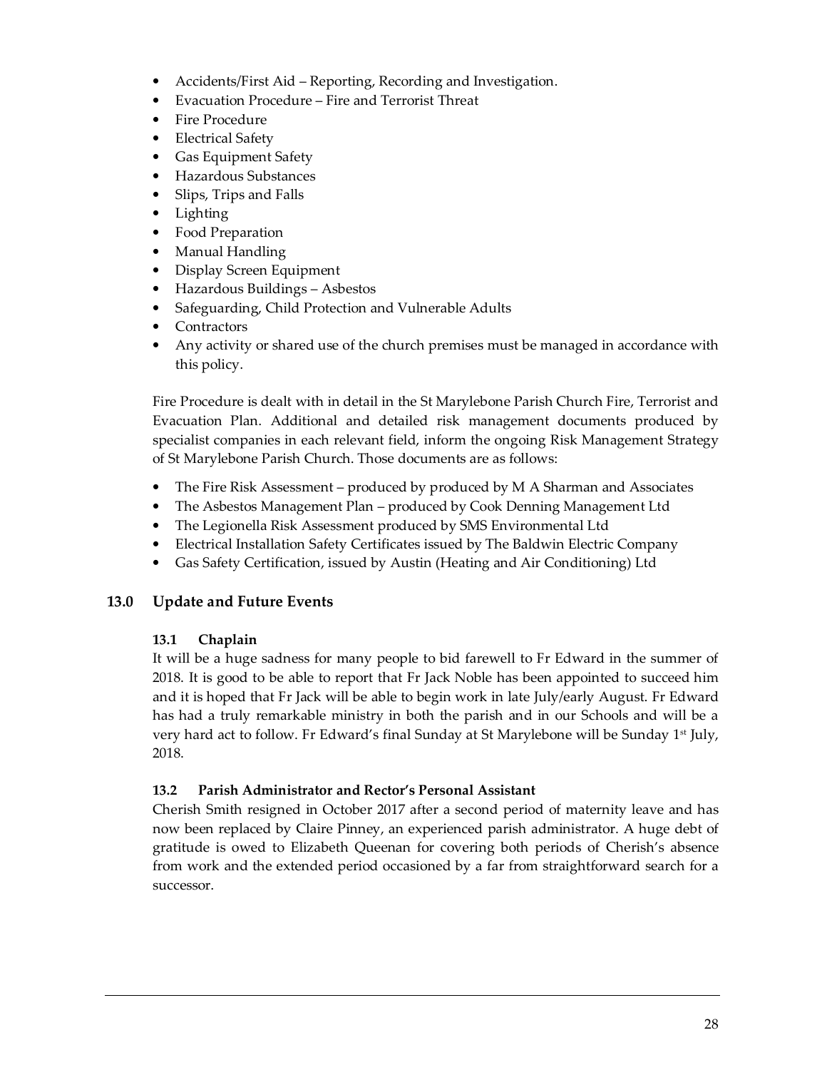- Accidents/First Aid – Reporting, Recording and Investigation.
- Evacuation Procedure – Fire and Terrorist Threat
- Fire Procedure
- Electrical Safety
- Gas Equipment Safety
- Hazardous Substances
- Slips, Trips and Falls
- Lighting
- Food Preparation
- Manual Handling
- Display Screen Equipment
- Hazardous Buildings – Asbestos
- Safeguarding, Child Protection and Vulnerable Adults
- Contractors
- Any activity or shared use of the church premises must be managed in accordance with this policy.

Fire Procedure is dealt with in detail in the St Marylebone Parish Church Fire, Terrorist and Evacuation Plan. Additional and detailed risk management documents produced by specialist companies in each relevant field, inform the ongoing Risk Management Strategy of St Marylebone Parish Church. Those documents are as follows:

- The Fire Risk Assessment – produced by produced by M A Sharman and Associates
- The Asbestos Management Plan – produced by Cook Denning Management Ltd
- The Legionella Risk Assessment produced by SMS Environmental Ltd
- Electrical Installation Safety Certificates issued by The Baldwin Electric Company
- Gas Safety Certification, issued by Austin (Heating and Air Conditioning) Ltd

## 13.0 Update and Future Events

### 13.1 Chaplain

It will be a huge sadness for many people to bid farewell to Fr Edward in the summer of 2018. It is good to be able to report that Fr Jack Noble has been appointed to succeed him and it is hoped that Fr Jack will be able to begin work in late July/early August. Fr Edward has had a truly remarkable ministry in both the parish and in our Schools and will be a very hard act to follow. Fr Edward's final Sunday at St Marylebone will be Sunday 1st July, 2018.

### 13.2 Parish Administrator and Rector's Personal Assistant

Cherish Smith resigned in October 2017 after a second period of maternity leave and has now been replaced by Claire Pinney, an experienced parish administrator. A huge debt of gratitude is owed to Elizabeth Queenan for covering both periods of Cherish's absence from work and the extended period occasioned by a far from straightforward search for a successor.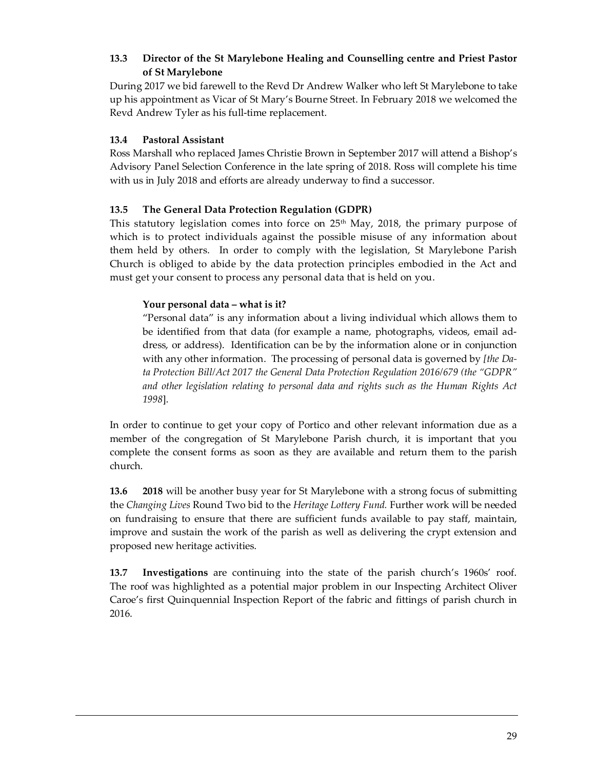### 13.3 Director of the St Marylebone Healing and Counselling centre and Priest Pastor of St Marylebone

During 2017 we bid farewell to the Revd Dr Andrew Walker who left St Marylebone to take up his appointment as Vicar of St Mary's Bourne Street. In February 2018 we welcomed the Revd Andrew Tyler as his full-time replacement.

### 13.4 Pastoral Assistant

Ross Marshall who replaced James Christie Brown in September 2017 will attend a Bishop's Advisory Panel Selection Conference in the late spring of 2018. Ross will complete his time with us in July 2018 and efforts are already underway to find a successor.

### 13.5 The General Data Protection Regulation (GDPR)

This statutory legislation comes into force on 25th May, 2018, the primary purpose of which is to protect individuals against the possible misuse of any information about them held by others. In order to comply with the legislation, St Marylebone Parish Church is obliged to abide by the data protection principles embodied in the Act and must get your consent to process any personal data that is held on you.

> **Your personal data – what is it?**
>
> "Personal data" is any information about a living individual which allows them to be identified from that data (for example a name, photographs, videos, email address, or address). Identification can be by the information alone or in conjunction with any other information. The processing of personal data is governed by *[the Data Protection Bill/Act 2017 the General Data Protection Regulation 2016/679 (the "GDPR" and other legislation relating to personal data and rights such as the Human Rights Act 1998*].

In order to continue to get your copy of Portico and other relevant information due as a member of the congregation of St Marylebone Parish church, it is important that you complete the consent forms as soon as they are available and return them to the parish church.

**13.6 2018** will be another busy year for St Marylebone with a strong focus of submitting the *Changing Lives* Round Two bid to the *Heritage Lottery Fund.* Further work will be needed on fundraising to ensure that there are sufficient funds available to pay staff, maintain, improve and sustain the work of the parish as well as delivering the crypt extension and proposed new heritage activities.

**13.7 Investigations** are continuing into the state of the parish church's 1960s' roof. The roof was highlighted as a potential major problem in our Inspecting Architect Oliver Caroe's first Quinquennial Inspection Report of the fabric and fittings of parish church in 2016.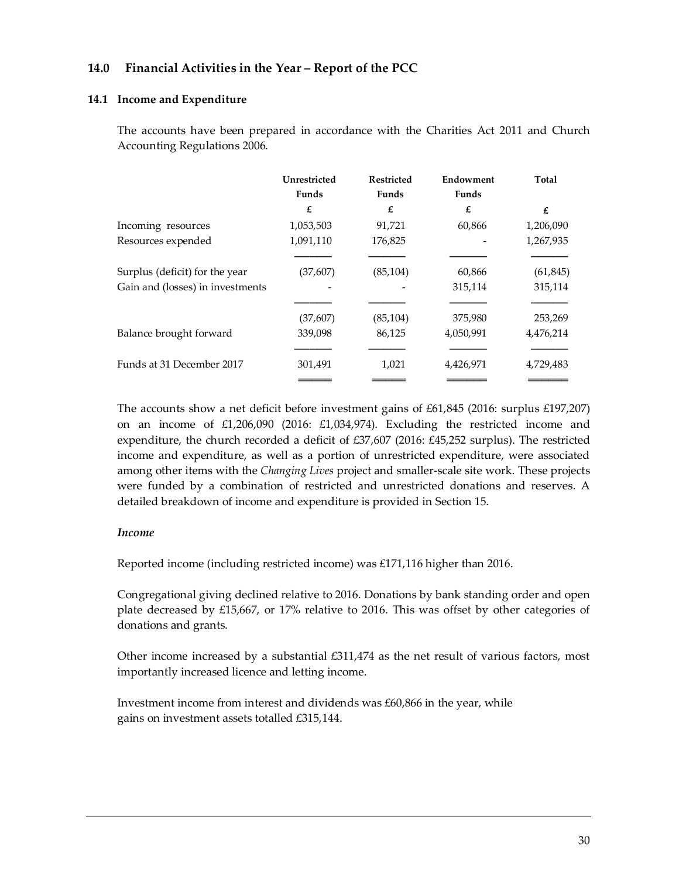## 14.0 Financial Activities in the Year – Report of the PCC

### 14.1 Income and Expenditure

The accounts have been prepared in accordance with the Charities Act 2011 and Church Accounting Regulations 2006.

| | Unrestricted Funds | Restricted Funds | Endowment Funds | Total |
|---|---|---|---|---|
| | £ | £ | £ | £ |
| Incoming resources | 1,053,503 | 91,721 | 60,866 | 1,206,090 |
| Resources expended | 1,091,110 | 176,825 | - | 1,267,935 |
| Surplus (deficit) for the year | (37,607) | (85,104) | 60,866 | (61,845) |
| Gain and (losses) in investments | - | - | 315,114 | 315,114 |
| | (37,607) | (85,104) | 375,980 | 253,269 |
| Balance brought forward | 339,098 | 86,125 | 4,050,991 | 4,476,214 |
| Funds at 31 December 2017 | 301,491 | 1,021 | 4,426,971 | 4,729,483 |

The accounts show a net deficit before investment gains of £61,845 (2016: surplus £197,207) on an income of £1,206,090 (2016: £1,034,974). Excluding the restricted income and expenditure, the church recorded a deficit of £37,607 (2016: £45,252 surplus). The restricted income and expenditure, as well as a portion of unrestricted expenditure, were associated among other items with the *Changing Lives* project and smaller-scale site work. These projects were funded by a combination of restricted and unrestricted donations and reserves. A detailed breakdown of income and expenditure is provided in Section 15.

*Income*

Reported income (including restricted income) was £171,116 higher than 2016.

Congregational giving declined relative to 2016. Donations by bank standing order and open plate decreased by £15,667, or 17% relative to 2016. This was offset by other categories of donations and grants.

Other income increased by a substantial £311,474 as the net result of various factors, most importantly increased licence and letting income.

Investment income from interest and dividends was £60,866 in the year, while gains on investment assets totalled £315,144.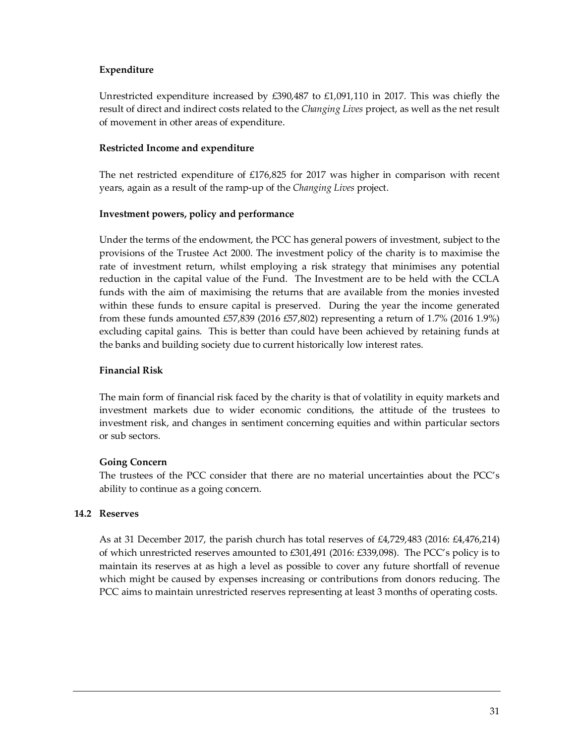**Expenditure**

Unrestricted expenditure increased by £390,487 to £1,091,110 in 2017. This was chiefly the result of direct and indirect costs related to the *Changing Lives* project, as well as the net result of movement in other areas of expenditure.

**Restricted Income and expenditure**

The net restricted expenditure of £176,825 for 2017 was higher in comparison with recent years, again as a result of the ramp-up of the *Changing Lives* project.

**Investment powers, policy and performance**

Under the terms of the endowment, the PCC has general powers of investment, subject to the provisions of the Trustee Act 2000. The investment policy of the charity is to maximise the rate of investment return, whilst employing a risk strategy that minimises any potential reduction in the capital value of the Fund. The Investment are to be held with the CCLA funds with the aim of maximising the returns that are available from the monies invested within these funds to ensure capital is preserved. During the year the income generated from these funds amounted £57,839 (2016 £57,802) representing a return of 1.7% (2016 1.9%) excluding capital gains. This is better than could have been achieved by retaining funds at the banks and building society due to current historically low interest rates.

**Financial Risk**

The main form of financial risk faced by the charity is that of volatility in equity markets and investment markets due to wider economic conditions, the attitude of the trustees to investment risk, and changes in sentiment concerning equities and within particular sectors or sub sectors.

**Going Concern**

The trustees of the PCC consider that there are no material uncertainties about the PCC's ability to continue as a going concern.

**14.2 Reserves**

As at 31 December 2017, the parish church has total reserves of £4,729,483 (2016: £4,476,214) of which unrestricted reserves amounted to £301,491 (2016: £339,098). The PCC's policy is to maintain its reserves at as high a level as possible to cover any future shortfall of revenue which might be caused by expenses increasing or contributions from donors reducing. The PCC aims to maintain unrestricted reserves representing at least 3 months of operating costs.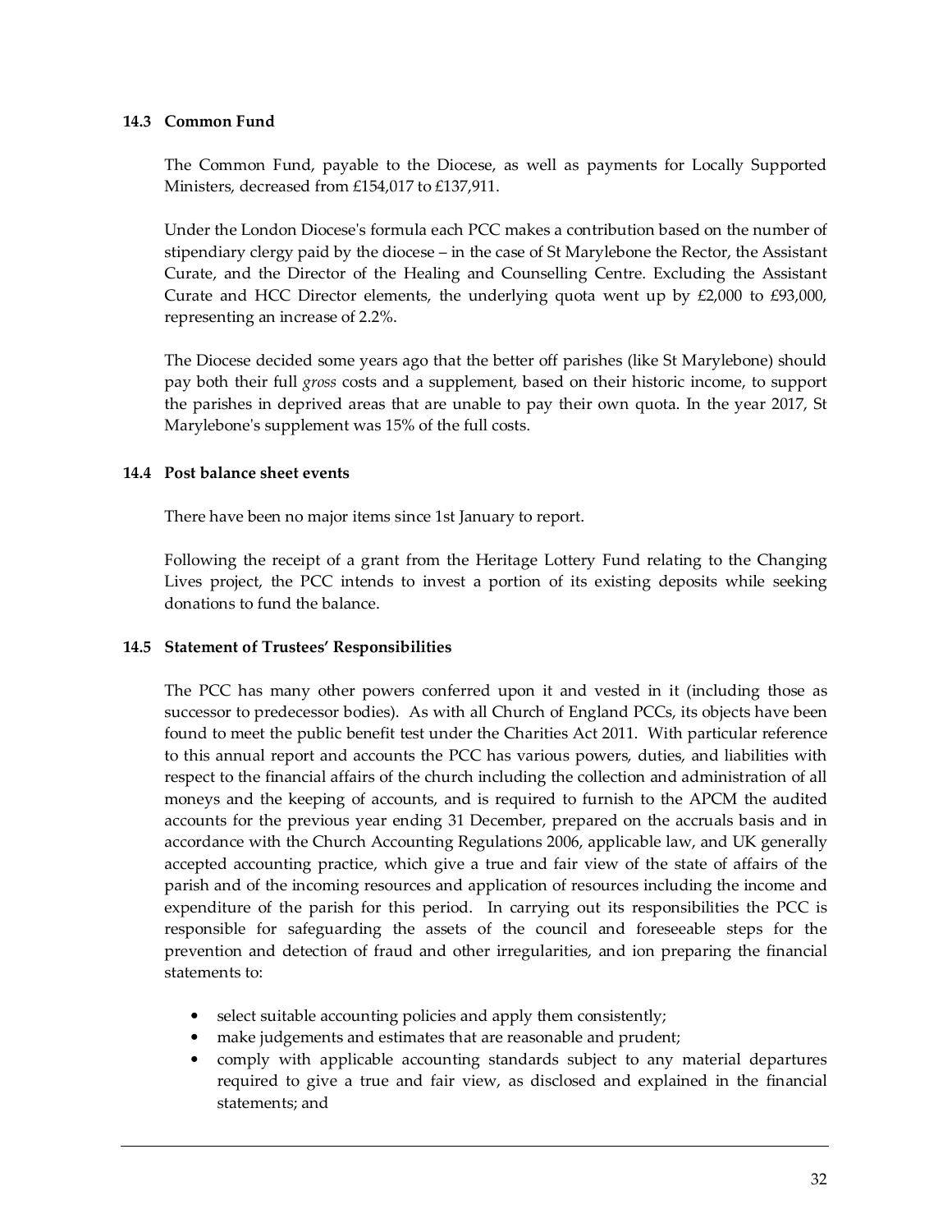### 14.3 Common Fund

The Common Fund, payable to the Diocese, as well as payments for Locally Supported Ministers, decreased from £154,017 to £137,911.

Under the London Diocese's formula each PCC makes a contribution based on the number of stipendiary clergy paid by the diocese – in the case of St Marylebone the Rector, the Assistant Curate, and the Director of the Healing and Counselling Centre. Excluding the Assistant Curate and HCC Director elements, the underlying quota went up by £2,000 to £93,000, representing an increase of 2.2%.

The Diocese decided some years ago that the better off parishes (like St Marylebone) should pay both their full *gross* costs and a supplement, based on their historic income, to support the parishes in deprived areas that are unable to pay their own quota. In the year 2017, St Marylebone's supplement was 15% of the full costs.

### 14.4 Post balance sheet events

There have been no major items since 1st January to report.

Following the receipt of a grant from the Heritage Lottery Fund relating to the Changing Lives project, the PCC intends to invest a portion of its existing deposits while seeking donations to fund the balance.

### 14.5 Statement of Trustees' Responsibilities

The PCC has many other powers conferred upon it and vested in it (including those as successor to predecessor bodies). As with all Church of England PCCs, its objects have been found to meet the public benefit test under the Charities Act 2011. With particular reference to this annual report and accounts the PCC has various powers, duties, and liabilities with respect to the financial affairs of the church including the collection and administration of all moneys and the keeping of accounts, and is required to furnish to the APCM the audited accounts for the previous year ending 31 December, prepared on the accruals basis and in accordance with the Church Accounting Regulations 2006, applicable law, and UK generally accepted accounting practice, which give a true and fair view of the state of affairs of the parish and of the incoming resources and application of resources including the income and expenditure of the parish for this period. In carrying out its responsibilities the PCC is responsible for safeguarding the assets of the council and foreseeable steps for the prevention and detection of fraud and other irregularities, and ion preparing the financial statements to:

- select suitable accounting policies and apply them consistently;
- make judgements and estimates that are reasonable and prudent;
- comply with applicable accounting standards subject to any material departures required to give a true and fair view, as disclosed and explained in the financial statements; and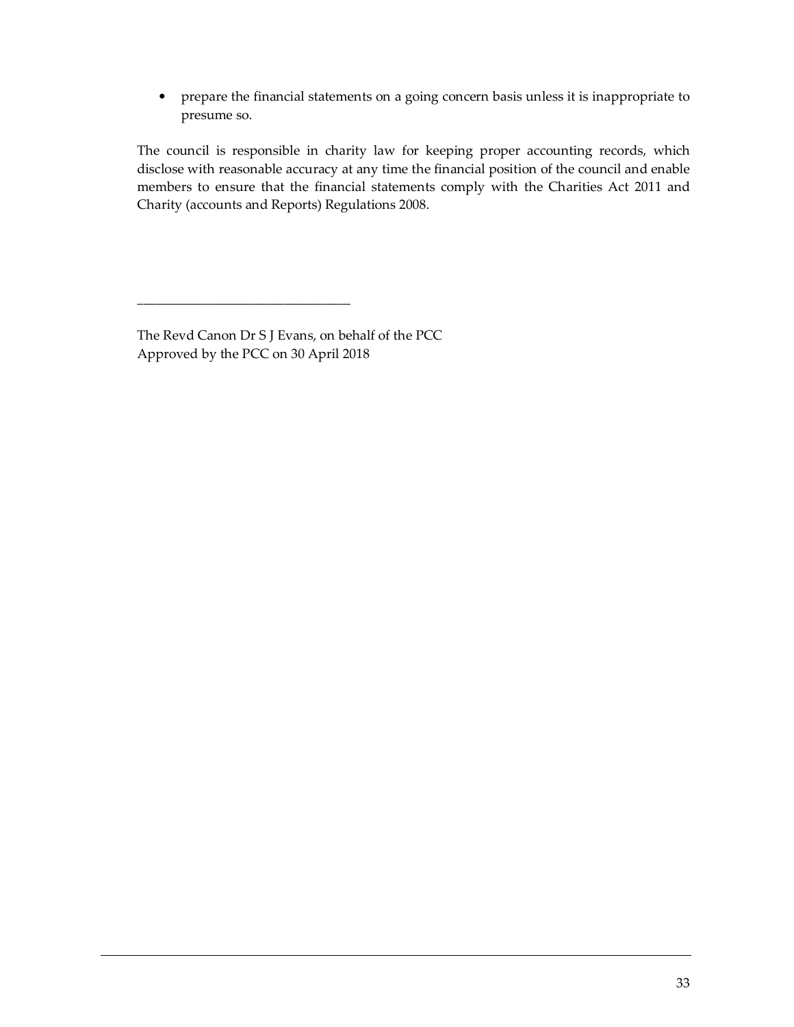- prepare the financial statements on a going concern basis unless it is inappropriate to presume so.

The council is responsible in charity law for keeping proper accounting records, which disclose with reasonable accuracy at any time the financial position of the council and enable members to ensure that the financial statements comply with the Charities Act 2011 and Charity (accounts and Reports) Regulations 2008.

\_\_\_\_\_\_\_\_\_\_\_\_\_\_\_\_\_\_\_\_\_\_\_\_\_\_\_\_\_\_\_\_

The Revd Canon Dr S J Evans, on behalf of the PCC
Approved by the PCC on 30 April 2018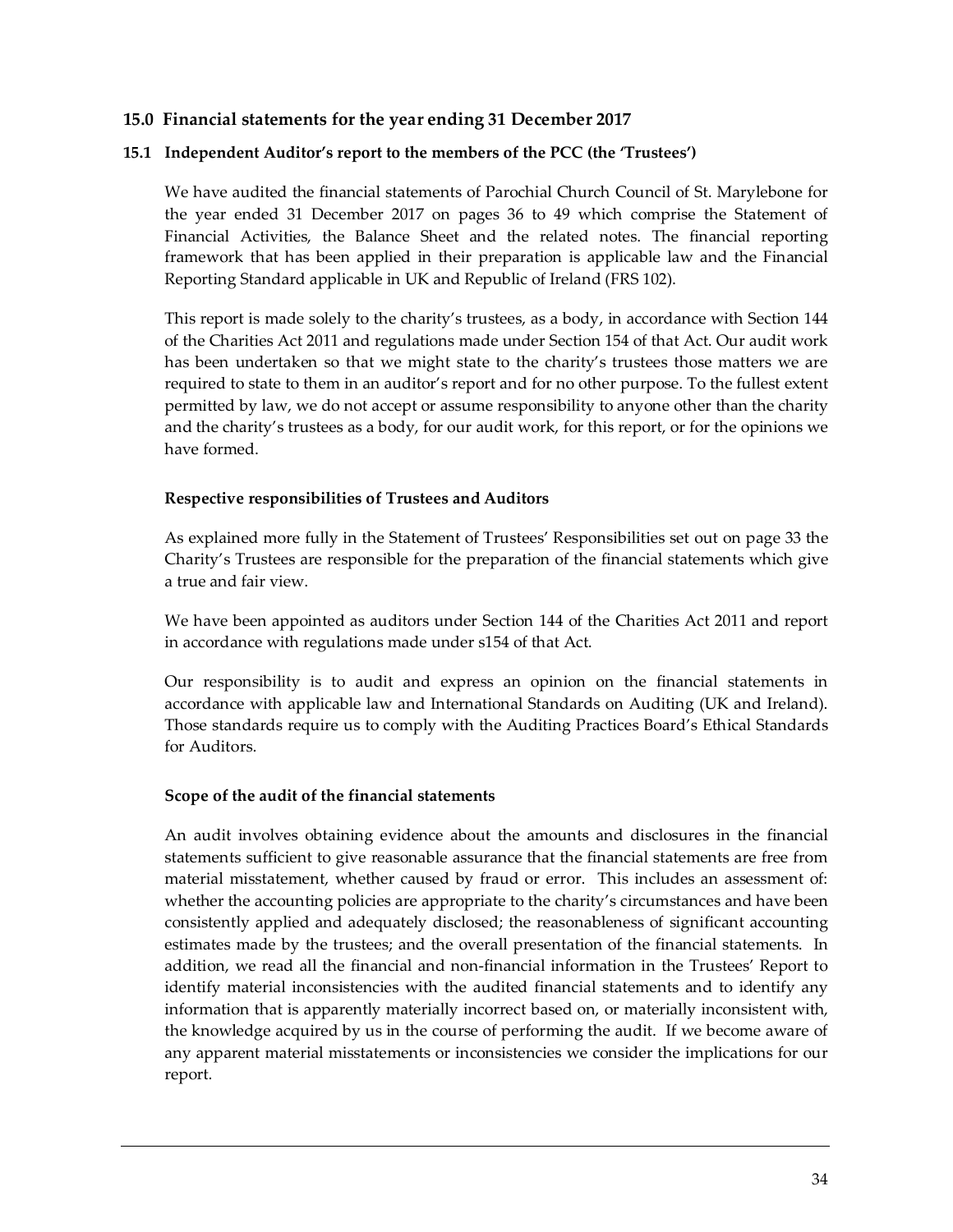## 15.0 Financial statements for the year ending 31 December 2017

### 15.1 Independent Auditor's report to the members of the PCC (the 'Trustees')

We have audited the financial statements of Parochial Church Council of St. Marylebone for the year ended 31 December 2017 on pages 36 to 49 which comprise the Statement of Financial Activities, the Balance Sheet and the related notes. The financial reporting framework that has been applied in their preparation is applicable law and the Financial Reporting Standard applicable in UK and Republic of Ireland (FRS 102).

This report is made solely to the charity's trustees, as a body, in accordance with Section 144 of the Charities Act 2011 and regulations made under Section 154 of that Act. Our audit work has been undertaken so that we might state to the charity's trustees those matters we are required to state to them in an auditor's report and for no other purpose. To the fullest extent permitted by law, we do not accept or assume responsibility to anyone other than the charity and the charity's trustees as a body, for our audit work, for this report, or for the opinions we have formed.

#### Respective responsibilities of Trustees and Auditors

As explained more fully in the Statement of Trustees' Responsibilities set out on page 33 the Charity's Trustees are responsible for the preparation of the financial statements which give a true and fair view.

We have been appointed as auditors under Section 144 of the Charities Act 2011 and report in accordance with regulations made under s154 of that Act.

Our responsibility is to audit and express an opinion on the financial statements in accordance with applicable law and International Standards on Auditing (UK and Ireland). Those standards require us to comply with the Auditing Practices Board's Ethical Standards for Auditors.

#### Scope of the audit of the financial statements

An audit involves obtaining evidence about the amounts and disclosures in the financial statements sufficient to give reasonable assurance that the financial statements are free from material misstatement, whether caused by fraud or error. This includes an assessment of: whether the accounting policies are appropriate to the charity's circumstances and have been consistently applied and adequately disclosed; the reasonableness of significant accounting estimates made by the trustees; and the overall presentation of the financial statements. In addition, we read all the financial and non-financial information in the Trustees' Report to identify material inconsistencies with the audited financial statements and to identify any information that is apparently materially incorrect based on, or materially inconsistent with, the knowledge acquired by us in the course of performing the audit. If we become aware of any apparent material misstatements or inconsistencies we consider the implications for our report.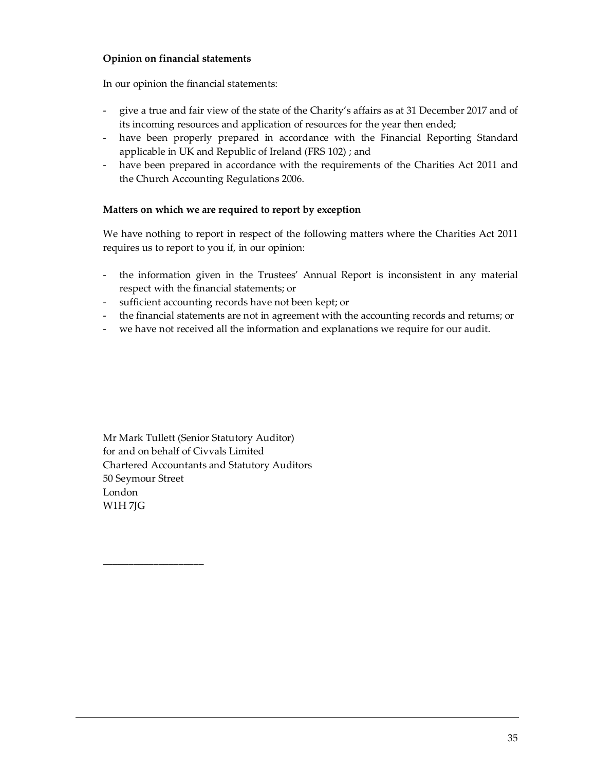**Opinion on financial statements**

In our opinion the financial statements:

- give a true and fair view of the state of the Charity's affairs as at 31 December 2017 and of its incoming resources and application of resources for the year then ended;
- have been properly prepared in accordance with the Financial Reporting Standard applicable in UK and Republic of Ireland (FRS 102) ; and
- have been prepared in accordance with the requirements of the Charities Act 2011 and the Church Accounting Regulations 2006.

**Matters on which we are required to report by exception**

We have nothing to report in respect of the following matters where the Charities Act 2011 requires us to report to you if, in our opinion:

- the information given in the Trustees' Annual Report is inconsistent in any material respect with the financial statements; or
- sufficient accounting records have not been kept; or
- the financial statements are not in agreement with the accounting records and returns; or
- we have not received all the information and explanations we require for our audit.

Mr Mark Tullett (Senior Statutory Auditor)
for and on behalf of Civvals Limited
Chartered Accountants and Statutory Auditors
50 Seymour Street
London
W1H 7JG

\_\_\_\_\_\_\_\_\_\_\_\_\_\_\_\_\_\_\_\_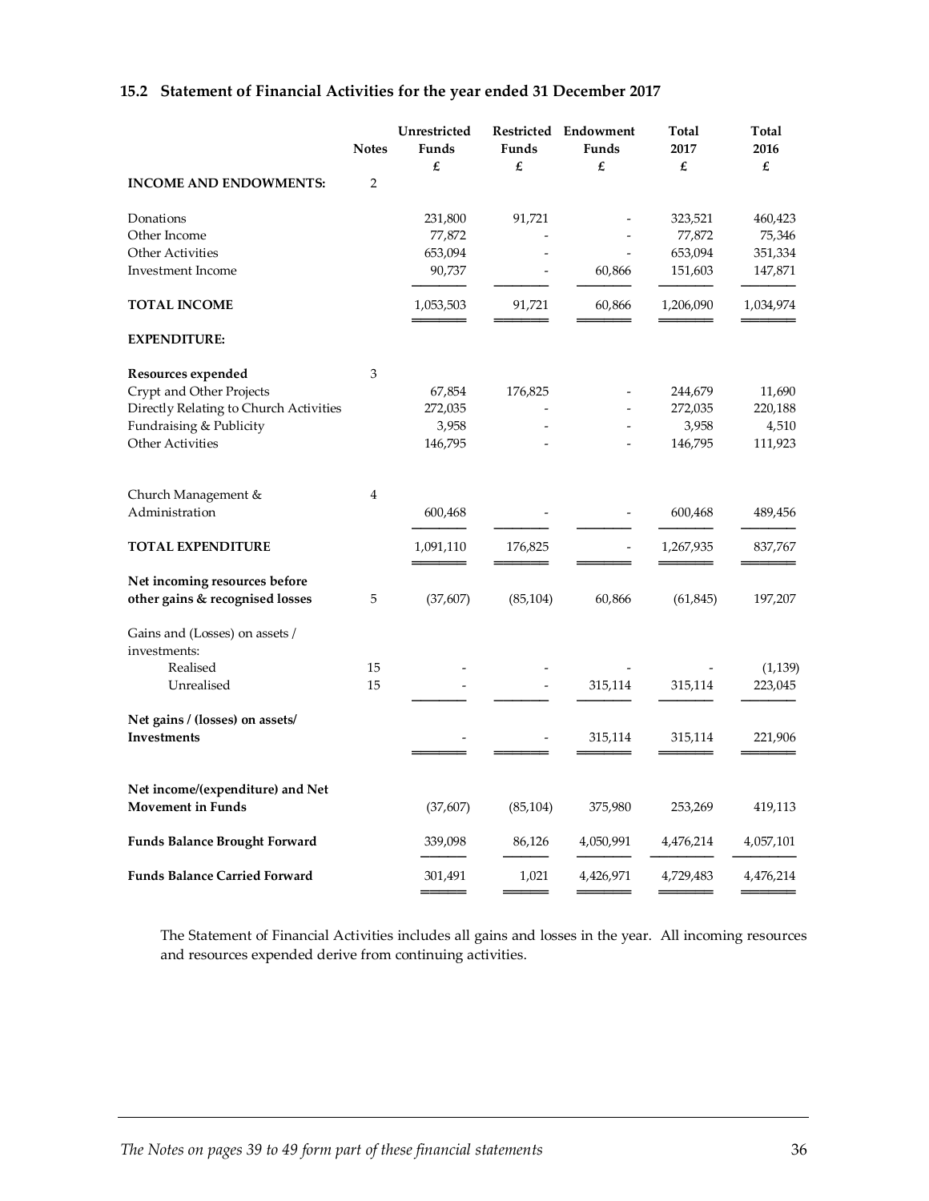## 15.2 Statement of Financial Activities for the year ended 31 December 2017

| | Notes | Unrestricted Funds £ | Restricted Funds £ | Endowment Funds £ | Total 2017 £ | Total 2016 £ |
|---|---|---|---|---|---|---|
| **INCOME AND ENDOWMENTS:** | 2 | | | | | |
| Donations | | 231,800 | 91,721 | - | 323,521 | 460,423 |
| Other Income | | 77,872 | - | - | 77,872 | 75,346 |
| Other Activities | | 653,094 | - | - | 653,094 | 351,334 |
| Investment Income | | 90,737 | - | 60,866 | 151,603 | 147,871 |
| **TOTAL INCOME** | | 1,053,503 | 91,721 | 60,866 | 1,206,090 | 1,034,974 |
| **EXPENDITURE:** | | | | | | |
| **Resources expended** | 3 | | | | | |
| Crypt and Other Projects | | 67,854 | 176,825 | - | 244,679 | 11,690 |
| Directly Relating to Church Activities | | 272,035 | - | - | 272,035 | 220,188 |
| Fundraising & Publicity | | 3,958 | - | - | 3,958 | 4,510 |
| Other Activities | | 146,795 | - | - | 146,795 | 111,923 |
| Church Management & Administration | 4 | 600,468 | - | - | 600,468 | 489,456 |
| **TOTAL EXPENDITURE** | | 1,091,110 | 176,825 | - | 1,267,935 | 837,767 |
| **Net incoming resources before other gains & recognised losses** | 5 | (37,607) | (85,104) | 60,866 | (61,845) | 197,207 |
| Gains and (Losses) on assets / investments: | | | | | | |
| Realised | 15 | - | - | - | - | (1,139) |
| Unrealised | 15 | - | - | 315,114 | 315,114 | 223,045 |
| **Net gains / (losses) on assets/ Investments** | | - | - | 315,114 | 315,114 | 221,906 |
| **Net income/(expenditure) and Net Movement in Funds** | | (37,607) | (85,104) | 375,980 | 253,269 | 419,113 |
| **Funds Balance Brought Forward** | | 339,098 | 86,126 | 4,050,991 | 4,476,214 | 4,057,101 |
| **Funds Balance Carried Forward** | | 301,491 | 1,021 | 4,426,971 | 4,729,483 | 4,476,214 |

The Statement of Financial Activities includes all gains and losses in the year. All incoming resources and resources expended derive from continuing activities.

*The Notes on pages 39 to 49 form part of these financial statements*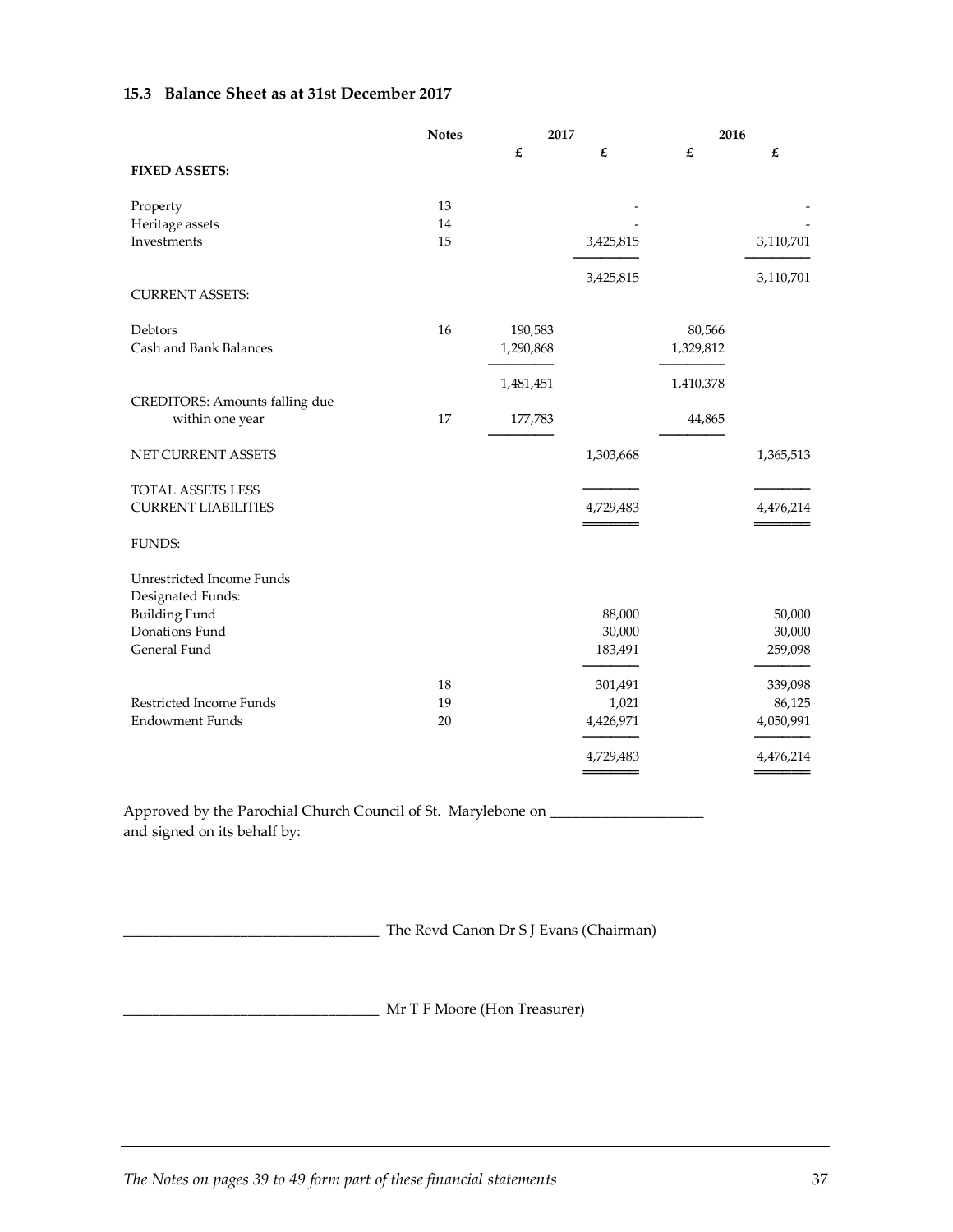### 15.3 Balance Sheet as at 31st December 2017

| | Notes | 2017 | | 2016 | |
|---|---|---|---|---|---|
| | | £ | £ | £ | £ |
| **FIXED ASSETS:** | | | | | |
| Property | 13 | | - | | - |
| Heritage assets | 14 | | - | | - |
| Investments | 15 | | 3,425,815 | | 3,110,701 |
| | | | 3,425,815 | | 3,110,701 |
| CURRENT ASSETS: | | | | | |
| Debtors | 16 | 190,583 | | 80,566 | |
| Cash and Bank Balances | | 1,290,868 | | 1,329,812 | |
| | | 1,481,451 | | 1,410,378 | |
| CREDITORS: Amounts falling due within one year | 17 | 177,783 | | 44,865 | |
| NET CURRENT ASSETS | | | 1,303,668 | | 1,365,513 |
| TOTAL ASSETS LESS CURRENT LIABILITIES | | | 4,729,483 | | 4,476,214 |
| FUNDS: | | | | | |
| Unrestricted Income Funds | | | | | |
| Designated Funds: | | | | | |
| Building Fund | | | 88,000 | | 50,000 |
| Donations Fund | | | 30,000 | | 30,000 |
| General Fund | | | 183,491 | | 259,098 |
| | 18 | | 301,491 | | 339,098 |
| Restricted Income Funds | 19 | | 1,021 | | 86,125 |
| Endowment Funds | 20 | | 4,426,971 | | 4,050,991 |
| | | | 4,729,483 | | 4,476,214 |

Approved by the Parochial Church Council of St. Marylebone on ____________________
and signed on its behalf by:

__________________________________ The Revd Canon Dr S J Evans (Chairman)

__________________________________ Mr T F Moore (Hon Treasurer)

*The Notes on pages 39 to 49 form part of these financial statements*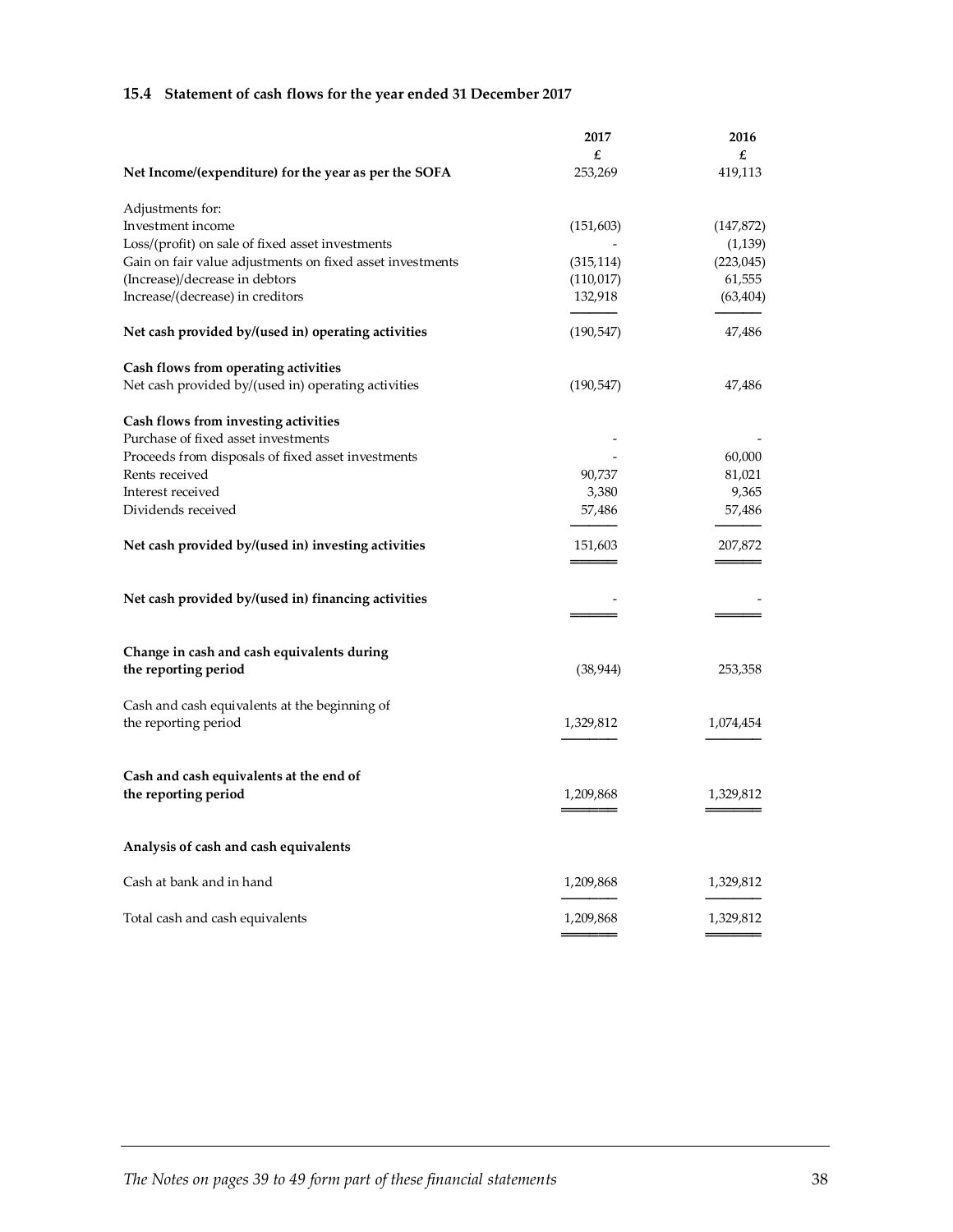### 15.4 Statement of cash flows for the year ended 31 December 2017

| | 2017 | 2016 |
|---|---|---|
| | £ | £ |
| **Net Income/(expenditure) for the year as per the SOFA** | 253,269 | 419,113 |
| | | |
| Adjustments for: | | |
| Investment income | (151,603) | (147,872) |
| Loss/(profit) on sale of fixed asset investments | - | (1,139) |
| Gain on fair value adjustments on fixed asset investments | (315,114) | (223,045) |
| (Increase)/decrease in debtors | (110,017) | 61,555 |
| Increase/(decrease) in creditors | 132,918 | (63,404) |
| **Net cash provided by/(used in) operating activities** | (190,547) | 47,486 |
| | | |
| **Cash flows from operating activities** | | |
| Net cash provided by/(used in) operating activities | (190,547) | 47,486 |
| | | |
| **Cash flows from investing activities** | | |
| Purchase of fixed asset investments | - | - |
| Proceeds from disposals of fixed asset investments | - | 60,000 |
| Rents received | 90,737 | 81,021 |
| Interest received | 3,380 | 9,365 |
| Dividends received | 57,486 | 57,486 |
| **Net cash provided by/(used in) investing activities** | 151,603 | 207,872 |
| | | |
| **Net cash provided by/(used in) financing activities** | - | - |
| | | |
| **Change in cash and cash equivalents during the reporting period** | (38,944) | 253,358 |
| | | |
| Cash and cash equivalents at the beginning of the reporting period | 1,329,812 | 1,074,454 |
| | | |
| **Cash and cash equivalents at the end of the reporting period** | 1,209,868 | 1,329,812 |
| | | |
| **Analysis of cash and cash equivalents** | | |
| | | |
| Cash at bank and in hand | 1,209,868 | 1,329,812 |
| | | |
| Total cash and cash equivalents | 1,209,868 | 1,329,812 |

*The Notes on pages 39 to 49 form part of these financial statements*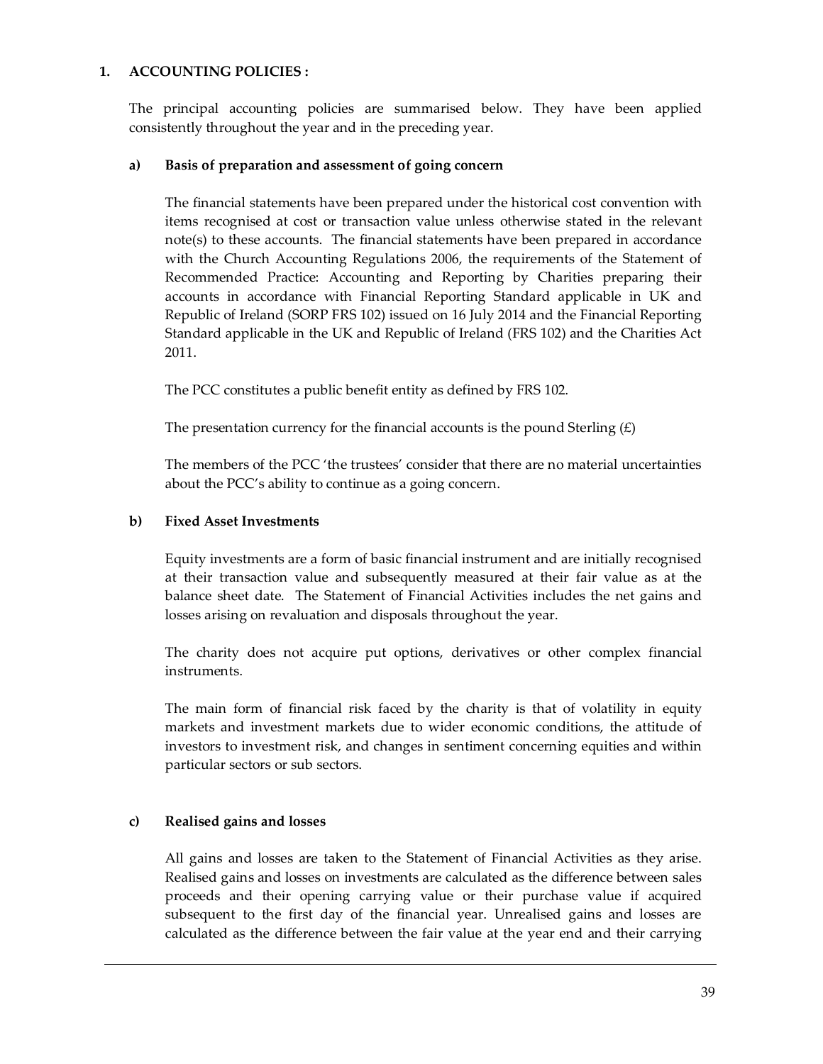## 1. ACCOUNTING POLICIES :

The principal accounting policies are summarised below. They have been applied consistently throughout the year and in the preceding year.

### a) Basis of preparation and assessment of going concern

The financial statements have been prepared under the historical cost convention with items recognised at cost or transaction value unless otherwise stated in the relevant note(s) to these accounts. The financial statements have been prepared in accordance with the Church Accounting Regulations 2006, the requirements of the Statement of Recommended Practice: Accounting and Reporting by Charities preparing their accounts in accordance with Financial Reporting Standard applicable in UK and Republic of Ireland (SORP FRS 102) issued on 16 July 2014 and the Financial Reporting Standard applicable in the UK and Republic of Ireland (FRS 102) and the Charities Act 2011.

The PCC constitutes a public benefit entity as defined by FRS 102.

The presentation currency for the financial accounts is the pound Sterling (£)

The members of the PCC 'the trustees' consider that there are no material uncertainties about the PCC's ability to continue as a going concern.

### b) Fixed Asset Investments

Equity investments are a form of basic financial instrument and are initially recognised at their transaction value and subsequently measured at their fair value as at the balance sheet date. The Statement of Financial Activities includes the net gains and losses arising on revaluation and disposals throughout the year.

The charity does not acquire put options, derivatives or other complex financial instruments.

The main form of financial risk faced by the charity is that of volatility in equity markets and investment markets due to wider economic conditions, the attitude of investors to investment risk, and changes in sentiment concerning equities and within particular sectors or sub sectors.

### c) Realised gains and losses

All gains and losses are taken to the Statement of Financial Activities as they arise. Realised gains and losses on investments are calculated as the difference between sales proceeds and their opening carrying value or their purchase value if acquired subsequent to the first day of the financial year. Unrealised gains and losses are calculated as the difference between the fair value at the year end and their carrying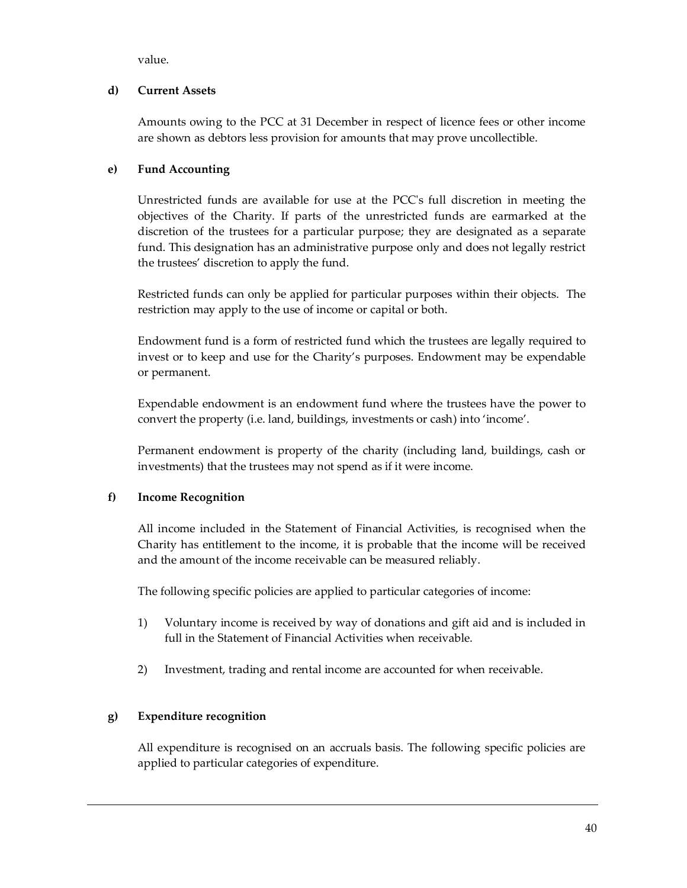value.

**d) Current Assets**

Amounts owing to the PCC at 31 December in respect of licence fees or other income are shown as debtors less provision for amounts that may prove uncollectible.

**e) Fund Accounting**

Unrestricted funds are available for use at the PCC's full discretion in meeting the objectives of the Charity. If parts of the unrestricted funds are earmarked at the discretion of the trustees for a particular purpose; they are designated as a separate fund. This designation has an administrative purpose only and does not legally restrict the trustees' discretion to apply the fund.

Restricted funds can only be applied for particular purposes within their objects. The restriction may apply to the use of income or capital or both.

Endowment fund is a form of restricted fund which the trustees are legally required to invest or to keep and use for the Charity's purposes. Endowment may be expendable or permanent.

Expendable endowment is an endowment fund where the trustees have the power to convert the property (i.e. land, buildings, investments or cash) into 'income'.

Permanent endowment is property of the charity (including land, buildings, cash or investments) that the trustees may not spend as if it were income.

**f) Income Recognition**

All income included in the Statement of Financial Activities, is recognised when the Charity has entitlement to the income, it is probable that the income will be received and the amount of the income receivable can be measured reliably.

The following specific policies are applied to particular categories of income:

1) Voluntary income is received by way of donations and gift aid and is included in full in the Statement of Financial Activities when receivable.

2) Investment, trading and rental income are accounted for when receivable.

**g) Expenditure recognition**

All expenditure is recognised on an accruals basis. The following specific policies are applied to particular categories of expenditure.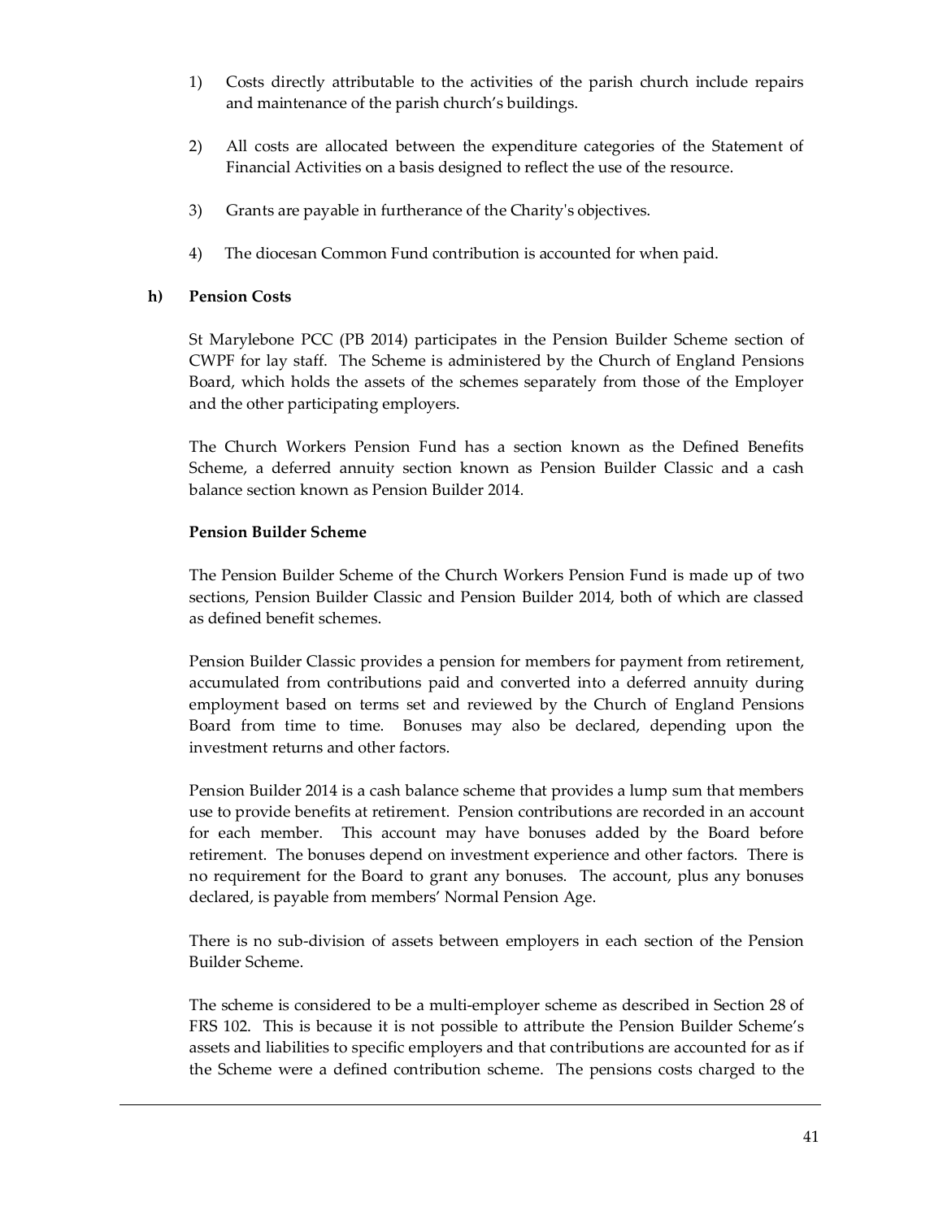1) Costs directly attributable to the activities of the parish church include repairs and maintenance of the parish church's buildings.

2) All costs are allocated between the expenditure categories of the Statement of Financial Activities on a basis designed to reflect the use of the resource.

3) Grants are payable in furtherance of the Charity's objectives.

4) The diocesan Common Fund contribution is accounted for when paid.

**h) Pension Costs**

St Marylebone PCC (PB 2014) participates in the Pension Builder Scheme section of CWPF for lay staff. The Scheme is administered by the Church of England Pensions Board, which holds the assets of the schemes separately from those of the Employer and the other participating employers.

The Church Workers Pension Fund has a section known as the Defined Benefits Scheme, a deferred annuity section known as Pension Builder Classic and a cash balance section known as Pension Builder 2014.

**Pension Builder Scheme**

The Pension Builder Scheme of the Church Workers Pension Fund is made up of two sections, Pension Builder Classic and Pension Builder 2014, both of which are classed as defined benefit schemes.

Pension Builder Classic provides a pension for members for payment from retirement, accumulated from contributions paid and converted into a deferred annuity during employment based on terms set and reviewed by the Church of England Pensions Board from time to time. Bonuses may also be declared, depending upon the investment returns and other factors.

Pension Builder 2014 is a cash balance scheme that provides a lump sum that members use to provide benefits at retirement. Pension contributions are recorded in an account for each member. This account may have bonuses added by the Board before retirement. The bonuses depend on investment experience and other factors. There is no requirement for the Board to grant any bonuses. The account, plus any bonuses declared, is payable from members' Normal Pension Age.

There is no sub-division of assets between employers in each section of the Pension Builder Scheme.

The scheme is considered to be a multi-employer scheme as described in Section 28 of FRS 102. This is because it is not possible to attribute the Pension Builder Scheme's assets and liabilities to specific employers and that contributions are accounted for as if the Scheme were a defined contribution scheme. The pensions costs charged to the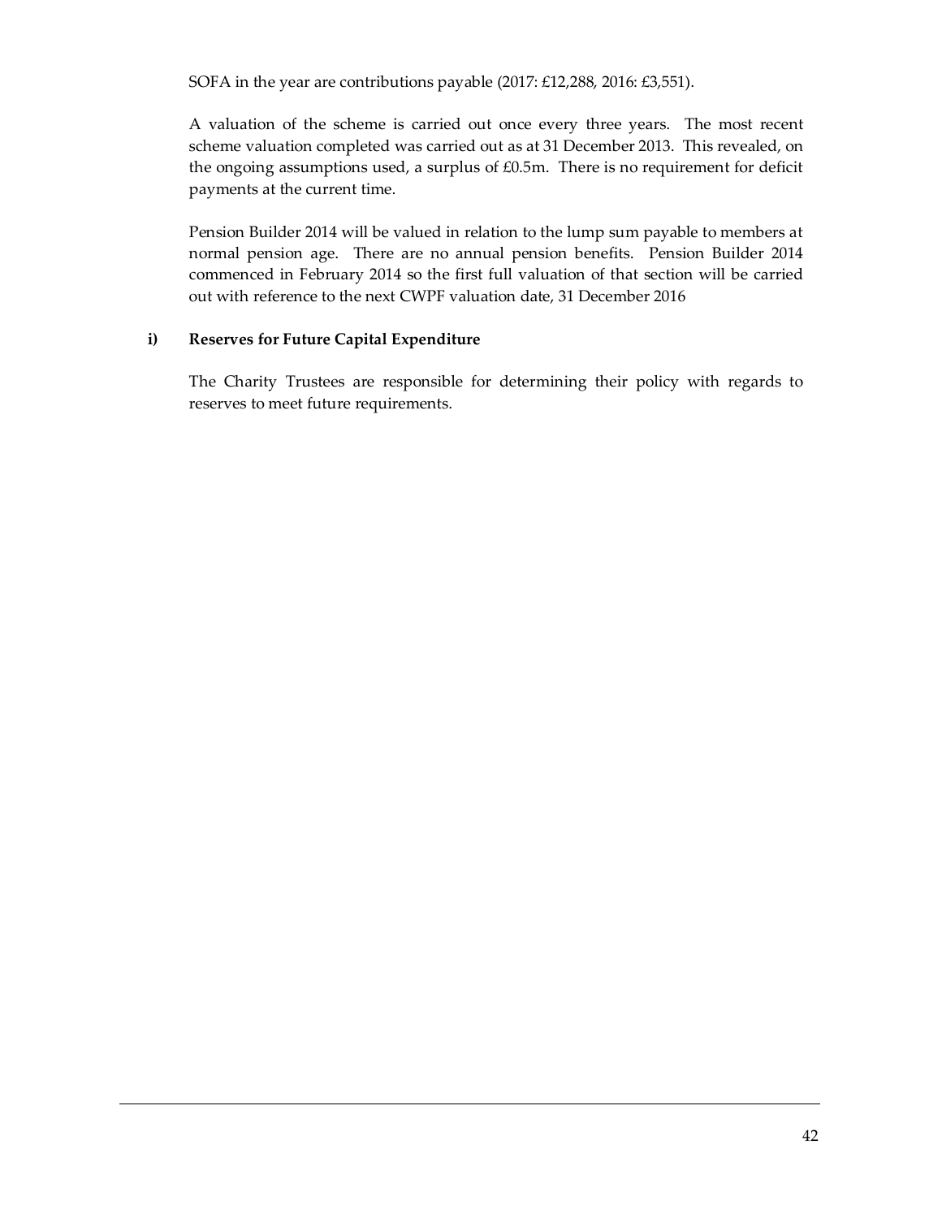SOFA in the year are contributions payable (2017: £12,288, 2016: £3,551).

A valuation of the scheme is carried out once every three years. The most recent scheme valuation completed was carried out as at 31 December 2013. This revealed, on the ongoing assumptions used, a surplus of £0.5m. There is no requirement for deficit payments at the current time.

Pension Builder 2014 will be valued in relation to the lump sum payable to members at normal pension age. There are no annual pension benefits. Pension Builder 2014 commenced in February 2014 so the first full valuation of that section will be carried out with reference to the next CWPF valuation date, 31 December 2016

**i) Reserves for Future Capital Expenditure**

The Charity Trustees are responsible for determining their policy with regards to reserves to meet future requirements.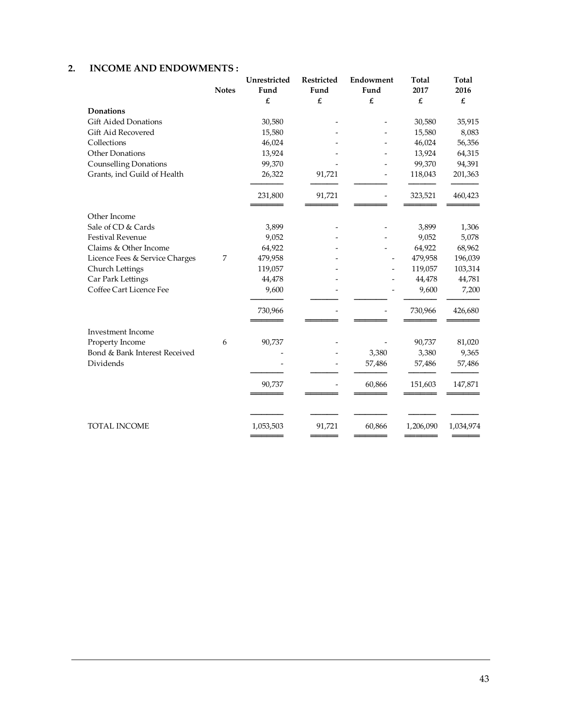## 2. INCOME AND ENDOWMENTS :

| | Notes | Unrestricted Fund | Restricted Fund | Endowment Fund | Total 2017 | Total 2016 |
|---|---|---|---|---|---|---|
| | | £ | £ | £ | £ | £ |
| **Donations** | | | | | | |
| Gift Aided Donations | | 30,580 | - | - | 30,580 | 35,915 |
| Gift Aid Recovered | | 15,580 | - | - | 15,580 | 8,083 |
| Collections | | 46,024 | - | - | 46,024 | 56,356 |
| Other Donations | | 13,924 | - | - | 13,924 | 64,315 |
| Counselling Donations | | 99,370 | - | - | 99,370 | 94,391 |
| Grants, incl Guild of Health | | 26,322 | 91,721 | - | 118,043 | 201,363 |
| | | 231,800 | 91,721 | - | 323,521 | 460,423 |
| Other Income | | | | | | |
| Sale of CD & Cards | | 3,899 | - | - | 3,899 | 1,306 |
| Festival Revenue | | 9,052 | - | - | 9,052 | 5,078 |
| Claims & Other Income | | 64,922 | - | - | 64,922 | 68,962 |
| Licence Fees & Service Charges | 7 | 479,958 | - | - | 479,958 | 196,039 |
| Church Lettings | | 119,057 | - | - | 119,057 | 103,314 |
| Car Park Lettings | | 44,478 | - | - | 44,478 | 44,781 |
| Coffee Cart Licence Fee | | 9,600 | - | - | 9,600 | 7,200 |
| | | 730,966 | - | - | 730,966 | 426,680 |
| Investment Income | | | | | | |
| Property Income | 6 | 90,737 | - | - | 90,737 | 81,020 |
| Bond & Bank Interest Received | | - | - | 3,380 | 3,380 | 9,365 |
| Dividends | | - | - | 57,486 | 57,486 | 57,486 |
| | | 90,737 | - | 60,866 | 151,603 | 147,871 |
| TOTAL INCOME | | 1,053,503 | 91,721 | 60,866 | 1,206,090 | 1,034,974 |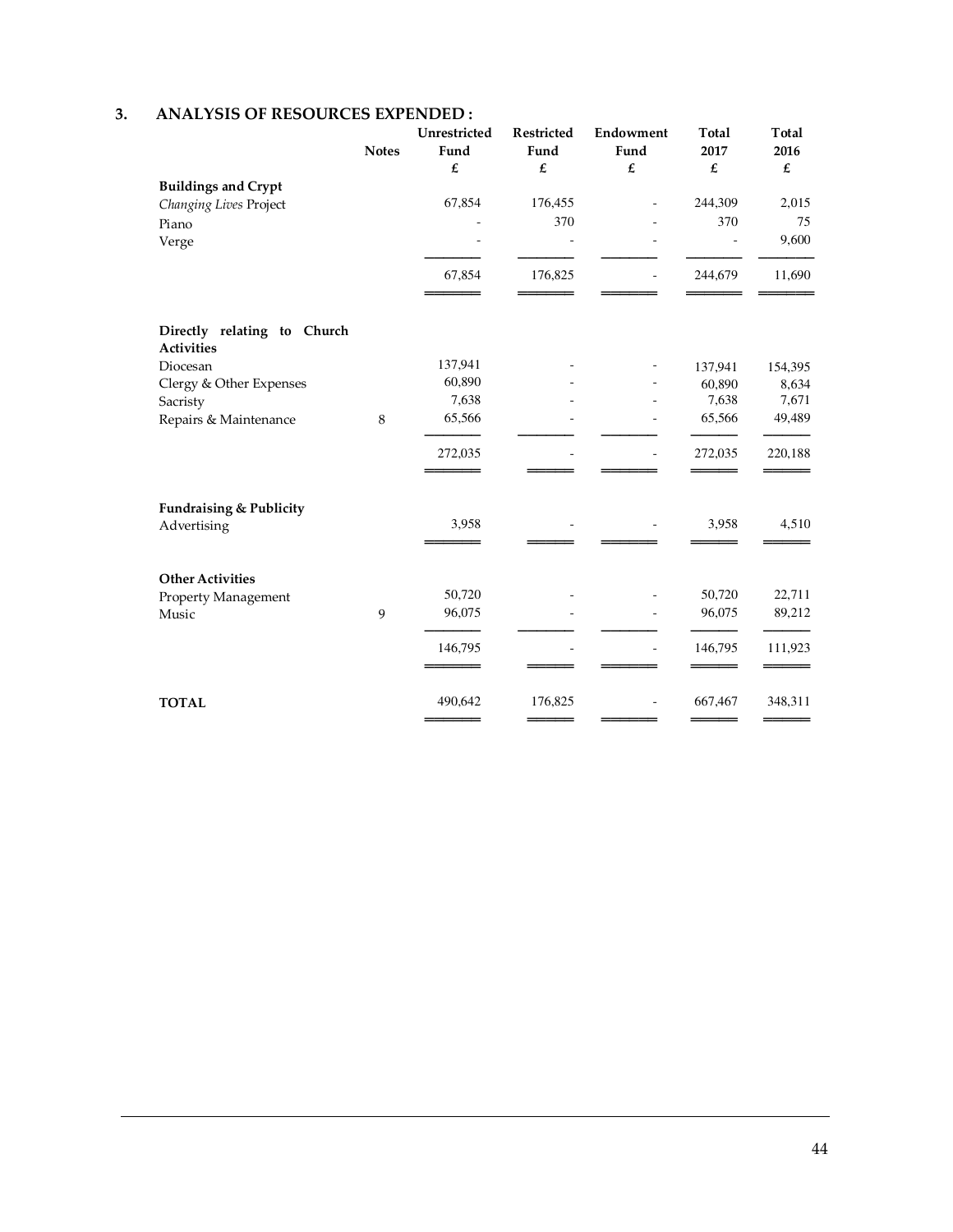## 3. ANALYSIS OF RESOURCES EXPENDED :

| | Notes | Unrestricted Fund £ | Restricted Fund £ | Endowment Fund £ | Total 2017 £ | Total 2016 £ |
|---|---|---|---|---|---|---|
| **Buildings and Crypt** | | | | | | |
| *Changing Lives* Project | | 67,854 | 176,455 | - | 244,309 | 2,015 |
| Piano | | - | 370 | - | 370 | 75 |
| Verge | | - | - | - | - | 9,600 |
| | | 67,854 | 176,825 | - | 244,679 | 11,690 |
| **Directly relating to Church Activities** | | | | | | |
| Diocesan | | 137,941 | - | - | 137,941 | 154,395 |
| Clergy & Other Expenses | | 60,890 | - | - | 60,890 | 8,634 |
| Sacristy | | 7,638 | - | - | 7,638 | 7,671 |
| Repairs & Maintenance | 8 | 65,566 | - | - | 65,566 | 49,489 |
| | | 272,035 | - | - | 272,035 | 220,188 |
| **Fundraising & Publicity** | | | | | | |
| Advertising | | 3,958 | - | - | 3,958 | 4,510 |
| **Other Activities** | | | | | | |
| Property Management | | 50,720 | - | - | 50,720 | 22,711 |
| Music | 9 | 96,075 | - | - | 96,075 | 89,212 |
| | | 146,795 | - | - | 146,795 | 111,923 |
| **TOTAL** | | 490,642 | 176,825 | - | 667,467 | 348,311 |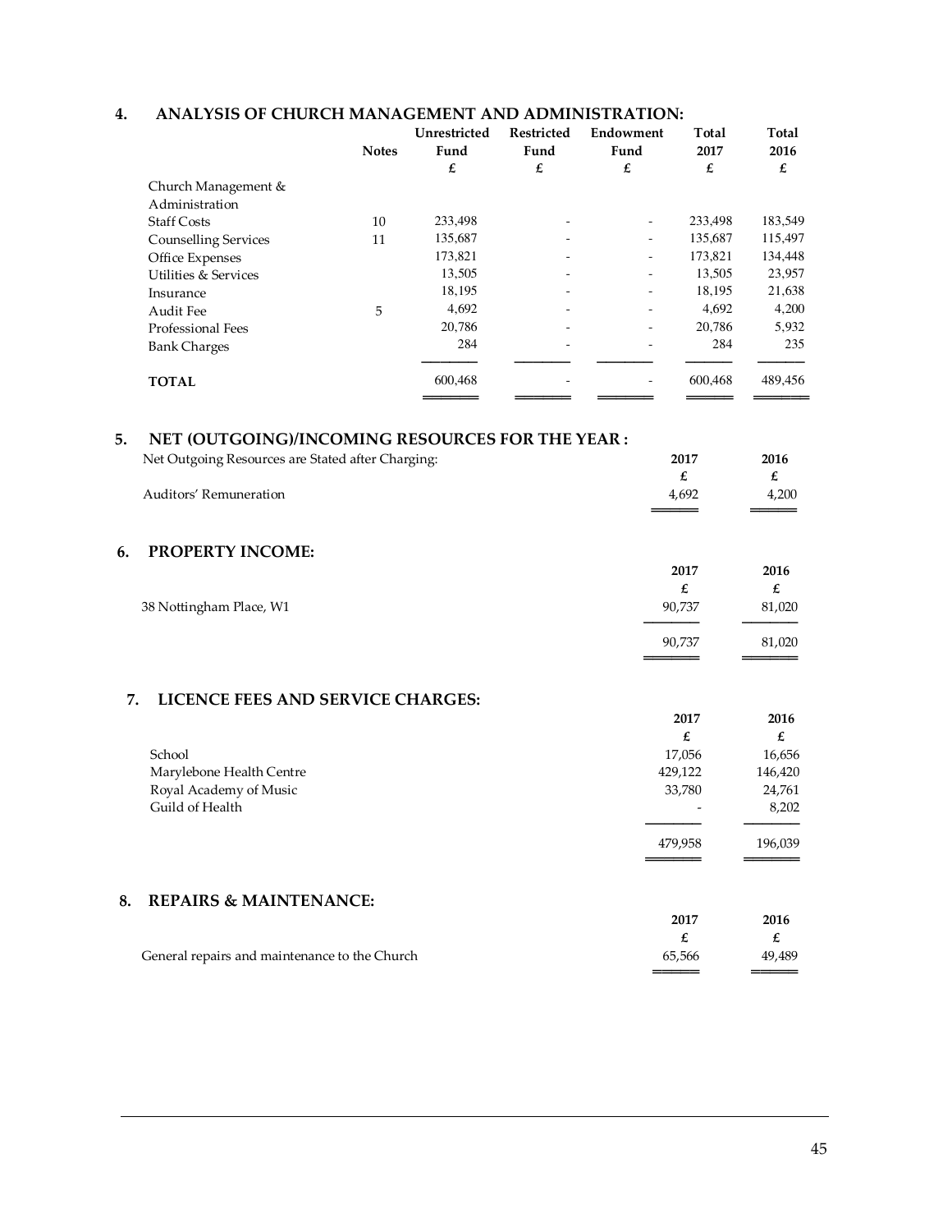## 4. ANALYSIS OF CHURCH MANAGEMENT AND ADMINISTRATION:

| | Notes | Unrestricted Fund £ | Restricted Fund £ | Endowment Fund £ | Total 2017 £ | Total 2016 £ |
|---|---|---|---|---|---|---|
| Church Management & Administration | | | | | | |
| Staff Costs | 10 | 233,498 | - | - | 233,498 | 183,549 |
| Counselling Services | 11 | 135,687 | - | - | 135,687 | 115,497 |
| Office Expenses | | 173,821 | - | - | 173,821 | 134,448 |
| Utilities & Services | | 13,505 | - | - | 13,505 | 23,957 |
| Insurance | | 18,195 | - | - | 18,195 | 21,638 |
| Audit Fee | 5 | 4,692 | - | - | 4,692 | 4,200 |
| Professional Fees | | 20,786 | - | - | 20,786 | 5,932 |
| Bank Charges | | 284 | - | - | 284 | 235 |
| **TOTAL** | | 600,468 | - | - | 600,468 | 489,456 |

## 5. NET (OUTGOING)/INCOMING RESOURCES FOR THE YEAR :

| Net Outgoing Resources are Stated after Charging: | 2017 £ | 2016 £ |
|---|---|---|
| Auditors' Remuneration | 4,692 | 4,200 |

## 6. PROPERTY INCOME:

| | 2017 £ | 2016 £ |
|---|---|---|
| 38 Nottingham Place, W1 | 90,737 | 81,020 |
| | 90,737 | 81,020 |

## 7. LICENCE FEES AND SERVICE CHARGES:

| | 2017 £ | 2016 £ |
|---|---|---|
| School | 17,056 | 16,656 |
| Marylebone Health Centre | 429,122 | 146,420 |
| Royal Academy of Music | 33,780 | 24,761 |
| Guild of Health | - | 8,202 |
| | 479,958 | 196,039 |

## 8. REPAIRS & MAINTENANCE:

| | 2017 £ | 2016 £ |
|---|---|---|
| General repairs and maintenance to the Church | 65,566 | 49,489 |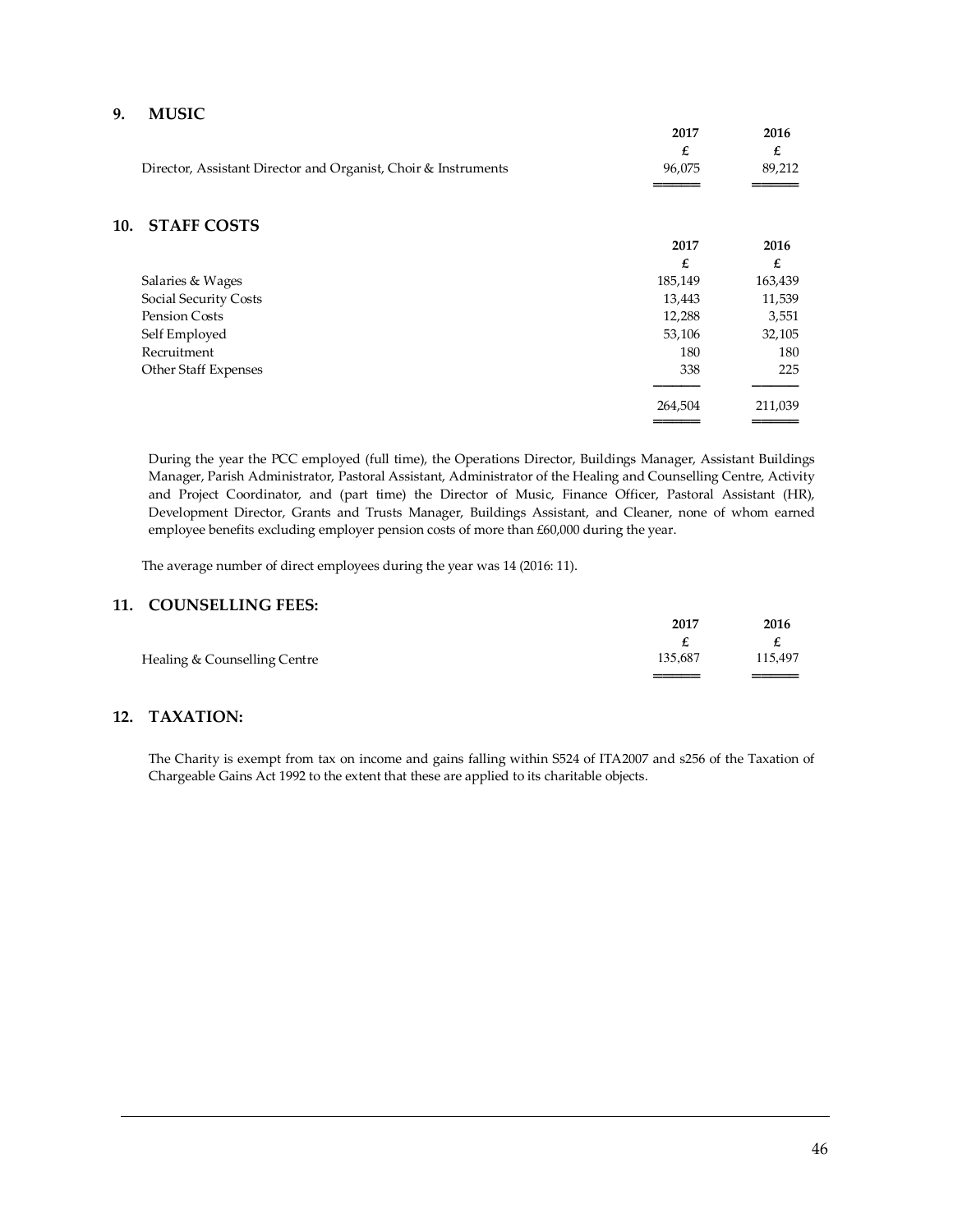## 9. MUSIC

| | 2017 | 2016 |
|---|---|---|
| | £ | £ |
| Director, Assistant Director and Organist, Choir & Instruments | 96,075 | 89,212 |

## 10. STAFF COSTS

| | 2017 | 2016 |
|---|---|---|
| | £ | £ |
| Salaries & Wages | 185,149 | 163,439 |
| Social Security Costs | 13,443 | 11,539 |
| Pension Costs | 12,288 | 3,551 |
| Self Employed | 53,106 | 32,105 |
| Recruitment | 180 | 180 |
| Other Staff Expenses | 338 | 225 |
| | 264,504 | 211,039 |

During the year the PCC employed (full time), the Operations Director, Buildings Manager, Assistant Buildings Manager, Parish Administrator, Pastoral Assistant, Administrator of the Healing and Counselling Centre, Activity and Project Coordinator, and (part time) the Director of Music, Finance Officer, Pastoral Assistant (HR), Development Director, Grants and Trusts Manager, Buildings Assistant, and Cleaner, none of whom earned employee benefits excluding employer pension costs of more than £60,000 during the year.

The average number of direct employees during the year was 14 (2016: 11).

## 11. COUNSELLING FEES:

| | 2017 | 2016 |
|---|---|---|
| | £ | £ |
| Healing & Counselling Centre | 135,687 | 115,497 |

## 12. TAXATION:

The Charity is exempt from tax on income and gains falling within S524 of ITA2007 and s256 of the Taxation of Chargeable Gains Act 1992 to the extent that these are applied to its charitable objects.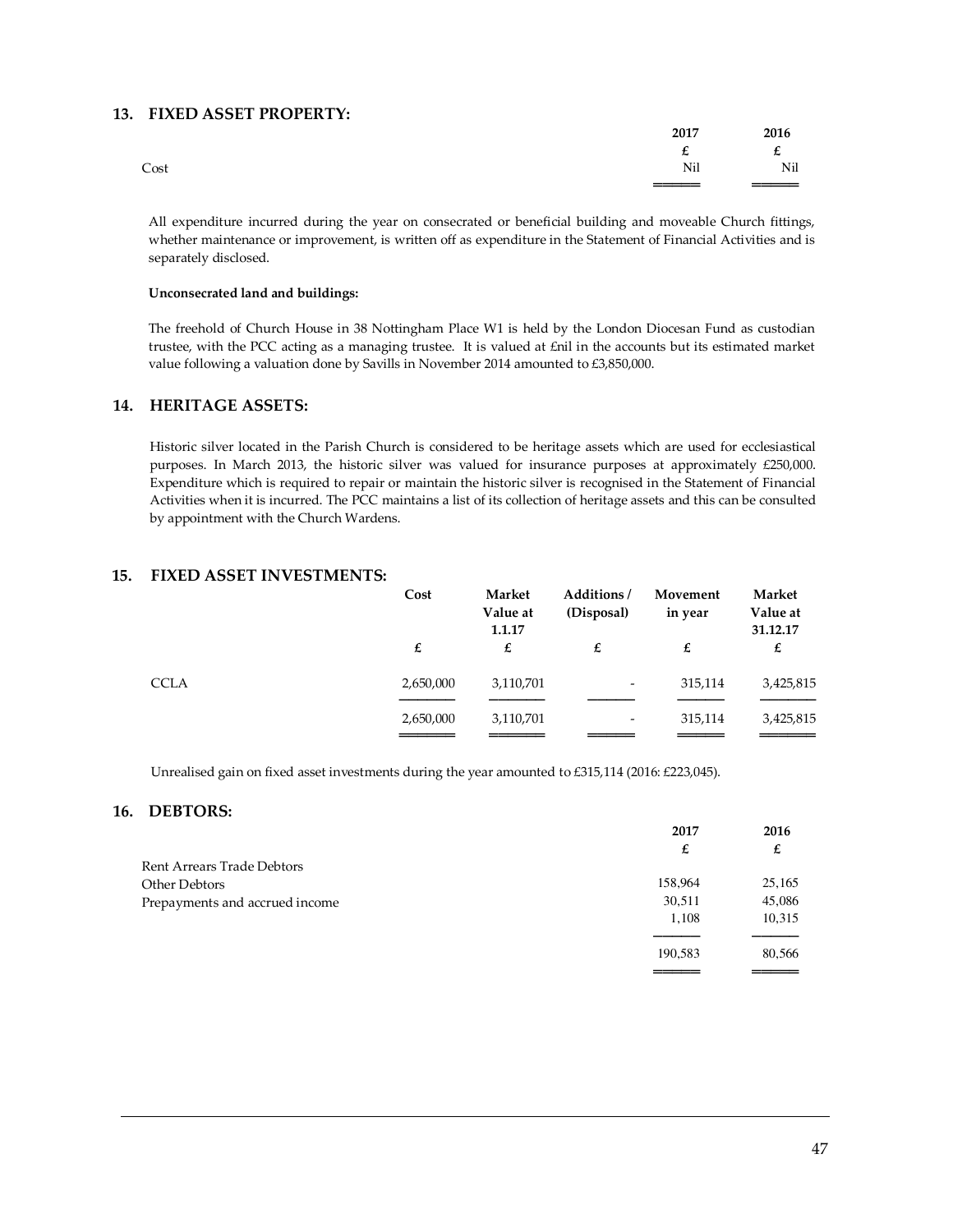## 13. FIXED ASSET PROPERTY:

| | 2017 | 2016 |
|---|---|---|
| | £ | £ |
| Cost | Nil | Nil |

All expenditure incurred during the year on consecrated or beneficial building and moveable Church fittings, whether maintenance or improvement, is written off as expenditure in the Statement of Financial Activities and is separately disclosed.

**Unconsecrated land and buildings:**

The freehold of Church House in 38 Nottingham Place W1 is held by the London Diocesan Fund as custodian trustee, with the PCC acting as a managing trustee. It is valued at £nil in the accounts but its estimated market value following a valuation done by Savills in November 2014 amounted to £3,850,000.

## 14. HERITAGE ASSETS:

Historic silver located in the Parish Church is considered to be heritage assets which are used for ecclesiastical purposes. In March 2013, the historic silver was valued for insurance purposes at approximately £250,000. Expenditure which is required to repair or maintain the historic silver is recognised in the Statement of Financial Activities when it is incurred. The PCC maintains a list of its collection of heritage assets and this can be consulted by appointment with the Church Wardens.

## 15. FIXED ASSET INVESTMENTS:

| | Cost | Market Value at 1.1.17 | Additions / (Disposal) | Movement in year | Market Value at 31.12.17 |
|---|---|---|---|---|---|
| | £ | £ | £ | £ | £ |
| CCLA | 2,650,000 | 3,110,701 | - | 315,114 | 3,425,815 |
| | 2,650,000 | 3,110,701 | - | 315,114 | 3,425,815 |

Unrealised gain on fixed asset investments during the year amounted to £315,114 (2016: £223,045).

## 16. DEBTORS:

| | 2017 | 2016 |
|---|---|---|
| | £ | £ |
| Rent Arrears Trade Debtors | | |
| Other Debtors | 158,964 | 25,165 |
| Prepayments and accrued income | 30,511 | 45,086 |
| | 1,108 | 10,315 |
| | 190,583 | 80,566 |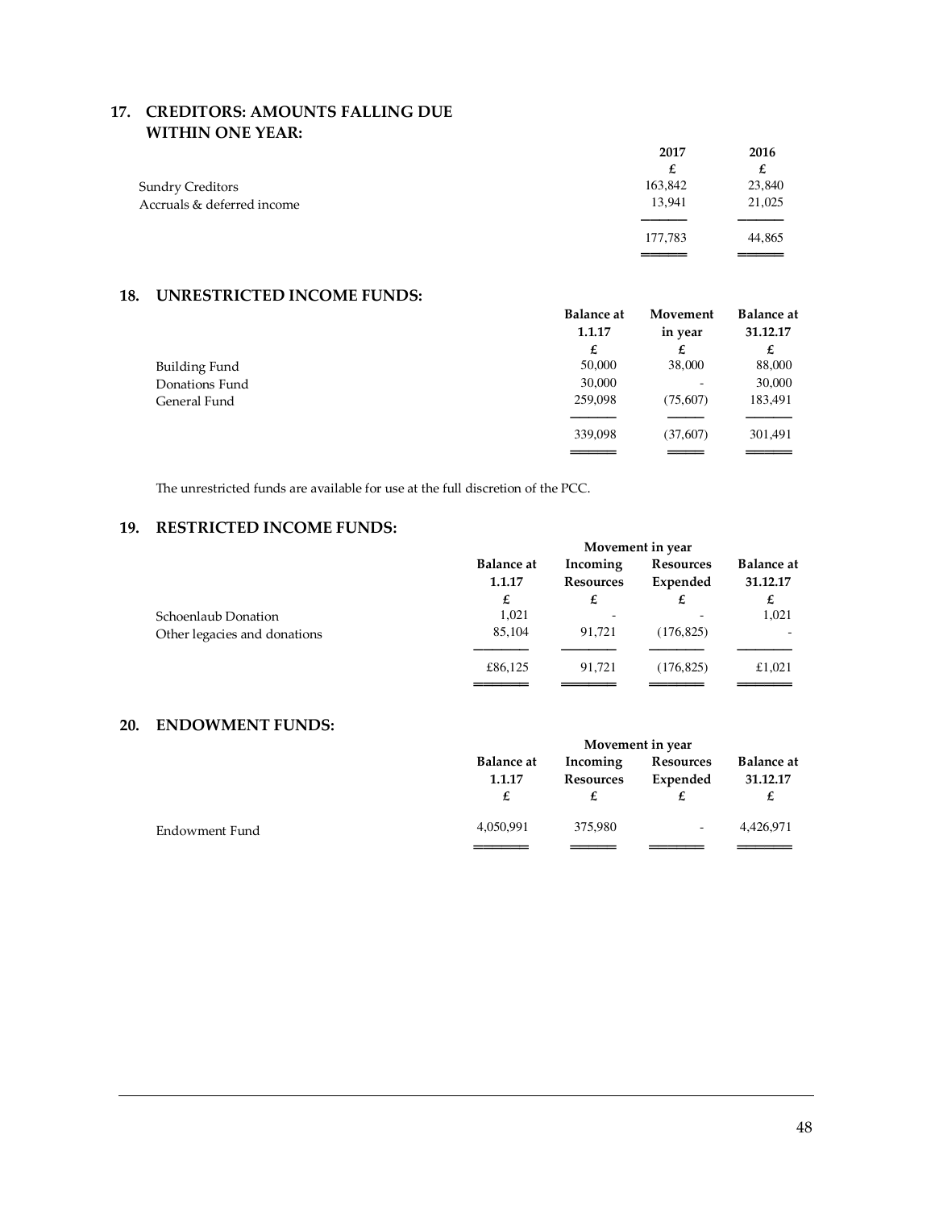## 17. CREDITORS: AMOUNTS FALLING DUE WITHIN ONE YEAR:

| | 2017 | 2016 |
|---|---|---|
| | £ | £ |
| Sundry Creditors | 163,842 | 23,840 |
| Accruals & deferred income | 13,941 | 21,025 |
| | 177,783 | 44,865 |

## 18. UNRESTRICTED INCOME FUNDS:

| | Balance at 1.1.17 | Movement in year | Balance at 31.12.17 |
|---|---|---|---|
| | £ | £ | £ |
| Building Fund | 50,000 | 38,000 | 88,000 |
| Donations Fund | 30,000 | - | 30,000 |
| General Fund | 259,098 | (75,607) | 183,491 |
| | 339,098 | (37,607) | 301,491 |

The unrestricted funds are available for use at the full discretion of the PCC.

## 19. RESTRICTED INCOME FUNDS:

| | | Movement in year | | |
|---|---|---|---|---|
| | Balance at 1.1.17 | Incoming Resources | Resources Expended | Balance at 31.12.17 |
| | £ | £ | £ | £ |
| Schoenlaub Donation | 1,021 | - | - | 1,021 |
| Other legacies and donations | 85,104 | 91,721 | (176,825) | - |
| | £86,125 | 91,721 | (176,825) | £1,021 |

## 20. ENDOWMENT FUNDS:

| | | Movement in year | | |
|---|---|---|---|---|
| | Balance at 1.1.17 | Incoming Resources | Resources Expended | Balance at 31.12.17 |
| | £ | £ | £ | £ |
| Endowment Fund | 4,050,991 | 375,980 | - | 4,426,971 |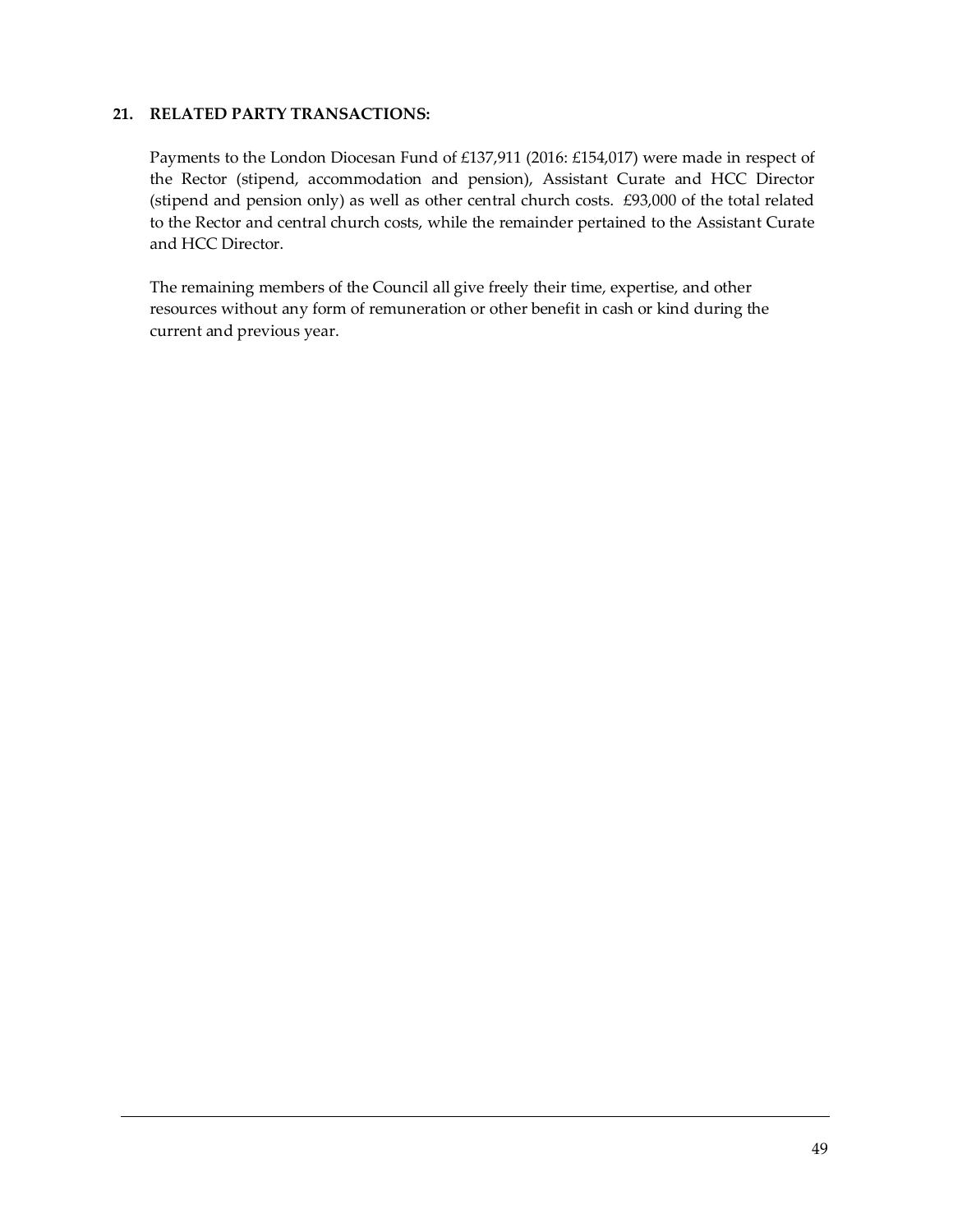## 21. RELATED PARTY TRANSACTIONS:

Payments to the London Diocesan Fund of £137,911 (2016: £154,017) were made in respect of the Rector (stipend, accommodation and pension), Assistant Curate and HCC Director (stipend and pension only) as well as other central church costs. £93,000 of the total related to the Rector and central church costs, while the remainder pertained to the Assistant Curate and HCC Director.

The remaining members of the Council all give freely their time, expertise, and other resources without any form of remuneration or other benefit in cash or kind during the current and previous year.